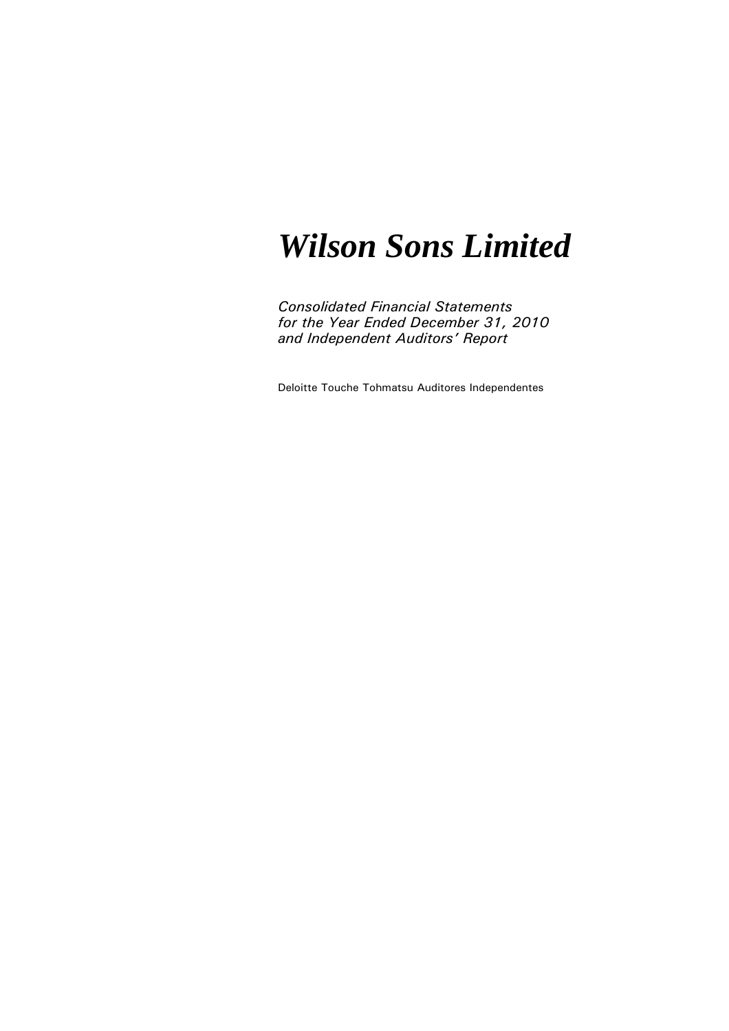# *Wilson Sons Limited*

*Consolidated Financial Statements for the Year Ended December 31, 2010 and Independent Auditors' Report*

Deloitte Touche Tohmatsu Auditores Independentes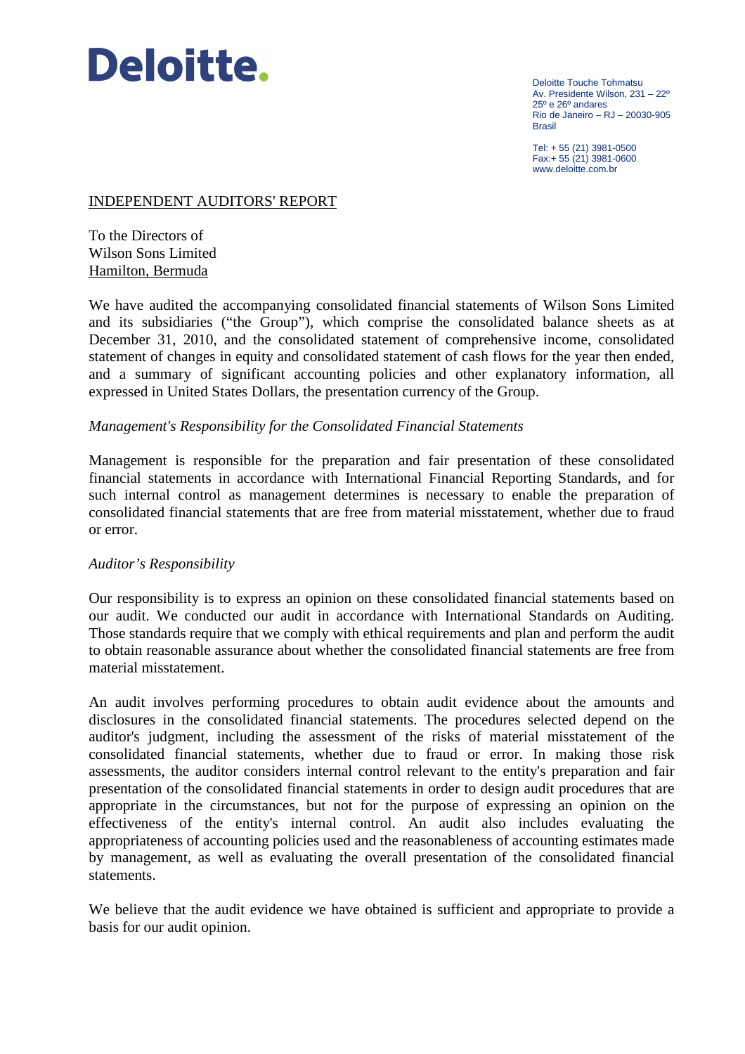Deloitte.

Deloitte Touche Tohmatsu
Av. Presidente Wilson, 231 – 22º
25º e 26º andares
Rio de Janeiro – RJ – 20030-905
Brasil

Tel: + 55 (21) 3981-0500
Fax:+ 55 (21) 3981-0600
www.deloitte.com.br

## INDEPENDENT AUDITORS' REPORT

To the Directors of
Wilson Sons Limited
Hamilton, Bermuda

We have audited the accompanying consolidated financial statements of Wilson Sons Limited and its subsidiaries ("the Group"), which comprise the consolidated balance sheets as at December 31, 2010, and the consolidated statement of comprehensive income, consolidated statement of changes in equity and consolidated statement of cash flows for the year then ended, and a summary of significant accounting policies and other explanatory information, all expressed in United States Dollars, the presentation currency of the Group.

*Management's Responsibility for the Consolidated Financial Statements*

Management is responsible for the preparation and fair presentation of these consolidated financial statements in accordance with International Financial Reporting Standards, and for such internal control as management determines is necessary to enable the preparation of consolidated financial statements that are free from material misstatement, whether due to fraud or error.

*Auditor's Responsibility*

Our responsibility is to express an opinion on these consolidated financial statements based on our audit. We conducted our audit in accordance with International Standards on Auditing. Those standards require that we comply with ethical requirements and plan and perform the audit to obtain reasonable assurance about whether the consolidated financial statements are free from material misstatement.

An audit involves performing procedures to obtain audit evidence about the amounts and disclosures in the consolidated financial statements. The procedures selected depend on the auditor's judgment, including the assessment of the risks of material misstatement of the consolidated financial statements, whether due to fraud or error. In making those risk assessments, the auditor considers internal control relevant to the entity's preparation and fair presentation of the consolidated financial statements in order to design audit procedures that are appropriate in the circumstances, but not for the purpose of expressing an opinion on the effectiveness of the entity's internal control. An audit also includes evaluating the appropriateness of accounting policies used and the reasonableness of accounting estimates made by management, as well as evaluating the overall presentation of the consolidated financial statements.

We believe that the audit evidence we have obtained is sufficient and appropriate to provide a basis for our audit opinion.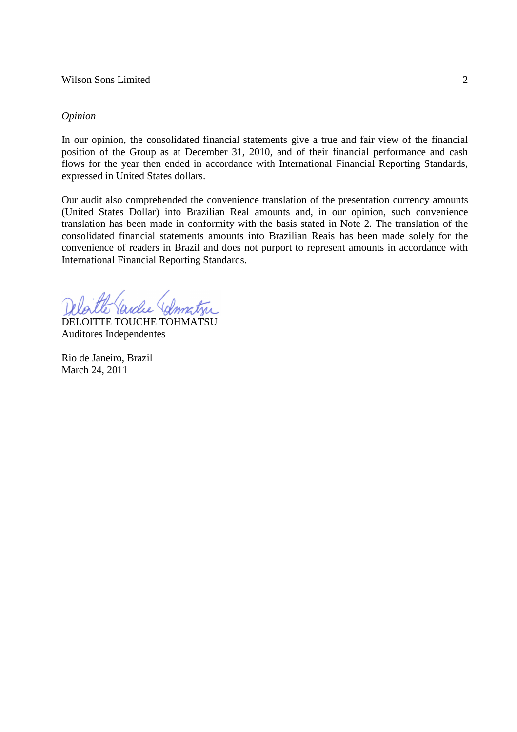*Opinion*

In our opinion, the consolidated financial statements give a true and fair view of the financial position of the Group as at December 31, 2010, and of their financial performance and cash flows for the year then ended in accordance with International Financial Reporting Standards, expressed in United States dollars.

Our audit also comprehended the convenience translation of the presentation currency amounts (United States Dollar) into Brazilian Real amounts and, in our opinion, such convenience translation has been made in conformity with the basis stated in Note 2. The translation of the consolidated financial statements amounts into Brazilian Reais has been made solely for the convenience of readers in Brazil and does not purport to represent amounts in accordance with International Financial Reporting Standards.

DELOITTE TOUCHE TOHMATSU
Auditores Independentes

Rio de Janeiro, Brazil
March 24, 2011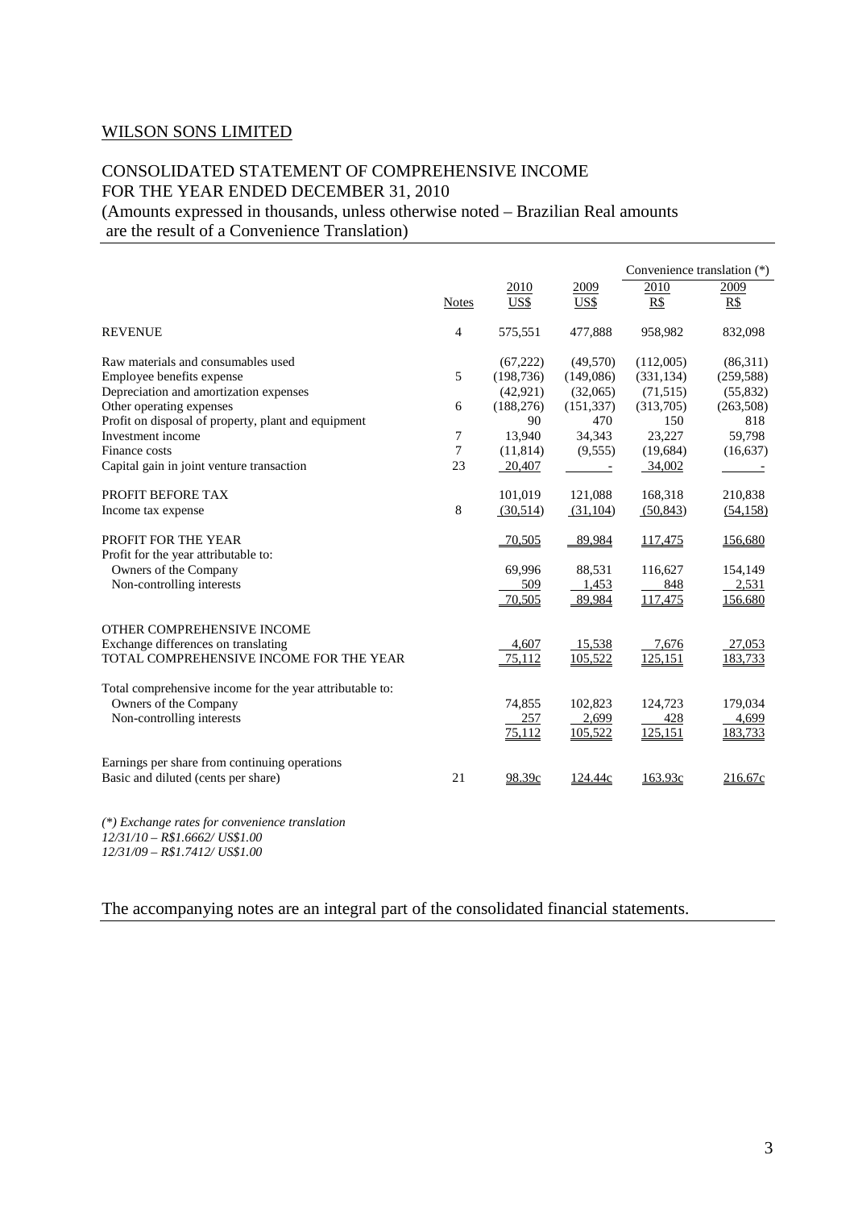WILSON SONS LIMITED

# CONSOLIDATED STATEMENT OF COMPREHENSIVE INCOME FOR THE YEAR ENDED DECEMBER 31, 2010

(Amounts expressed in thousands, unless otherwise noted – Brazilian Real amounts are the result of a Convenience Translation)

| | Notes | 2010 US$ | 2009 US$ | Convenience translation (*) 2010 R$ | 2009 R$ |
|---|---|---|---|---|---|
| REVENUE | 4 | 575,551 | 477,888 | 958,982 | 832,098 |
| Raw materials and consumables used | | (67,222) | (49,570) | (112,005) | (86,311) |
| Employee benefits expense | 5 | (198,736) | (149,086) | (331,134) | (259,588) |
| Depreciation and amortization expenses | | (42,921) | (32,065) | (71,515) | (55,832) |
| Other operating expenses | 6 | (188,276) | (151,337) | (313,705) | (263,508) |
| Profit on disposal of property, plant and equipment | | 90 | 470 | 150 | 818 |
| Investment income | 7 | 13,940 | 34,343 | 23,227 | 59,798 |
| Finance costs | 7 | (11,814) | (9,555) | (19,684) | (16,637) |
| Capital gain in joint venture transaction | 23 | 20,407 | - | 34,002 | - |
| PROFIT BEFORE TAX | | 101,019 | 121,088 | 168,318 | 210,838 |
| Income tax expense | 8 | (30,514) | (31,104) | (50,843) | (54,158) |
| PROFIT FOR THE YEAR | | 70,505 | 89,984 | 117,475 | 156,680 |
| Profit for the year attributable to: | | | | | |
| Owners of the Company | | 69,996 | 88,531 | 116,627 | 154,149 |
| Non-controlling interests | | 509 | 1,453 | 848 | 2,531 |
| | | 70,505 | 89,984 | 117,475 | 156,680 |
| OTHER COMPREHENSIVE INCOME | | | | | |
| Exchange differences on translating | | 4,607 | 15,538 | 7,676 | 27,053 |
| TOTAL COMPREHENSIVE INCOME FOR THE YEAR | | 75,112 | 105,522 | 125,151 | 183,733 |
| Total comprehensive income for the year attributable to: | | | | | |
| Owners of the Company | | 74,855 | 102,823 | 124,723 | 179,034 |
| Non-controlling interests | | 257 | 2,699 | 428 | 4,699 |
| | | 75,112 | 105,522 | 125,151 | 183,733 |
| Earnings per share from continuing operations | | | | | |
| Basic and diluted (cents per share) | 21 | 98.39c | 124.44c | 163.93c | 216.67c |

*(\*) Exchange rates for convenience translation*
*12/31/10 – R$1.6662/ US$1.00*
*12/31/09 – R$1.7412/ US$1.00*

The accompanying notes are an integral part of the consolidated financial statements.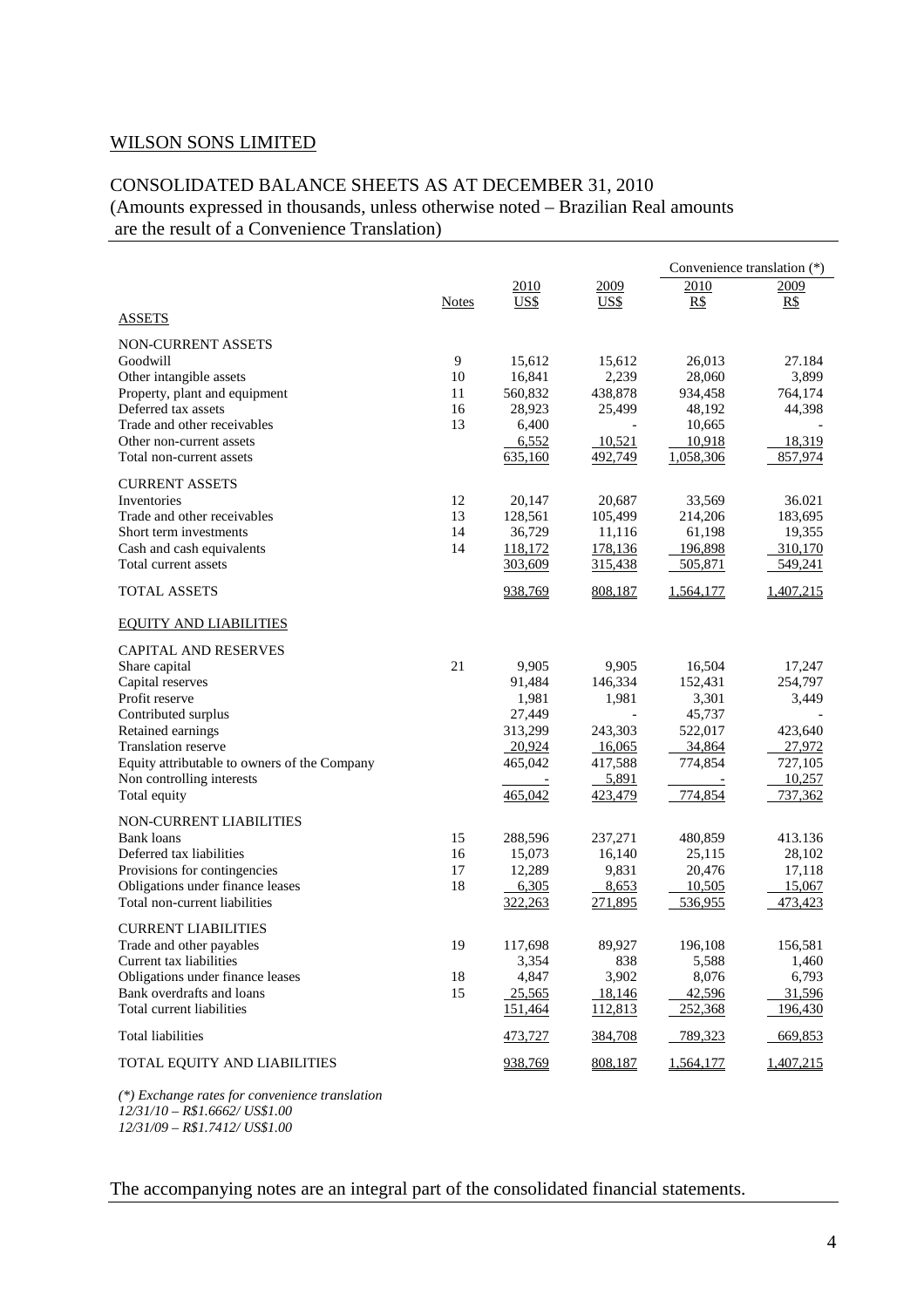WILSON SONS LIMITED

## CONSOLIDATED BALANCE SHEETS AS AT DECEMBER 31, 2010

(Amounts expressed in thousands, unless otherwise noted – Brazilian Real amounts are the result of a Convenience Translation)

| | Notes | 2010 US$ | 2009 US$ | Convenience translation (*) 2010 R$ | 2009 R$ |
|---|---|---|---|---|---|
| **ASSETS** | | | | | |
| NON-CURRENT ASSETS | | | | | |
| Goodwill | 9 | 15,612 | 15,612 | 26,013 | 27.184 |
| Other intangible assets | 10 | 16,841 | 2,239 | 28,060 | 3,899 |
| Property, plant and equipment | 11 | 560,832 | 438,878 | 934,458 | 764,174 |
| Deferred tax assets | 16 | 28,923 | 25,499 | 48,192 | 44,398 |
| Trade and other receivables | 13 | 6,400 | - | 10,665 | - |
| Other non-current assets | | 6,552 | 10,521 | 10,918 | 18,319 |
| Total non-current assets | | 635,160 | 492,749 | 1,058,306 | 857,974 |
| CURRENT ASSETS | | | | | |
| Inventories | 12 | 20,147 | 20,687 | 33,569 | 36.021 |
| Trade and other receivables | 13 | 128,561 | 105,499 | 214,206 | 183,695 |
| Short term investments | 14 | 36,729 | 11,116 | 61,198 | 19,355 |
| Cash and cash equivalents | 14 | 118,172 | 178,136 | 196,898 | 310,170 |
| Total current assets | | 303,609 | 315,438 | 505,871 | 549,241 |
| TOTAL ASSETS | | 938,769 | 808,187 | 1,564,177 | 1,407,215 |
| **EQUITY AND LIABILITIES** | | | | | |
| CAPITAL AND RESERVES | | | | | |
| Share capital | 21 | 9,905 | 9,905 | 16,504 | 17,247 |
| Capital reserves | | 91,484 | 146,334 | 152,431 | 254,797 |
| Profit reserve | | 1,981 | 1,981 | 3,301 | 3,449 |
| Contributed surplus | | 27,449 | - | 45,737 | - |
| Retained earnings | | 313,299 | 243,303 | 522,017 | 423,640 |
| Translation reserve | | 20,924 | 16,065 | 34,864 | 27,972 |
| Equity attributable to owners of the Company | | 465,042 | 417,588 | 774,854 | 727,105 |
| Non controlling interests | | - | 5,891 | - | 10,257 |
| Total equity | | 465,042 | 423,479 | 774,854 | 737,362 |
| NON-CURRENT LIABILITIES | | | | | |
| Bank loans | 15 | 288,596 | 237,271 | 480,859 | 413.136 |
| Deferred tax liabilities | 16 | 15,073 | 16,140 | 25,115 | 28,102 |
| Provisions for contingencies | 17 | 12,289 | 9,831 | 20,476 | 17,118 |
| Obligations under finance leases | 18 | 6,305 | 8,653 | 10,505 | 15,067 |
| Total non-current liabilities | | 322,263 | 271,895 | 536,955 | 473,423 |
| CURRENT LIABILITIES | | | | | |
| Trade and other payables | 19 | 117,698 | 89,927 | 196,108 | 156,581 |
| Current tax liabilities | | 3,354 | 838 | 5,588 | 1,460 |
| Obligations under finance leases | 18 | 4,847 | 3,902 | 8,076 | 6,793 |
| Bank overdrafts and loans | 15 | 25,565 | 18,146 | 42,596 | 31,596 |
| Total current liabilities | | 151,464 | 112,813 | 252,368 | 196,430 |
| Total liabilities | | 473,727 | 384,708 | 789,323 | 669,853 |
| TOTAL EQUITY AND LIABILITIES | | 938,769 | 808,187 | 1,564,177 | 1,407,215 |

*(\*) Exchange rates for convenience translation*
*12/31/10 – R$1.6662/ US$1.00*
*12/31/09 – R$1.7412/ US$1.00*

The accompanying notes are an integral part of the consolidated financial statements.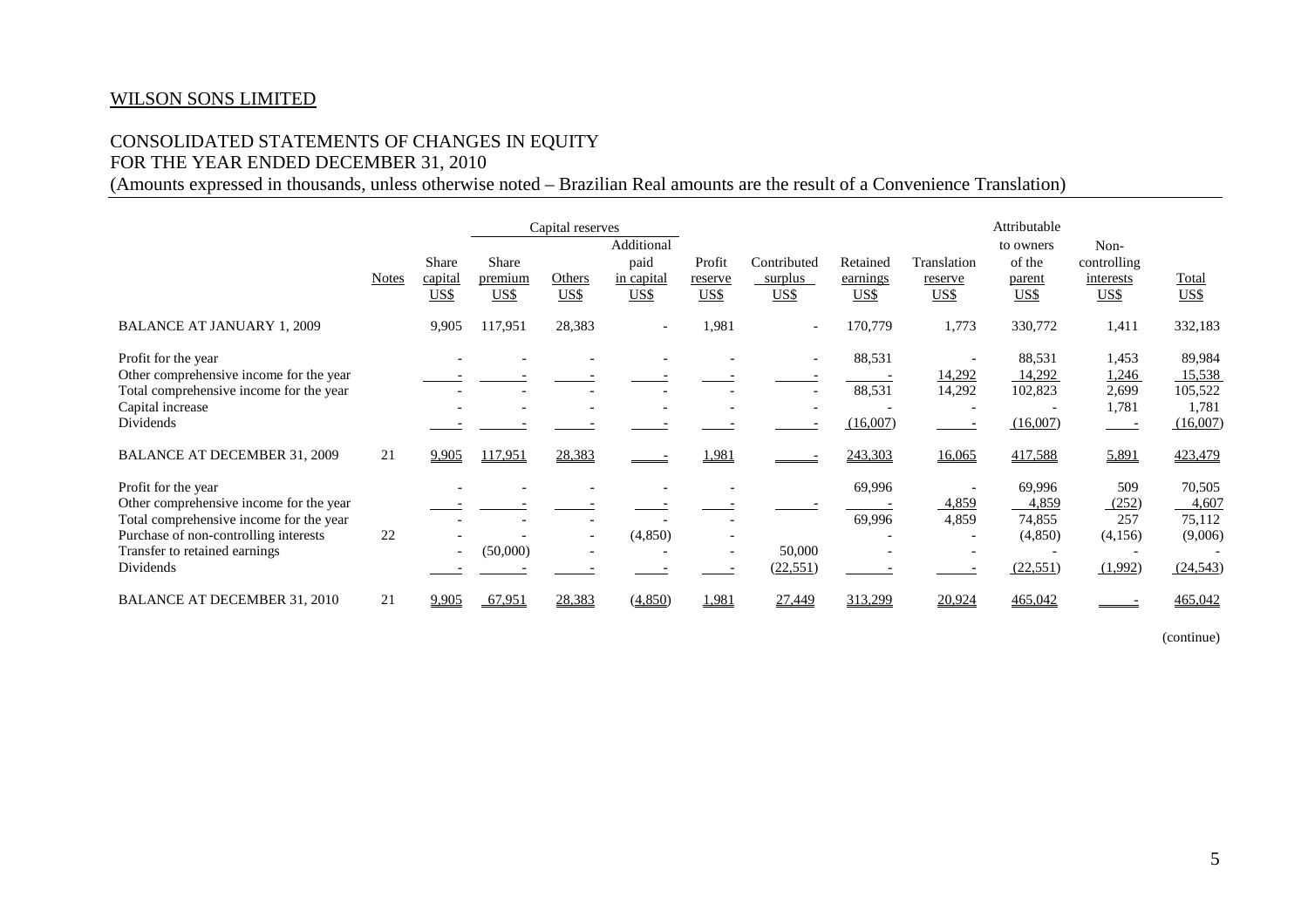WILSON SONS LIMITED

CONSOLIDATED STATEMENTS OF CHANGES IN EQUITY
FOR THE YEAR ENDED DECEMBER 31, 2010
(Amounts expressed in thousands, unless otherwise noted – Brazilian Real amounts are the result of a Convenience Translation)

| | Notes | Share capital US$ | Capital reserves: Share premium US$ | Capital reserves: Others US$ | Capital reserves: Additional paid in capital US$ | Profit reserve US$ | Contributed surplus US$ | Retained earnings US$ | Translation reserve US$ | Attributable to owners of the parent US$ | Non-controlling interests US$ | Total US$ |
|---|---|---|---|---|---|---|---|---|---|---|---|---|
| BALANCE AT JANUARY 1, 2009 | | 9,905 | 117,951 | 28,383 | - | 1,981 | - | 170,779 | 1,773 | 330,772 | 1,411 | 332,183 |
| Profit for the year | | - | - | - | - | - | - | 88,531 | - | 88,531 | 1,453 | 89,984 |
| Other comprehensive income for the year | | - | - | - | - | - | - | - | 14,292 | 14,292 | 1,246 | 15,538 |
| Total comprehensive income for the year | | - | - | - | - | - | - | 88,531 | 14,292 | 102,823 | 2,699 | 105,522 |
| Capital increase | | - | - | - | - | - | - | - | - | - | 1,781 | 1,781 |
| Dividends | | - | - | - | - | - | - | (16,007) | - | (16,007) | - | (16,007) |
| BALANCE AT DECEMBER 31, 2009 | 21 | 9,905 | 117,951 | 28,383 | - | 1,981 | - | 243,303 | 16,065 | 417,588 | 5,891 | 423,479 |
| Profit for the year | | - | - | - | - | - | | 69,996 | - | 69,996 | 509 | 70,505 |
| Other comprehensive income for the year | | - | - | - | - | - | - | - | 4,859 | 4,859 | (252) | 4,607 |
| Total comprehensive income for the year | | - | - | - | - | - | | 69,996 | 4,859 | 74,855 | 257 | 75,112 |
| Purchase of non-controlling interests | 22 | - | - | - | (4,850) | - | | - | - | (4,850) | (4,156) | (9,006) |
| Transfer to retained earnings | | - | (50,000) | - | - | - | 50,000 | - | - | - | - | - |
| Dividends | | - | - | - | - | - | (22,551) | - | - | (22,551) | (1,992) | (24,543) |
| BALANCE AT DECEMBER 31, 2010 | 21 | 9,905 | 67,951 | 28,383 | (4,850) | 1,981 | 27,449 | 313,299 | 20,924 | 465,042 | - | 465,042 |

(continue)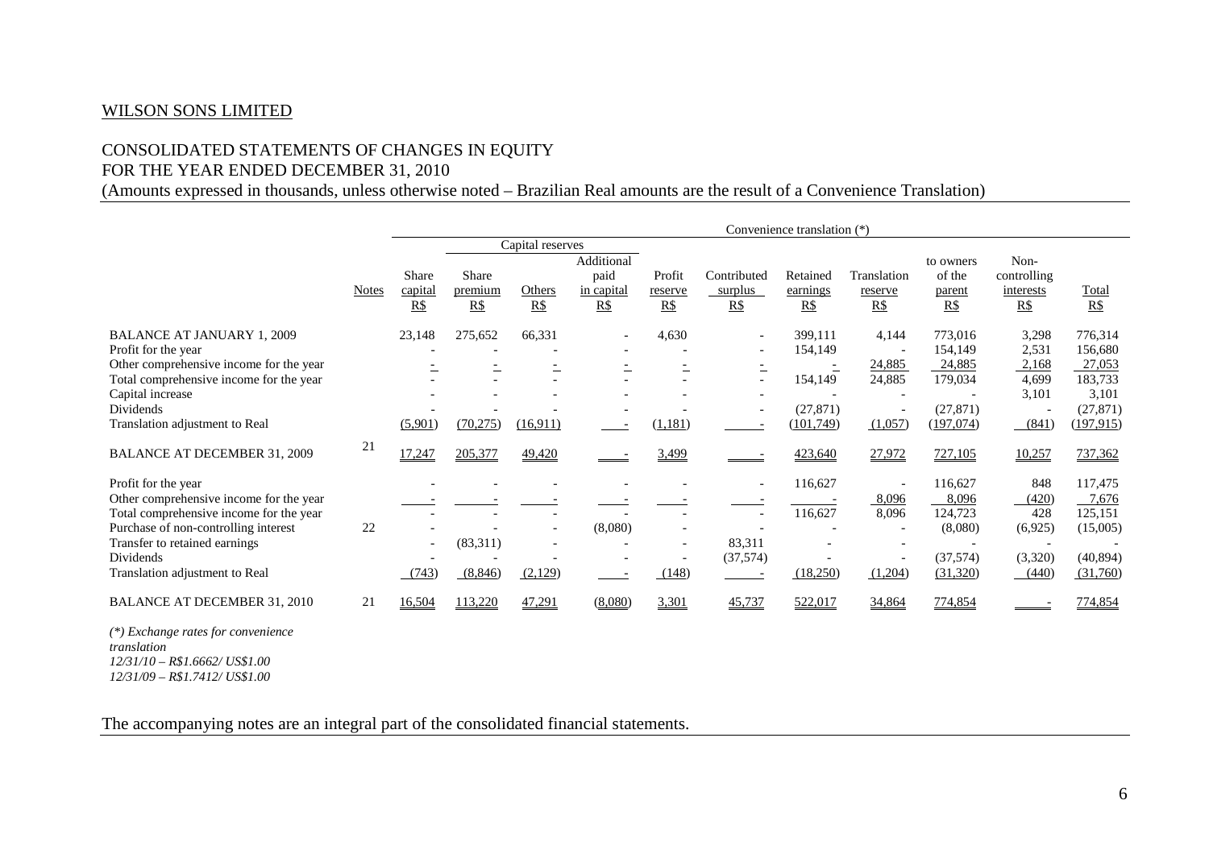WILSON SONS LIMITED

CONSOLIDATED STATEMENTS OF CHANGES IN EQUITY
FOR THE YEAR ENDED DECEMBER 31, 2010
(Amounts expressed in thousands, unless otherwise noted – Brazilian Real amounts are the result of a Convenience Translation)

| | | Convenience translation (*) | | | | | | | | | | |
|---|---|---|---|---|---|---|---|---|---|---|---|---|
| | | | Capital reserves | | | | | | | | | |
| | Notes | Share capital R$ | Share premium R$ | Others R$ | Additional paid in capital R$ | Profit reserve R$ | Contributed surplus R$ | Retained earnings R$ | Translation reserve R$ | to owners of the parent R$ | Non-controlling interests R$ | Total R$ |
| BALANCE AT JANUARY 1, 2009 | | 23,148 | 275,652 | 66,331 | - | 4,630 | - | 399,111 | 4,144 | 773,016 | 3,298 | 776,314 |
| Profit for the year | | - | - | - | - | - | - | 154,149 | - | 154,149 | 2,531 | 156,680 |
| Other comprehensive income for the year | | - | - | - | - | - | - | - | 24,885 | 24,885 | 2,168 | 27,053 |
| Total comprehensive income for the year | | - | - | - | - | - | - | 154,149 | 24,885 | 179,034 | 4,699 | 183,733 |
| Capital increase | | - | - | - | - | - | - | - | - | - | 3,101 | 3,101 |
| Dividends | | - | - | - | - | - | - | (27,871) | - | (27,871) | - | (27,871) |
| Translation adjustment to Real | | (5,901) | (70,275) | (16,911) | - | (1,181) | - | (101,749) | (1,057) | (197,074) | (841) | (197,915) |
| BALANCE AT DECEMBER 31, 2009 | 21 | 17,247 | 205,377 | 49,420 | - | 3,499 | - | 423,640 | 27,972 | 727,105 | 10,257 | 737,362 |
| Profit for the year | | - | - | - | - | - | - | 116,627 | - | 116,627 | 848 | 117,475 |
| Other comprehensive income for the year | | - | - | - | - | - | - | - | 8,096 | 8,096 | (420) | 7,676 |
| Total comprehensive income for the year | | - | - | - | - | - | - | 116,627 | 8,096 | 124,723 | 428 | 125,151 |
| Purchase of non-controlling interest | 22 | - | - | - | (8,080) | - | - | - | - | (8,080) | (6,925) | (15,005) |
| Transfer to retained earnings | | - | (83,311) | - | - | - | 83,311 | - | - | - | - | - |
| Dividends | | - | - | - | - | - | (37,574) | - | - | (37,574) | (3,320) | (40,894) |
| Translation adjustment to Real | | (743) | (8,846) | (2,129) | - | (148) | - | (18,250) | (1,204) | (31,320) | (440) | (31,760) |
| BALANCE AT DECEMBER 31, 2010 | 21 | 16,504 | 113,220 | 47,291 | (8,080) | 3,301 | 45,737 | 522,017 | 34,864 | 774,854 | - | 774,854 |

*(*) Exchange rates for convenience translation*
*12/31/10 – R$1.6662/ US$1.00*
*12/31/09 – R$1.7412/ US$1.00*

The accompanying notes are an integral part of the consolidated financial statements.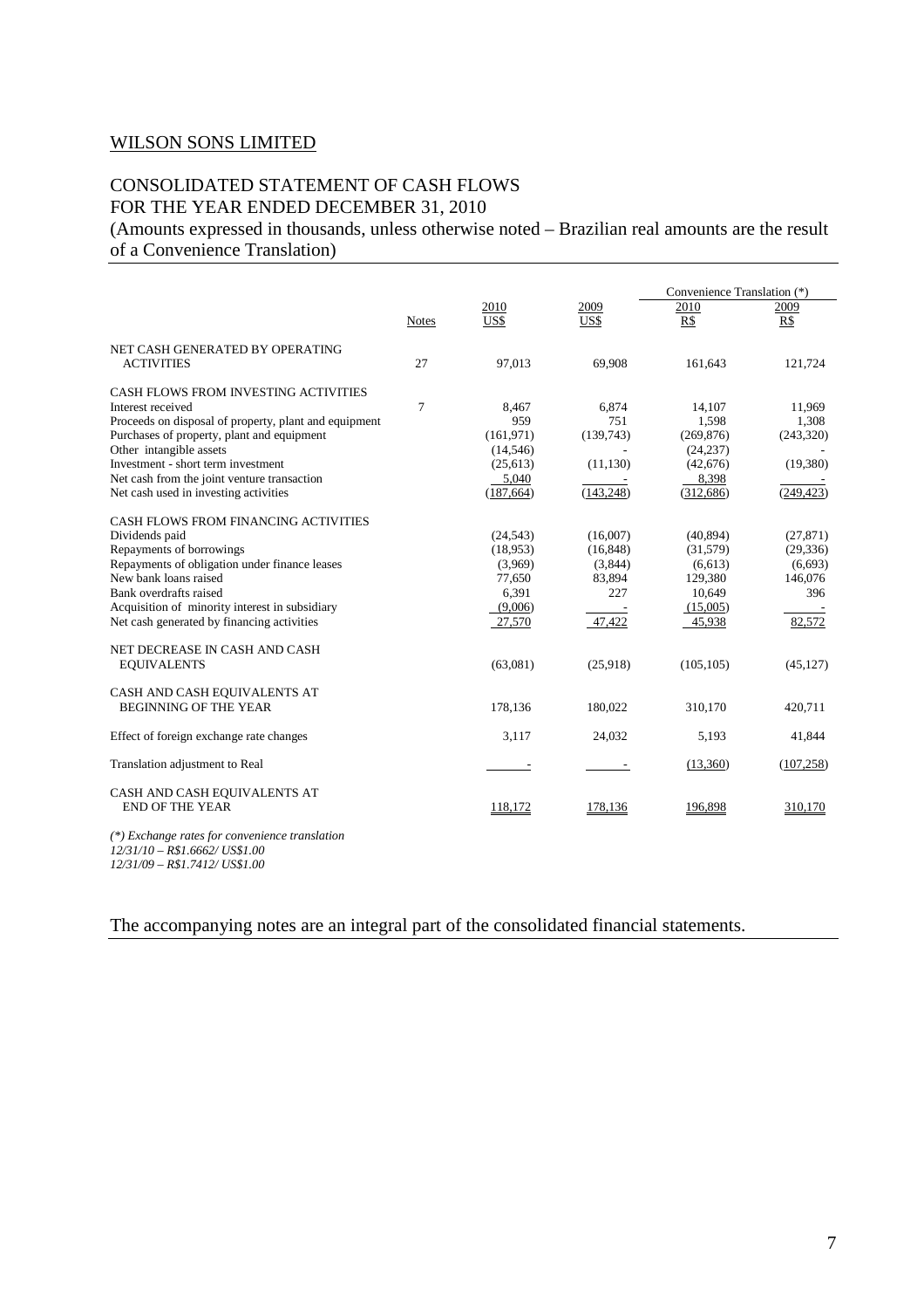WILSON SONS LIMITED

# CONSOLIDATED STATEMENT OF CASH FLOWS
FOR THE YEAR ENDED DECEMBER 31, 2010

(Amounts expressed in thousands, unless otherwise noted – Brazilian real amounts are the result of a Convenience Translation)

| | | | | Convenience Translation (*) | |
|---|---|---|---|---|---|
| | Notes | 2010 US$ | 2009 US$ | 2010 R$ | 2009 R$ |
| NET CASH GENERATED BY OPERATING ACTIVITIES | 27 | 97,013 | 69,908 | 161,643 | 121,724 |
| CASH FLOWS FROM INVESTING ACTIVITIES | | | | | |
| Interest received | 7 | 8,467 | 6,874 | 14,107 | 11,969 |
| Proceeds on disposal of property, plant and equipment | | 959 | 751 | 1,598 | 1,308 |
| Purchases of property, plant and equipment | | (161,971) | (139,743) | (269,876) | (243,320) |
| Other intangible assets | | (14,546) | - | (24,237) | - |
| Investment - short term investment | | (25,613) | (11,130) | (42,676) | (19,380) |
| Net cash from the joint venture transaction | | 5,040 | - | 8,398 | - |
| Net cash used in investing activities | | (187,664) | (143,248) | (312,686) | (249,423) |
| CASH FLOWS FROM FINANCING ACTIVITIES | | | | | |
| Dividends paid | | (24,543) | (16,007) | (40,894) | (27,871) |
| Repayments of borrowings | | (18,953) | (16,848) | (31,579) | (29,336) |
| Repayments of obligation under finance leases | | (3,969) | (3,844) | (6,613) | (6,693) |
| New bank loans raised | | 77,650 | 83,894 | 129,380 | 146,076 |
| Bank overdrafts raised | | 6,391 | 227 | 10,649 | 396 |
| Acquisition of minority interest in subsidiary | | (9,006) | - | (15,005) | - |
| Net cash generated by financing activities | | 27,570 | 47,422 | 45,938 | 82,572 |
| NET DECREASE IN CASH AND CASH EQUIVALENTS | | (63,081) | (25,918) | (105,105) | (45,127) |
| CASH AND CASH EQUIVALENTS AT BEGINNING OF THE YEAR | | 178,136 | 180,022 | 310,170 | 420,711 |
| Effect of foreign exchange rate changes | | 3,117 | 24,032 | 5,193 | 41,844 |
| Translation adjustment to Real | | - | - | (13,360) | (107,258) |
| CASH AND CASH EQUIVALENTS AT END OF THE YEAR | | 118,172 | 178,136 | 196,898 | 310,170 |

*(\*) Exchange rates for convenience translation*
*12/31/10 – R$1.6662/ US$1.00*
*12/31/09 – R$1.7412/ US$1.00*

The accompanying notes are an integral part of the consolidated financial statements.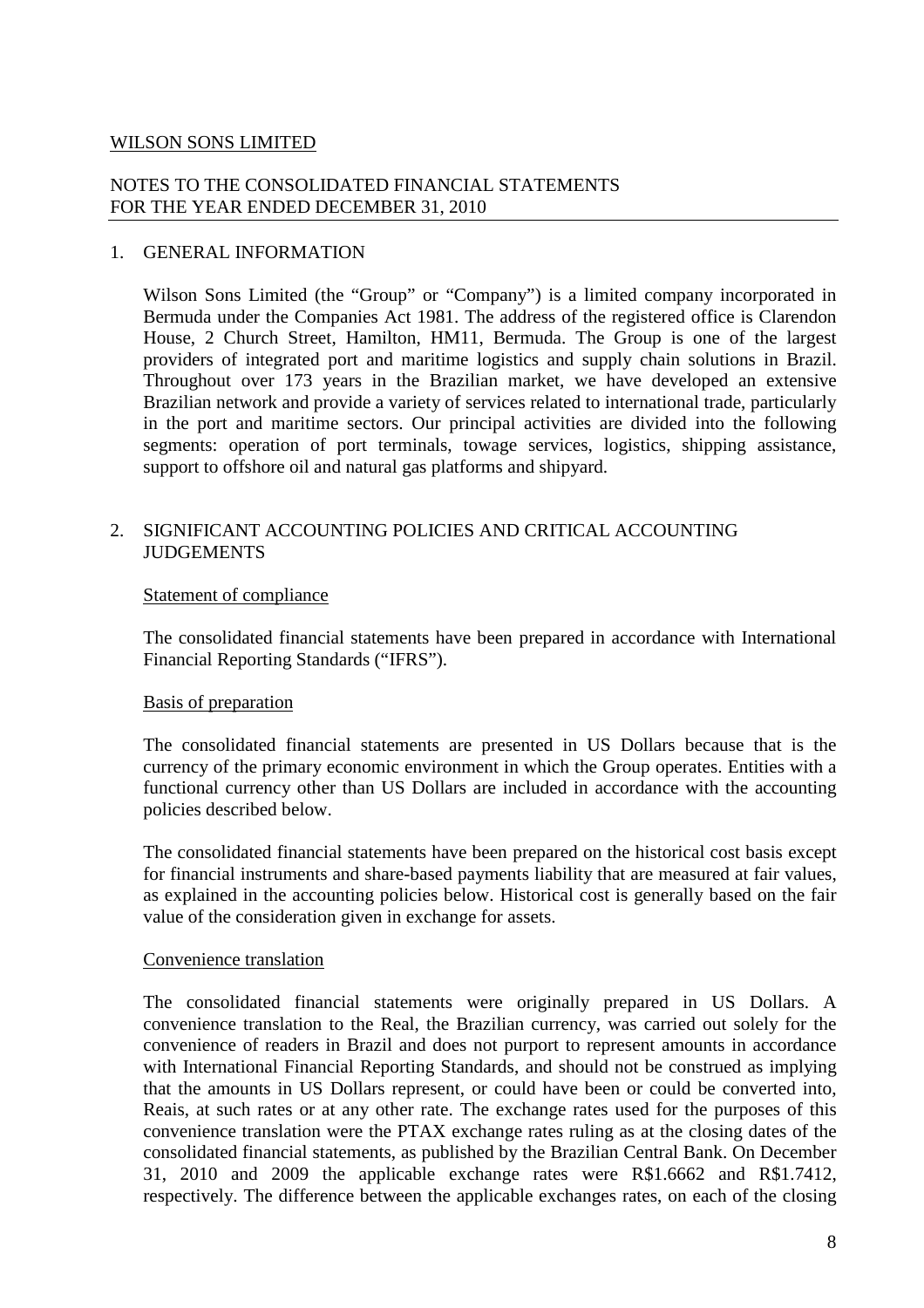WILSON SONS LIMITED

NOTES TO THE CONSOLIDATED FINANCIAL STATEMENTS
FOR THE YEAR ENDED DECEMBER 31, 2010

## 1. GENERAL INFORMATION

Wilson Sons Limited (the "Group" or "Company") is a limited company incorporated in Bermuda under the Companies Act 1981. The address of the registered office is Clarendon House, 2 Church Street, Hamilton, HM11, Bermuda. The Group is one of the largest providers of integrated port and maritime logistics and supply chain solutions in Brazil. Throughout over 173 years in the Brazilian market, we have developed an extensive Brazilian network and provide a variety of services related to international trade, particularly in the port and maritime sectors. Our principal activities are divided into the following segments: operation of port terminals, towage services, logistics, shipping assistance, support to offshore oil and natural gas platforms and shipyard.

## 2. SIGNIFICANT ACCOUNTING POLICIES AND CRITICAL ACCOUNTING JUDGEMENTS

### Statement of compliance

The consolidated financial statements have been prepared in accordance with International Financial Reporting Standards ("IFRS").

### Basis of preparation

The consolidated financial statements are presented in US Dollars because that is the currency of the primary economic environment in which the Group operates. Entities with a functional currency other than US Dollars are included in accordance with the accounting policies described below.

The consolidated financial statements have been prepared on the historical cost basis except for financial instruments and share-based payments liability that are measured at fair values, as explained in the accounting policies below. Historical cost is generally based on the fair value of the consideration given in exchange for assets.

### Convenience translation

The consolidated financial statements were originally prepared in US Dollars. A convenience translation to the Real, the Brazilian currency, was carried out solely for the convenience of readers in Brazil and does not purport to represent amounts in accordance with International Financial Reporting Standards, and should not be construed as implying that the amounts in US Dollars represent, or could have been or could be converted into, Reais, at such rates or at any other rate. The exchange rates used for the purposes of this convenience translation were the PTAX exchange rates ruling as at the closing dates of the consolidated financial statements, as published by the Brazilian Central Bank. On December 31, 2010 and 2009 the applicable exchange rates were R$1.6662 and R$1.7412, respectively. The difference between the applicable exchanges rates, on each of the closing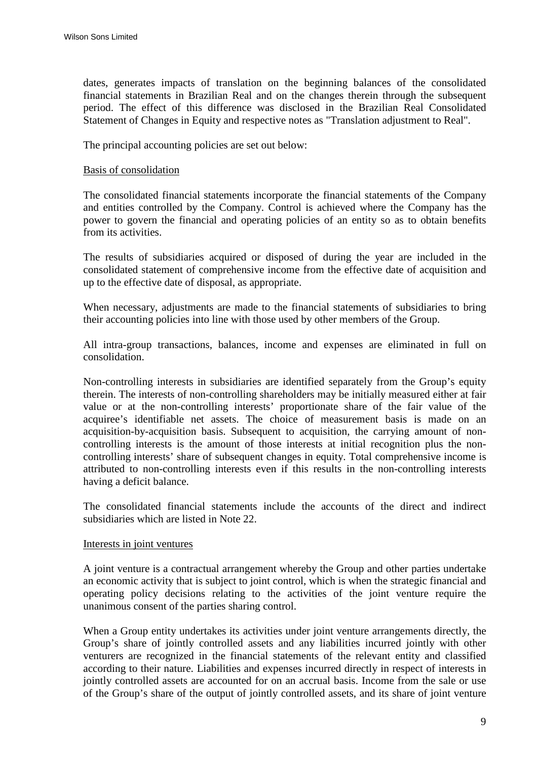dates, generates impacts of translation on the beginning balances of the consolidated financial statements in Brazilian Real and on the changes therein through the subsequent period. The effect of this difference was disclosed in the Brazilian Real Consolidated Statement of Changes in Equity and respective notes as "Translation adjustment to Real".

The principal accounting policies are set out below:

Basis of consolidation

The consolidated financial statements incorporate the financial statements of the Company and entities controlled by the Company. Control is achieved where the Company has the power to govern the financial and operating policies of an entity so as to obtain benefits from its activities.

The results of subsidiaries acquired or disposed of during the year are included in the consolidated statement of comprehensive income from the effective date of acquisition and up to the effective date of disposal, as appropriate.

When necessary, adjustments are made to the financial statements of subsidiaries to bring their accounting policies into line with those used by other members of the Group.

All intra-group transactions, balances, income and expenses are eliminated in full on consolidation.

Non-controlling interests in subsidiaries are identified separately from the Group's equity therein. The interests of non-controlling shareholders may be initially measured either at fair value or at the non-controlling interests' proportionate share of the fair value of the acquiree's identifiable net assets. The choice of measurement basis is made on an acquisition-by-acquisition basis. Subsequent to acquisition, the carrying amount of non-controlling interests is the amount of those interests at initial recognition plus the non-controlling interests' share of subsequent changes in equity. Total comprehensive income is attributed to non-controlling interests even if this results in the non-controlling interests having a deficit balance.

The consolidated financial statements include the accounts of the direct and indirect subsidiaries which are listed in Note 22.

Interests in joint ventures

A joint venture is a contractual arrangement whereby the Group and other parties undertake an economic activity that is subject to joint control, which is when the strategic financial and operating policy decisions relating to the activities of the joint venture require the unanimous consent of the parties sharing control.

When a Group entity undertakes its activities under joint venture arrangements directly, the Group's share of jointly controlled assets and any liabilities incurred jointly with other venturers are recognized in the financial statements of the relevant entity and classified according to their nature. Liabilities and expenses incurred directly in respect of interests in jointly controlled assets are accounted for on an accrual basis. Income from the sale or use of the Group's share of the output of jointly controlled assets, and its share of joint venture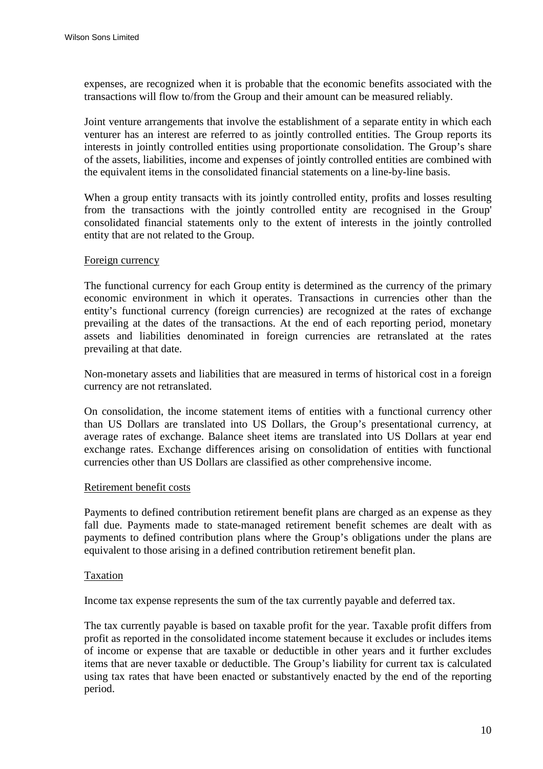expenses, are recognized when it is probable that the economic benefits associated with the transactions will flow to/from the Group and their amount can be measured reliably.

Joint venture arrangements that involve the establishment of a separate entity in which each venturer has an interest are referred to as jointly controlled entities. The Group reports its interests in jointly controlled entities using proportionate consolidation. The Group's share of the assets, liabilities, income and expenses of jointly controlled entities are combined with the equivalent items in the consolidated financial statements on a line-by-line basis.

When a group entity transacts with its jointly controlled entity, profits and losses resulting from the transactions with the jointly controlled entity are recognised in the Group' consolidated financial statements only to the extent of interests in the jointly controlled entity that are not related to the Group.

Foreign currency

The functional currency for each Group entity is determined as the currency of the primary economic environment in which it operates. Transactions in currencies other than the entity's functional currency (foreign currencies) are recognized at the rates of exchange prevailing at the dates of the transactions. At the end of each reporting period, monetary assets and liabilities denominated in foreign currencies are retranslated at the rates prevailing at that date.

Non-monetary assets and liabilities that are measured in terms of historical cost in a foreign currency are not retranslated.

On consolidation, the income statement items of entities with a functional currency other than US Dollars are translated into US Dollars, the Group's presentational currency, at average rates of exchange. Balance sheet items are translated into US Dollars at year end exchange rates. Exchange differences arising on consolidation of entities with functional currencies other than US Dollars are classified as other comprehensive income.

Retirement benefit costs

Payments to defined contribution retirement benefit plans are charged as an expense as they fall due. Payments made to state-managed retirement benefit schemes are dealt with as payments to defined contribution plans where the Group's obligations under the plans are equivalent to those arising in a defined contribution retirement benefit plan.

Taxation

Income tax expense represents the sum of the tax currently payable and deferred tax.

The tax currently payable is based on taxable profit for the year. Taxable profit differs from profit as reported in the consolidated income statement because it excludes or includes items of income or expense that are taxable or deductible in other years and it further excludes items that are never taxable or deductible. The Group's liability for current tax is calculated using tax rates that have been enacted or substantively enacted by the end of the reporting period.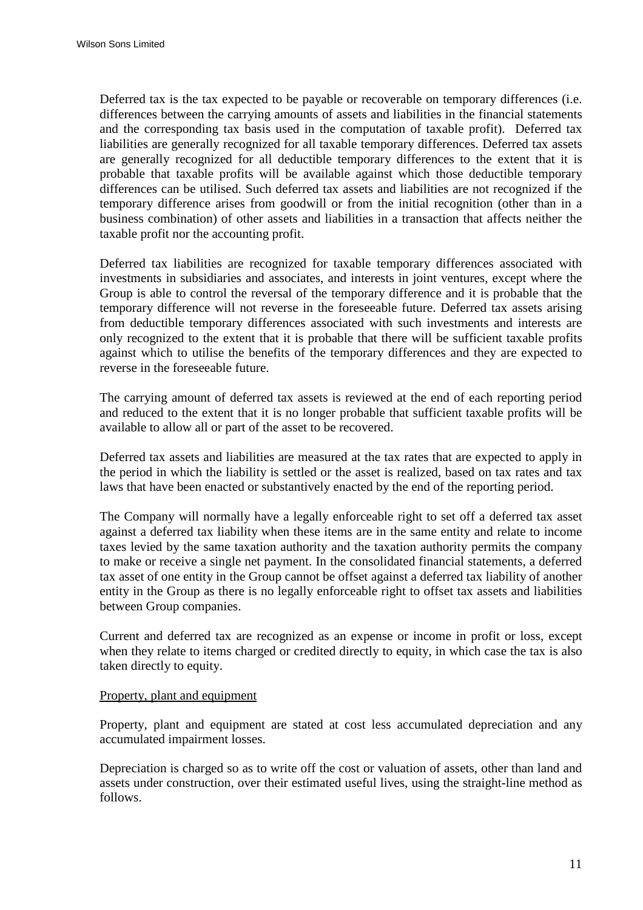Deferred tax is the tax expected to be payable or recoverable on temporary differences (i.e. differences between the carrying amounts of assets and liabilities in the financial statements and the corresponding tax basis used in the computation of taxable profit). Deferred tax liabilities are generally recognized for all taxable temporary differences. Deferred tax assets are generally recognized for all deductible temporary differences to the extent that it is probable that taxable profits will be available against which those deductible temporary differences can be utilised. Such deferred tax assets and liabilities are not recognized if the temporary difference arises from goodwill or from the initial recognition (other than in a business combination) of other assets and liabilities in a transaction that affects neither the taxable profit nor the accounting profit.

Deferred tax liabilities are recognized for taxable temporary differences associated with investments in subsidiaries and associates, and interests in joint ventures, except where the Group is able to control the reversal of the temporary difference and it is probable that the temporary difference will not reverse in the foreseeable future. Deferred tax assets arising from deductible temporary differences associated with such investments and interests are only recognized to the extent that it is probable that there will be sufficient taxable profits against which to utilise the benefits of the temporary differences and they are expected to reverse in the foreseeable future.

The carrying amount of deferred tax assets is reviewed at the end of each reporting period and reduced to the extent that it is no longer probable that sufficient taxable profits will be available to allow all or part of the asset to be recovered.

Deferred tax assets and liabilities are measured at the tax rates that are expected to apply in the period in which the liability is settled or the asset is realized, based on tax rates and tax laws that have been enacted or substantively enacted by the end of the reporting period.

The Company will normally have a legally enforceable right to set off a deferred tax asset against a deferred tax liability when these items are in the same entity and relate to income taxes levied by the same taxation authority and the taxation authority permits the company to make or receive a single net payment. In the consolidated financial statements, a deferred tax asset of one entity in the Group cannot be offset against a deferred tax liability of another entity in the Group as there is no legally enforceable right to offset tax assets and liabilities between Group companies.

Current and deferred tax are recognized as an expense or income in profit or loss, except when they relate to items charged or credited directly to equity, in which case the tax is also taken directly to equity.

Property, plant and equipment

Property, plant and equipment are stated at cost less accumulated depreciation and any accumulated impairment losses.

Depreciation is charged so as to write off the cost or valuation of assets, other than land and assets under construction, over their estimated useful lives, using the straight-line method as follows.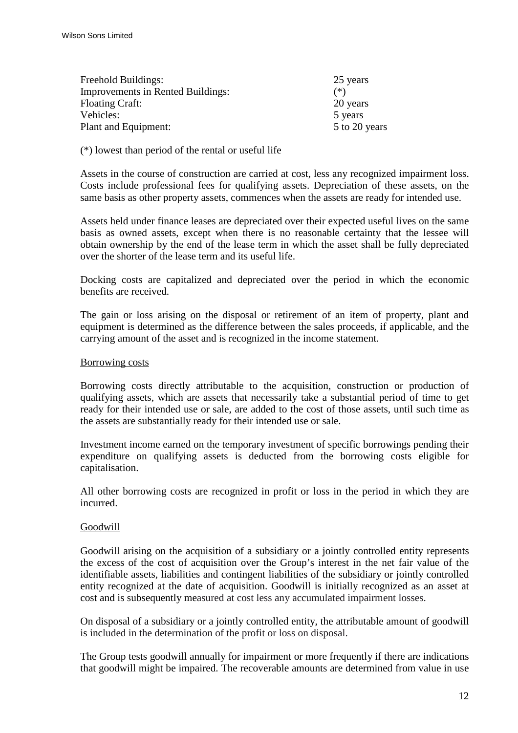| | |
|---|---|
| Freehold Buildings: | 25 years |
| Improvements in Rented Buildings: | (*) |
| Floating Craft: | 20 years |
| Vehicles: | 5 years |
| Plant and Equipment: | 5 to 20 years |

(*) lowest than period of the rental or useful life

Assets in the course of construction are carried at cost, less any recognized impairment loss. Costs include professional fees for qualifying assets. Depreciation of these assets, on the same basis as other property assets, commences when the assets are ready for intended use.

Assets held under finance leases are depreciated over their expected useful lives on the same basis as owned assets, except when there is no reasonable certainty that the lessee will obtain ownership by the end of the lease term in which the asset shall be fully depreciated over the shorter of the lease term and its useful life.

Docking costs are capitalized and depreciated over the period in which the economic benefits are received.

The gain or loss arising on the disposal or retirement of an item of property, plant and equipment is determined as the difference between the sales proceeds, if applicable, and the carrying amount of the asset and is recognized in the income statement.

Borrowing costs

Borrowing costs directly attributable to the acquisition, construction or production of qualifying assets, which are assets that necessarily take a substantial period of time to get ready for their intended use or sale, are added to the cost of those assets, until such time as the assets are substantially ready for their intended use or sale.

Investment income earned on the temporary investment of specific borrowings pending their expenditure on qualifying assets is deducted from the borrowing costs eligible for capitalisation.

All other borrowing costs are recognized in profit or loss in the period in which they are incurred.

Goodwill

Goodwill arising on the acquisition of a subsidiary or a jointly controlled entity represents the excess of the cost of acquisition over the Group's interest in the net fair value of the identifiable assets, liabilities and contingent liabilities of the subsidiary or jointly controlled entity recognized at the date of acquisition. Goodwill is initially recognized as an asset at cost and is subsequently measured at cost less any accumulated impairment losses.

On disposal of a subsidiary or a jointly controlled entity, the attributable amount of goodwill is included in the determination of the profit or loss on disposal.

The Group tests goodwill annually for impairment or more frequently if there are indications that goodwill might be impaired. The recoverable amounts are determined from value in use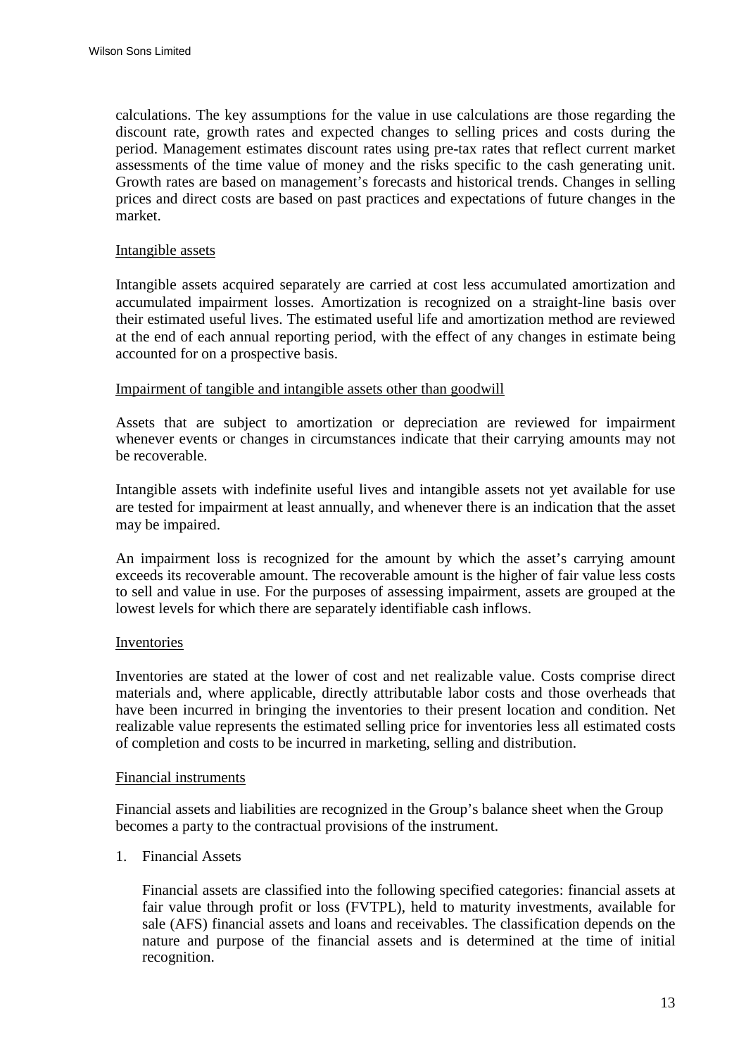calculations. The key assumptions for the value in use calculations are those regarding the discount rate, growth rates and expected changes to selling prices and costs during the period. Management estimates discount rates using pre-tax rates that reflect current market assessments of the time value of money and the risks specific to the cash generating unit. Growth rates are based on management's forecasts and historical trends. Changes in selling prices and direct costs are based on past practices and expectations of future changes in the market.

Intangible assets

Intangible assets acquired separately are carried at cost less accumulated amortization and accumulated impairment losses. Amortization is recognized on a straight-line basis over their estimated useful lives. The estimated useful life and amortization method are reviewed at the end of each annual reporting period, with the effect of any changes in estimate being accounted for on a prospective basis.

Impairment of tangible and intangible assets other than goodwill

Assets that are subject to amortization or depreciation are reviewed for impairment whenever events or changes in circumstances indicate that their carrying amounts may not be recoverable.

Intangible assets with indefinite useful lives and intangible assets not yet available for use are tested for impairment at least annually, and whenever there is an indication that the asset may be impaired.

An impairment loss is recognized for the amount by which the asset's carrying amount exceeds its recoverable amount. The recoverable amount is the higher of fair value less costs to sell and value in use. For the purposes of assessing impairment, assets are grouped at the lowest levels for which there are separately identifiable cash inflows.

Inventories

Inventories are stated at the lower of cost and net realizable value. Costs comprise direct materials and, where applicable, directly attributable labor costs and those overheads that have been incurred in bringing the inventories to their present location and condition. Net realizable value represents the estimated selling price for inventories less all estimated costs of completion and costs to be incurred in marketing, selling and distribution.

Financial instruments

Financial assets and liabilities are recognized in the Group's balance sheet when the Group becomes a party to the contractual provisions of the instrument.

1. Financial Assets

   Financial assets are classified into the following specified categories: financial assets at fair value through profit or loss (FVTPL), held to maturity investments, available for sale (AFS) financial assets and loans and receivables. The classification depends on the nature and purpose of the financial assets and is determined at the time of initial recognition.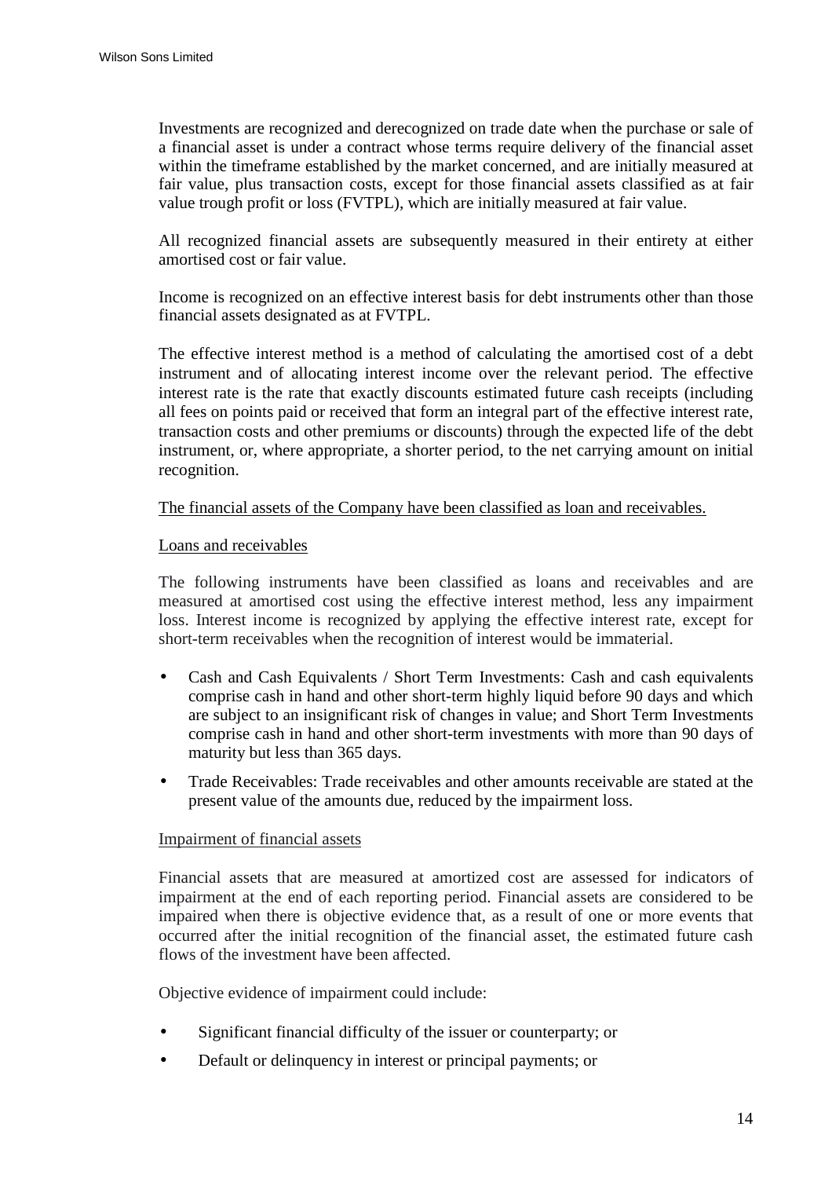Investments are recognized and derecognized on trade date when the purchase or sale of a financial asset is under a contract whose terms require delivery of the financial asset within the timeframe established by the market concerned, and are initially measured at fair value, plus transaction costs, except for those financial assets classified as at fair value trough profit or loss (FVTPL), which are initially measured at fair value.

All recognized financial assets are subsequently measured in their entirety at either amortised cost or fair value.

Income is recognized on an effective interest basis for debt instruments other than those financial assets designated as at FVTPL.

The effective interest method is a method of calculating the amortised cost of a debt instrument and of allocating interest income over the relevant period. The effective interest rate is the rate that exactly discounts estimated future cash receipts (including all fees on points paid or received that form an integral part of the effective interest rate, transaction costs and other premiums or discounts) through the expected life of the debt instrument, or, where appropriate, a shorter period, to the net carrying amount on initial recognition.

<u>The financial assets of the Company have been classified as loan and receivables.</u>

<u>Loans and receivables</u>

The following instruments have been classified as loans and receivables and are measured at amortised cost using the effective interest method, less any impairment loss. Interest income is recognized by applying the effective interest rate, except for short-term receivables when the recognition of interest would be immaterial.

- Cash and Cash Equivalents / Short Term Investments: Cash and cash equivalents comprise cash in hand and other short-term highly liquid before 90 days and which are subject to an insignificant risk of changes in value; and Short Term Investments comprise cash in hand and other short-term investments with more than 90 days of maturity but less than 365 days.
- Trade Receivables: Trade receivables and other amounts receivable are stated at the present value of the amounts due, reduced by the impairment loss.

<u>Impairment of financial assets</u>

Financial assets that are measured at amortized cost are assessed for indicators of impairment at the end of each reporting period. Financial assets are considered to be impaired when there is objective evidence that, as a result of one or more events that occurred after the initial recognition of the financial asset, the estimated future cash flows of the investment have been affected.

Objective evidence of impairment could include:

- Significant financial difficulty of the issuer or counterparty; or
- Default or delinquency in interest or principal payments; or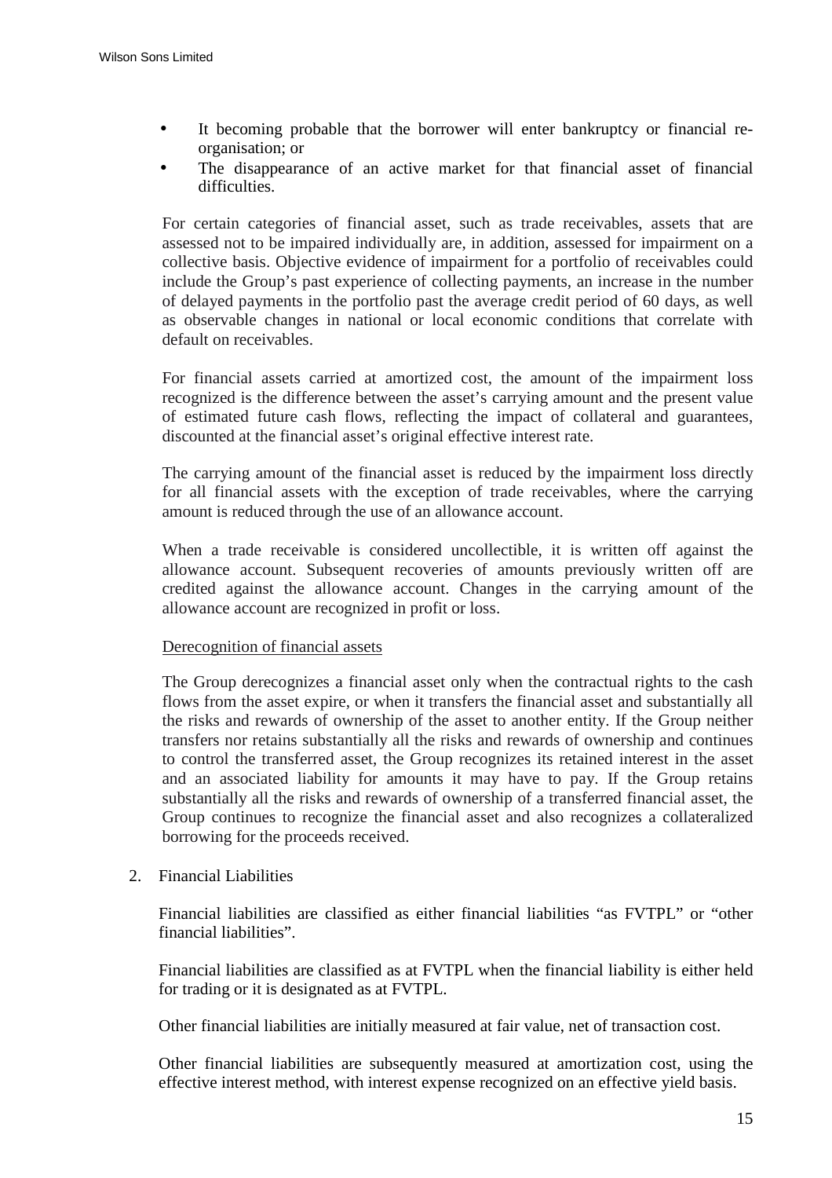- It becoming probable that the borrower will enter bankruptcy or financial re-organisation; or
- The disappearance of an active market for that financial asset of financial difficulties.

For certain categories of financial asset, such as trade receivables, assets that are assessed not to be impaired individually are, in addition, assessed for impairment on a collective basis. Objective evidence of impairment for a portfolio of receivables could include the Group's past experience of collecting payments, an increase in the number of delayed payments in the portfolio past the average credit period of 60 days, as well as observable changes in national or local economic conditions that correlate with default on receivables.

For financial assets carried at amortized cost, the amount of the impairment loss recognized is the difference between the asset's carrying amount and the present value of estimated future cash flows, reflecting the impact of collateral and guarantees, discounted at the financial asset's original effective interest rate.

The carrying amount of the financial asset is reduced by the impairment loss directly for all financial assets with the exception of trade receivables, where the carrying amount is reduced through the use of an allowance account.

When a trade receivable is considered uncollectible, it is written off against the allowance account. Subsequent recoveries of amounts previously written off are credited against the allowance account. Changes in the carrying amount of the allowance account are recognized in profit or loss.

<u>Derecognition of financial assets</u>

The Group derecognizes a financial asset only when the contractual rights to the cash flows from the asset expire, or when it transfers the financial asset and substantially all the risks and rewards of ownership of the asset to another entity. If the Group neither transfers nor retains substantially all the risks and rewards of ownership and continues to control the transferred asset, the Group recognizes its retained interest in the asset and an associated liability for amounts it may have to pay. If the Group retains substantially all the risks and rewards of ownership of a transferred financial asset, the Group continues to recognize the financial asset and also recognizes a collateralized borrowing for the proceeds received.

2. Financial Liabilities

Financial liabilities are classified as either financial liabilities "as FVTPL" or "other financial liabilities".

Financial liabilities are classified as at FVTPL when the financial liability is either held for trading or it is designated as at FVTPL.

Other financial liabilities are initially measured at fair value, net of transaction cost.

Other financial liabilities are subsequently measured at amortization cost, using the effective interest method, with interest expense recognized on an effective yield basis.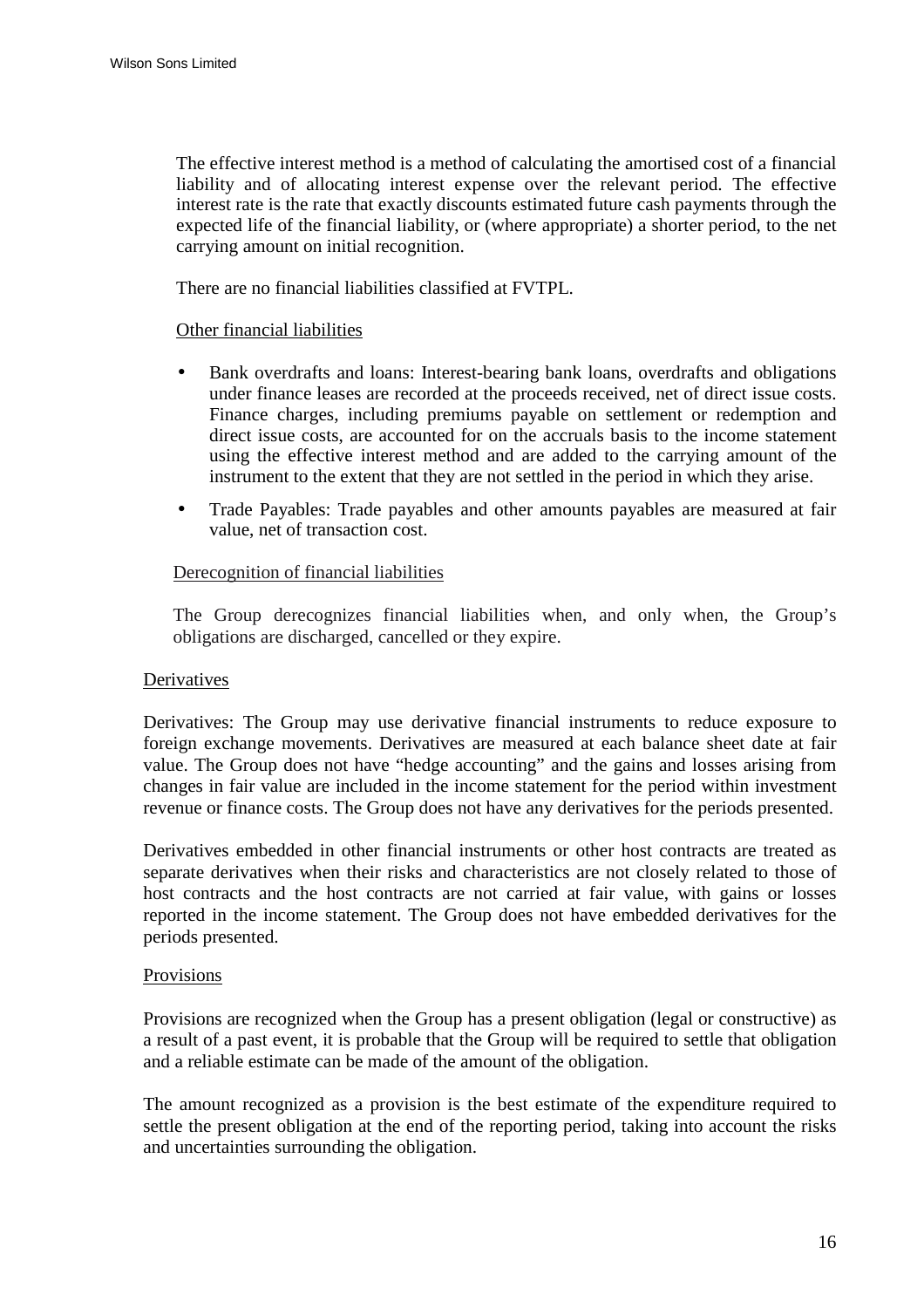The effective interest method is a method of calculating the amortised cost of a financial liability and of allocating interest expense over the relevant period. The effective interest rate is the rate that exactly discounts estimated future cash payments through the expected life of the financial liability, or (where appropriate) a shorter period, to the net carrying amount on initial recognition.

There are no financial liabilities classified at FVTPL.

<u>Other financial liabilities</u>

- Bank overdrafts and loans: Interest-bearing bank loans, overdrafts and obligations under finance leases are recorded at the proceeds received, net of direct issue costs. Finance charges, including premiums payable on settlement or redemption and direct issue costs, are accounted for on the accruals basis to the income statement using the effective interest method and are added to the carrying amount of the instrument to the extent that they are not settled in the period in which they arise.
- Trade Payables: Trade payables and other amounts payables are measured at fair value, net of transaction cost.

<u>Derecognition of financial liabilities</u>

The Group derecognizes financial liabilities when, and only when, the Group's obligations are discharged, cancelled or they expire.

<u>Derivatives</u>

Derivatives: The Group may use derivative financial instruments to reduce exposure to foreign exchange movements. Derivatives are measured at each balance sheet date at fair value. The Group does not have "hedge accounting" and the gains and losses arising from changes in fair value are included in the income statement for the period within investment revenue or finance costs. The Group does not have any derivatives for the periods presented.

Derivatives embedded in other financial instruments or other host contracts are treated as separate derivatives when their risks and characteristics are not closely related to those of host contracts and the host contracts are not carried at fair value, with gains or losses reported in the income statement. The Group does not have embedded derivatives for the periods presented.

<u>Provisions</u>

Provisions are recognized when the Group has a present obligation (legal or constructive) as a result of a past event, it is probable that the Group will be required to settle that obligation and a reliable estimate can be made of the amount of the obligation.

The amount recognized as a provision is the best estimate of the expenditure required to settle the present obligation at the end of the reporting period, taking into account the risks and uncertainties surrounding the obligation.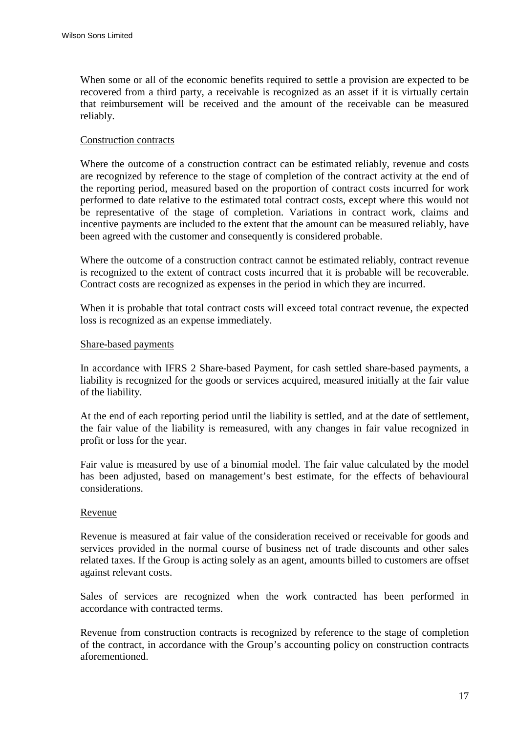When some or all of the economic benefits required to settle a provision are expected to be recovered from a third party, a receivable is recognized as an asset if it is virtually certain that reimbursement will be received and the amount of the receivable can be measured reliably.

Construction contracts

Where the outcome of a construction contract can be estimated reliably, revenue and costs are recognized by reference to the stage of completion of the contract activity at the end of the reporting period, measured based on the proportion of contract costs incurred for work performed to date relative to the estimated total contract costs, except where this would not be representative of the stage of completion. Variations in contract work, claims and incentive payments are included to the extent that the amount can be measured reliably, have been agreed with the customer and consequently is considered probable.

Where the outcome of a construction contract cannot be estimated reliably, contract revenue is recognized to the extent of contract costs incurred that it is probable will be recoverable. Contract costs are recognized as expenses in the period in which they are incurred.

When it is probable that total contract costs will exceed total contract revenue, the expected loss is recognized as an expense immediately.

Share-based payments

In accordance with IFRS 2 Share-based Payment, for cash settled share-based payments, a liability is recognized for the goods or services acquired, measured initially at the fair value of the liability.

At the end of each reporting period until the liability is settled, and at the date of settlement, the fair value of the liability is remeasured, with any changes in fair value recognized in profit or loss for the year.

Fair value is measured by use of a binomial model. The fair value calculated by the model has been adjusted, based on management's best estimate, for the effects of behavioural considerations.

Revenue

Revenue is measured at fair value of the consideration received or receivable for goods and services provided in the normal course of business net of trade discounts and other sales related taxes. If the Group is acting solely as an agent, amounts billed to customers are offset against relevant costs.

Sales of services are recognized when the work contracted has been performed in accordance with contracted terms.

Revenue from construction contracts is recognized by reference to the stage of completion of the contract, in accordance with the Group's accounting policy on construction contracts aforementioned.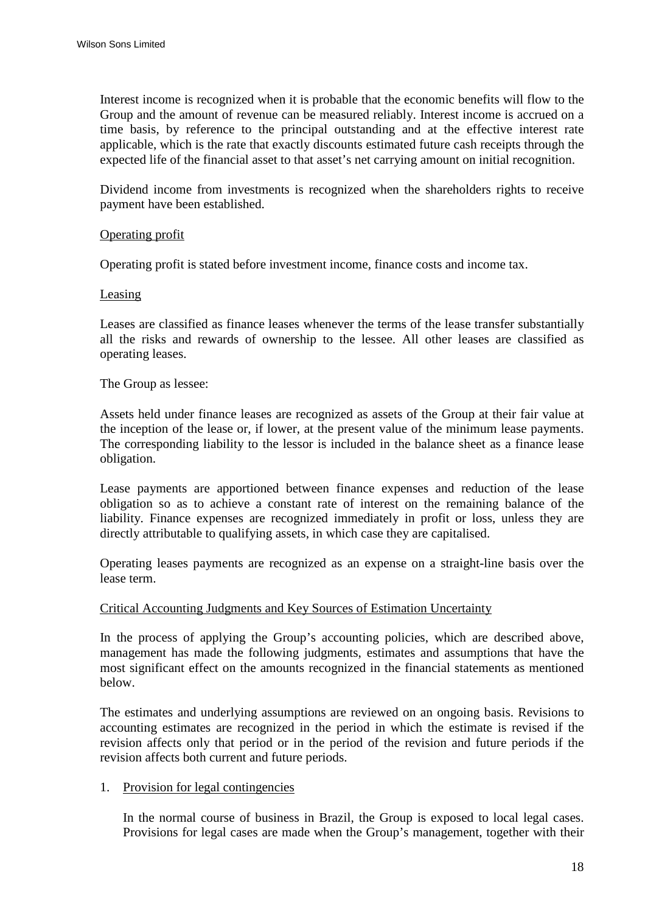Interest income is recognized when it is probable that the economic benefits will flow to the Group and the amount of revenue can be measured reliably. Interest income is accrued on a time basis, by reference to the principal outstanding and at the effective interest rate applicable, which is the rate that exactly discounts estimated future cash receipts through the expected life of the financial asset to that asset's net carrying amount on initial recognition.

Dividend income from investments is recognized when the shareholders rights to receive payment have been established.

Operating profit

Operating profit is stated before investment income, finance costs and income tax.

Leasing

Leases are classified as finance leases whenever the terms of the lease transfer substantially all the risks and rewards of ownership to the lessee. All other leases are classified as operating leases.

The Group as lessee:

Assets held under finance leases are recognized as assets of the Group at their fair value at the inception of the lease or, if lower, at the present value of the minimum lease payments. The corresponding liability to the lessor is included in the balance sheet as a finance lease obligation.

Lease payments are apportioned between finance expenses and reduction of the lease obligation so as to achieve a constant rate of interest on the remaining balance of the liability. Finance expenses are recognized immediately in profit or loss, unless they are directly attributable to qualifying assets, in which case they are capitalised.

Operating leases payments are recognized as an expense on a straight-line basis over the lease term.

Critical Accounting Judgments and Key Sources of Estimation Uncertainty

In the process of applying the Group's accounting policies, which are described above, management has made the following judgments, estimates and assumptions that have the most significant effect on the amounts recognized in the financial statements as mentioned below.

The estimates and underlying assumptions are reviewed on an ongoing basis. Revisions to accounting estimates are recognized in the period in which the estimate is revised if the revision affects only that period or in the period of the revision and future periods if the revision affects both current and future periods.

1. Provision for legal contingencies

   In the normal course of business in Brazil, the Group is exposed to local legal cases. Provisions for legal cases are made when the Group's management, together with their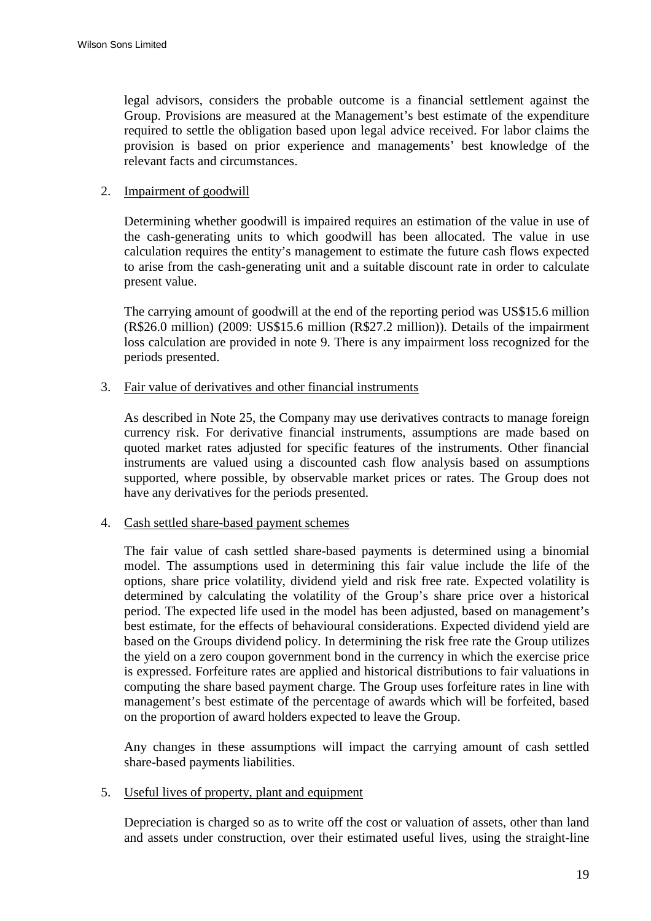legal advisors, considers the probable outcome is a financial settlement against the Group. Provisions are measured at the Management's best estimate of the expenditure required to settle the obligation based upon legal advice received. For labor claims the provision is based on prior experience and managements' best knowledge of the relevant facts and circumstances.

2. Impairment of goodwill

   Determining whether goodwill is impaired requires an estimation of the value in use of the cash-generating units to which goodwill has been allocated. The value in use calculation requires the entity's management to estimate the future cash flows expected to arise from the cash-generating unit and a suitable discount rate in order to calculate present value.

   The carrying amount of goodwill at the end of the reporting period was US$15.6 million (R$26.0 million) (2009: US$15.6 million (R$27.2 million)). Details of the impairment loss calculation are provided in note 9. There is any impairment loss recognized for the periods presented.

3. Fair value of derivatives and other financial instruments

   As described in Note 25, the Company may use derivatives contracts to manage foreign currency risk. For derivative financial instruments, assumptions are made based on quoted market rates adjusted for specific features of the instruments. Other financial instruments are valued using a discounted cash flow analysis based on assumptions supported, where possible, by observable market prices or rates. The Group does not have any derivatives for the periods presented.

4. Cash settled share-based payment schemes

   The fair value of cash settled share-based payments is determined using a binomial model. The assumptions used in determining this fair value include the life of the options, share price volatility, dividend yield and risk free rate. Expected volatility is determined by calculating the volatility of the Group's share price over a historical period. The expected life used in the model has been adjusted, based on management's best estimate, for the effects of behavioural considerations. Expected dividend yield are based on the Groups dividend policy. In determining the risk free rate the Group utilizes the yield on a zero coupon government bond in the currency in which the exercise price is expressed. Forfeiture rates are applied and historical distributions to fair valuations in computing the share based payment charge. The Group uses forfeiture rates in line with management's best estimate of the percentage of awards which will be forfeited, based on the proportion of award holders expected to leave the Group.

   Any changes in these assumptions will impact the carrying amount of cash settled share-based payments liabilities.

5. Useful lives of property, plant and equipment

   Depreciation is charged so as to write off the cost or valuation of assets, other than land and assets under construction, over their estimated useful lives, using the straight-line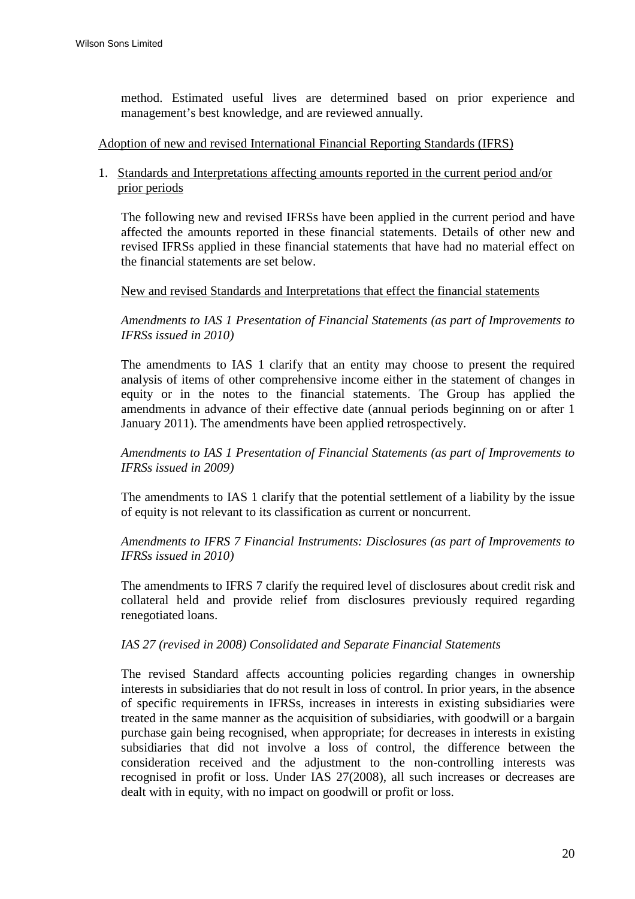method. Estimated useful lives are determined based on prior experience and management's best knowledge, and are reviewed annually.

Adoption of new and revised International Financial Reporting Standards (IFRS)

1. Standards and Interpretations affecting amounts reported in the current period and/or prior periods

The following new and revised IFRSs have been applied in the current period and have affected the amounts reported in these financial statements. Details of other new and revised IFRSs applied in these financial statements that have had no material effect on the financial statements are set below.

New and revised Standards and Interpretations that effect the financial statements

*Amendments to IAS 1 Presentation of Financial Statements (as part of Improvements to IFRSs issued in 2010)*

The amendments to IAS 1 clarify that an entity may choose to present the required analysis of items of other comprehensive income either in the statement of changes in equity or in the notes to the financial statements. The Group has applied the amendments in advance of their effective date (annual periods beginning on or after 1 January 2011). The amendments have been applied retrospectively.

*Amendments to IAS 1 Presentation of Financial Statements (as part of Improvements to IFRSs issued in 2009)*

The amendments to IAS 1 clarify that the potential settlement of a liability by the issue of equity is not relevant to its classification as current or noncurrent.

*Amendments to IFRS 7 Financial Instruments: Disclosures (as part of Improvements to IFRSs issued in 2010)*

The amendments to IFRS 7 clarify the required level of disclosures about credit risk and collateral held and provide relief from disclosures previously required regarding renegotiated loans.

*IAS 27 (revised in 2008) Consolidated and Separate Financial Statements*

The revised Standard affects accounting policies regarding changes in ownership interests in subsidiaries that do not result in loss of control. In prior years, in the absence of specific requirements in IFRSs, increases in interests in existing subsidiaries were treated in the same manner as the acquisition of subsidiaries, with goodwill or a bargain purchase gain being recognised, when appropriate; for decreases in interests in existing subsidiaries that did not involve a loss of control, the difference between the consideration received and the adjustment to the non-controlling interests was recognised in profit or loss. Under IAS 27(2008), all such increases or decreases are dealt with in equity, with no impact on goodwill or profit or loss.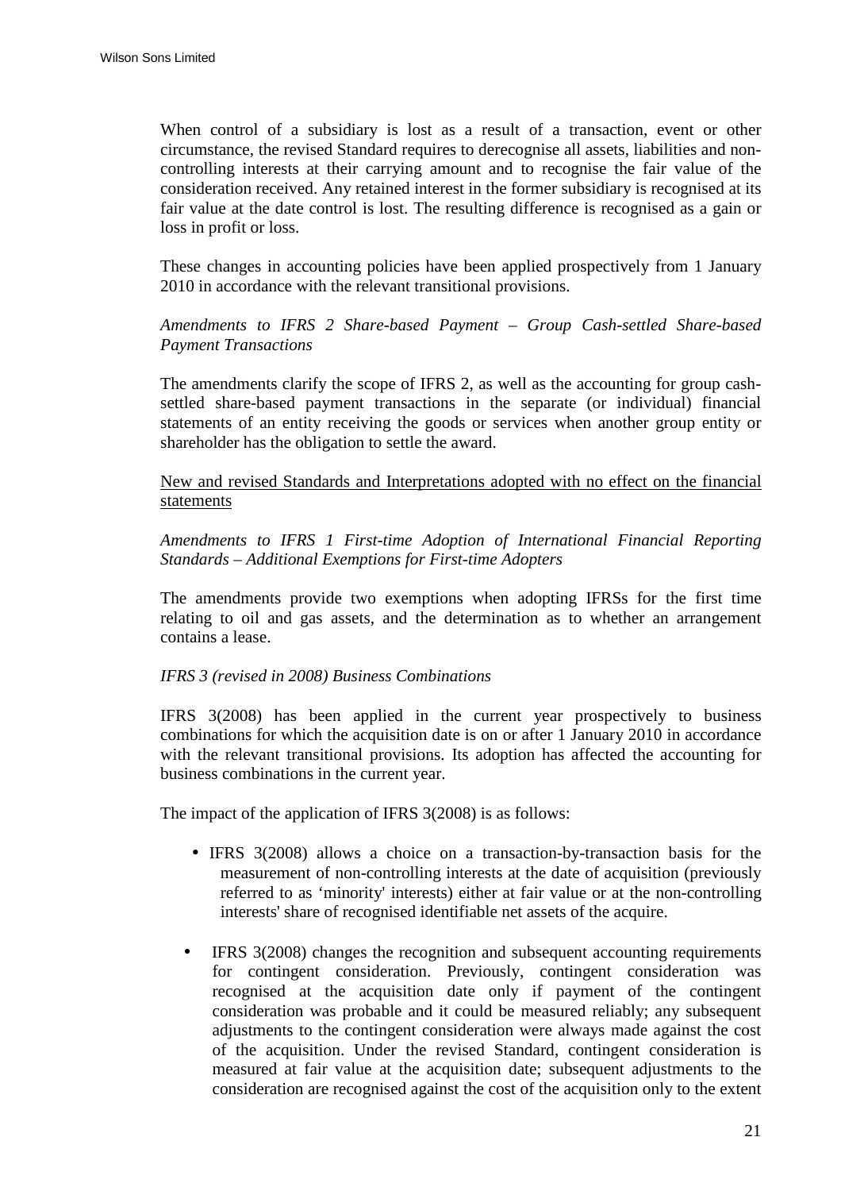When control of a subsidiary is lost as a result of a transaction, event or other circumstance, the revised Standard requires to derecognise all assets, liabilities and non-controlling interests at their carrying amount and to recognise the fair value of the consideration received. Any retained interest in the former subsidiary is recognised at its fair value at the date control is lost. The resulting difference is recognised as a gain or loss in profit or loss.

These changes in accounting policies have been applied prospectively from 1 January 2010 in accordance with the relevant transitional provisions.

*Amendments to IFRS 2 Share-based Payment – Group Cash-settled Share-based Payment Transactions*

The amendments clarify the scope of IFRS 2, as well as the accounting for group cash-settled share-based payment transactions in the separate (or individual) financial statements of an entity receiving the goods or services when another group entity or shareholder has the obligation to settle the award.

<u>New and revised Standards and Interpretations adopted with no effect on the financial statements</u>

*Amendments to IFRS 1 First-time Adoption of International Financial Reporting Standards – Additional Exemptions for First-time Adopters*

The amendments provide two exemptions when adopting IFRSs for the first time relating to oil and gas assets, and the determination as to whether an arrangement contains a lease.

*IFRS 3 (revised in 2008) Business Combinations*

IFRS 3(2008) has been applied in the current year prospectively to business combinations for which the acquisition date is on or after 1 January 2010 in accordance with the relevant transitional provisions. Its adoption has affected the accounting for business combinations in the current year.

The impact of the application of IFRS 3(2008) is as follows:

- IFRS 3(2008) allows a choice on a transaction-by-transaction basis for the measurement of non-controlling interests at the date of acquisition (previously referred to as 'minority' interests) either at fair value or at the non-controlling interests' share of recognised identifiable net assets of the acquire.

- IFRS 3(2008) changes the recognition and subsequent accounting requirements for contingent consideration. Previously, contingent consideration was recognised at the acquisition date only if payment of the contingent consideration was probable and it could be measured reliably; any subsequent adjustments to the contingent consideration were always made against the cost of the acquisition. Under the revised Standard, contingent consideration is measured at fair value at the acquisition date; subsequent adjustments to the consideration are recognised against the cost of the acquisition only to the extent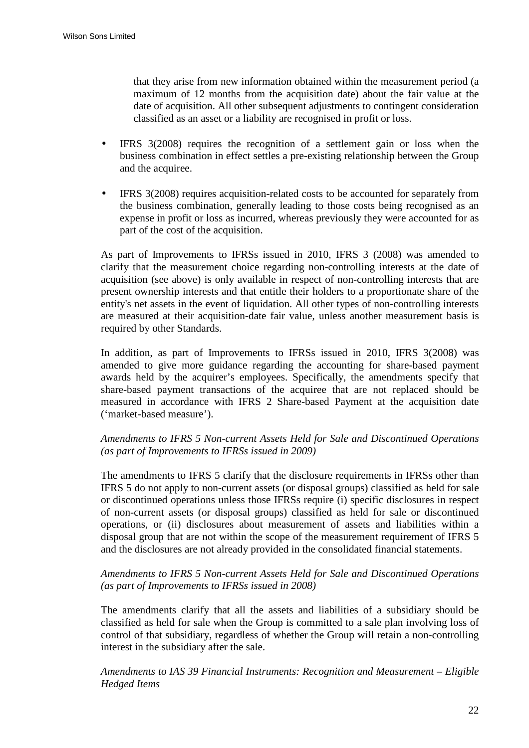that they arise from new information obtained within the measurement period (a maximum of 12 months from the acquisition date) about the fair value at the date of acquisition. All other subsequent adjustments to contingent consideration classified as an asset or a liability are recognised in profit or loss.

- IFRS 3(2008) requires the recognition of a settlement gain or loss when the business combination in effect settles a pre-existing relationship between the Group and the acquiree.

- IFRS 3(2008) requires acquisition-related costs to be accounted for separately from the business combination, generally leading to those costs being recognised as an expense in profit or loss as incurred, whereas previously they were accounted for as part of the cost of the acquisition.

As part of Improvements to IFRSs issued in 2010, IFRS 3 (2008) was amended to clarify that the measurement choice regarding non-controlling interests at the date of acquisition (see above) is only available in respect of non-controlling interests that are present ownership interests and that entitle their holders to a proportionate share of the entity's net assets in the event of liquidation. All other types of non-controlling interests are measured at their acquisition-date fair value, unless another measurement basis is required by other Standards.

In addition, as part of Improvements to IFRSs issued in 2010, IFRS 3(2008) was amended to give more guidance regarding the accounting for share-based payment awards held by the acquirer's employees. Specifically, the amendments specify that share-based payment transactions of the acquiree that are not replaced should be measured in accordance with IFRS 2 Share-based Payment at the acquisition date ('market-based measure').

*Amendments to IFRS 5 Non-current Assets Held for Sale and Discontinued Operations (as part of Improvements to IFRSs issued in 2009)*

The amendments to IFRS 5 clarify that the disclosure requirements in IFRSs other than IFRS 5 do not apply to non-current assets (or disposal groups) classified as held for sale or discontinued operations unless those IFRSs require (i) specific disclosures in respect of non-current assets (or disposal groups) classified as held for sale or discontinued operations, or (ii) disclosures about measurement of assets and liabilities within a disposal group that are not within the scope of the measurement requirement of IFRS 5 and the disclosures are not already provided in the consolidated financial statements.

*Amendments to IFRS 5 Non-current Assets Held for Sale and Discontinued Operations (as part of Improvements to IFRSs issued in 2008)*

The amendments clarify that all the assets and liabilities of a subsidiary should be classified as held for sale when the Group is committed to a sale plan involving loss of control of that subsidiary, regardless of whether the Group will retain a non-controlling interest in the subsidiary after the sale.

*Amendments to IAS 39 Financial Instruments: Recognition and Measurement – Eligible Hedged Items*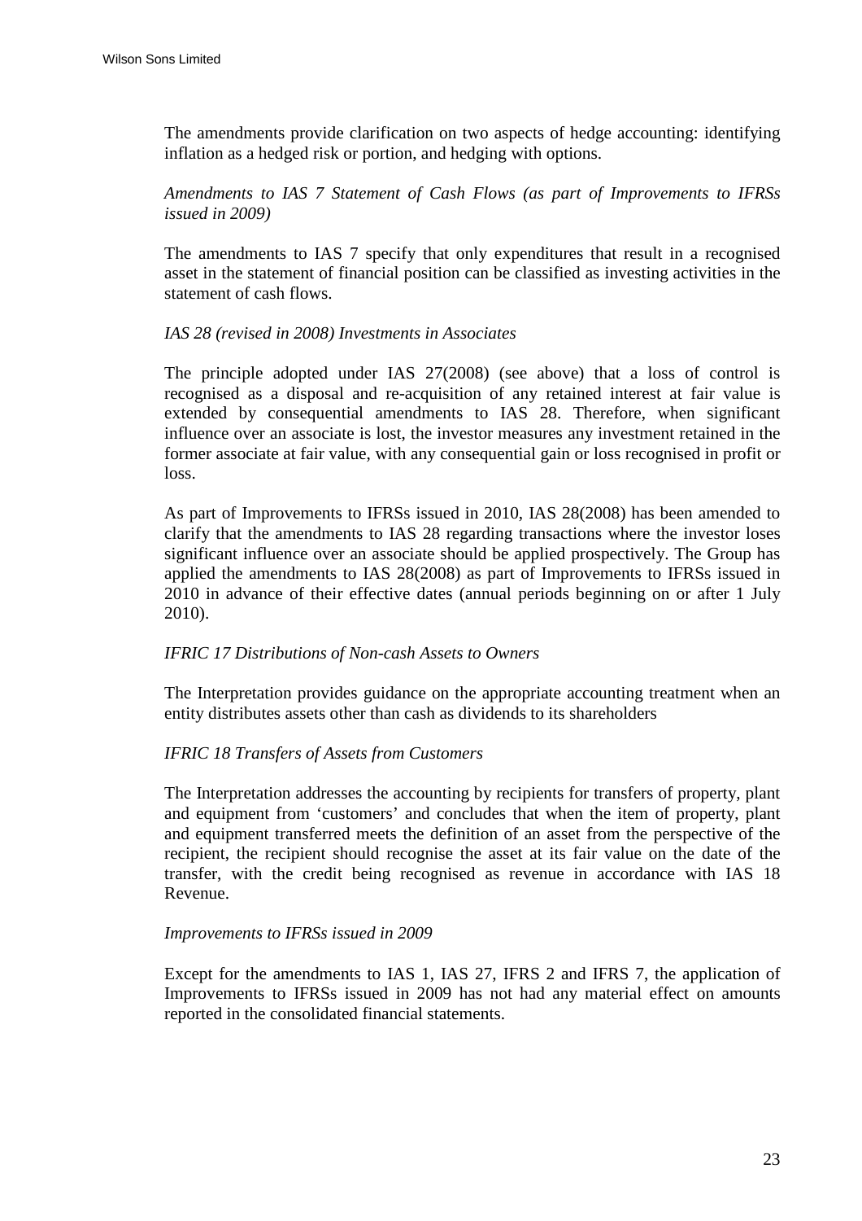The amendments provide clarification on two aspects of hedge accounting: identifying inflation as a hedged risk or portion, and hedging with options.

*Amendments to IAS 7 Statement of Cash Flows (as part of Improvements to IFRSs issued in 2009)*

The amendments to IAS 7 specify that only expenditures that result in a recognised asset in the statement of financial position can be classified as investing activities in the statement of cash flows.

*IAS 28 (revised in 2008) Investments in Associates*

The principle adopted under IAS 27(2008) (see above) that a loss of control is recognised as a disposal and re-acquisition of any retained interest at fair value is extended by consequential amendments to IAS 28. Therefore, when significant influence over an associate is lost, the investor measures any investment retained in the former associate at fair value, with any consequential gain or loss recognised in profit or loss.

As part of Improvements to IFRSs issued in 2010, IAS 28(2008) has been amended to clarify that the amendments to IAS 28 regarding transactions where the investor loses significant influence over an associate should be applied prospectively. The Group has applied the amendments to IAS 28(2008) as part of Improvements to IFRSs issued in 2010 in advance of their effective dates (annual periods beginning on or after 1 July 2010).

*IFRIC 17 Distributions of Non-cash Assets to Owners*

The Interpretation provides guidance on the appropriate accounting treatment when an entity distributes assets other than cash as dividends to its shareholders

*IFRIC 18 Transfers of Assets from Customers*

The Interpretation addresses the accounting by recipients for transfers of property, plant and equipment from 'customers' and concludes that when the item of property, plant and equipment transferred meets the definition of an asset from the perspective of the recipient, the recipient should recognise the asset at its fair value on the date of the transfer, with the credit being recognised as revenue in accordance with IAS 18 Revenue.

*Improvements to IFRSs issued in 2009*

Except for the amendments to IAS 1, IAS 27, IFRS 2 and IFRS 7, the application of Improvements to IFRSs issued in 2009 has not had any material effect on amounts reported in the consolidated financial statements.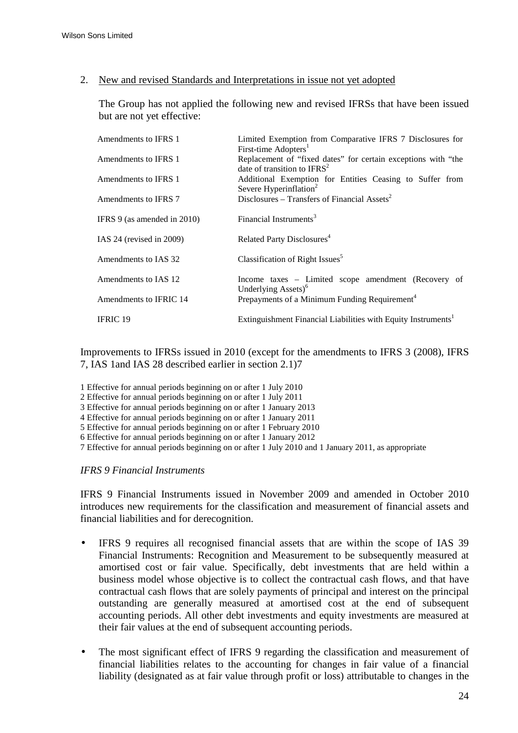2. New and revised Standards and Interpretations in issue not yet adopted

The Group has not applied the following new and revised IFRSs that have been issued but are not yet effective:

| | |
|---|---|
| Amendments to IFRS 1 | Limited Exemption from Comparative IFRS 7 Disclosures for First-time Adopters[1] |
| Amendments to IFRS 1 | Replacement of "fixed dates" for certain exceptions with "the date of transition to IFRS[2] |
| Amendments to IFRS 1 | Additional Exemption for Entities Ceasing to Suffer from Severe Hyperinflation[2] |
| Amendments to IFRS 7 | Disclosures – Transfers of Financial Assets[2] |
| IFRS 9 (as amended in 2010) | Financial Instruments[3] |
| IAS 24 (revised in 2009) | Related Party Disclosures[4] |
| Amendments to IAS 32 | Classification of Right Issues[5] |
| Amendments to IAS 12 | Income taxes – Limited scope amendment (Recovery of Underlying Assets)[6] |
| Amendments to IFRIC 14 | Prepayments of a Minimum Funding Requirement[4] |
| IFRIC 19 | Extinguishment Financial Liabilities with Equity Instruments[1] |

Improvements to IFRSs issued in 2010 (except for the amendments to IFRS 3 (2008), IFRS 7, IAS 1and IAS 28 described earlier in section 2.1)7

1 Effective for annual periods beginning on or after 1 July 2010
2 Effective for annual periods beginning on or after 1 July 2011
3 Effective for annual periods beginning on or after 1 January 2013
4 Effective for annual periods beginning on or after 1 January 2011
5 Effective for annual periods beginning on or after 1 February 2010
6 Effective for annual periods beginning on or after 1 January 2012
7 Effective for annual periods beginning on or after 1 July 2010 and 1 January 2011, as appropriate

*IFRS 9 Financial Instruments*

IFRS 9 Financial Instruments issued in November 2009 and amended in October 2010 introduces new requirements for the classification and measurement of financial assets and financial liabilities and for derecognition.

- IFRS 9 requires all recognised financial assets that are within the scope of IAS 39 Financial Instruments: Recognition and Measurement to be subsequently measured at amortised cost or fair value. Specifically, debt investments that are held within a business model whose objective is to collect the contractual cash flows, and that have contractual cash flows that are solely payments of principal and interest on the principal outstanding are generally measured at amortised cost at the end of subsequent accounting periods. All other debt investments and equity investments are measured at their fair values at the end of subsequent accounting periods.

- The most significant effect of IFRS 9 regarding the classification and measurement of financial liabilities relates to the accounting for changes in fair value of a financial liability (designated as at fair value through profit or loss) attributable to changes in the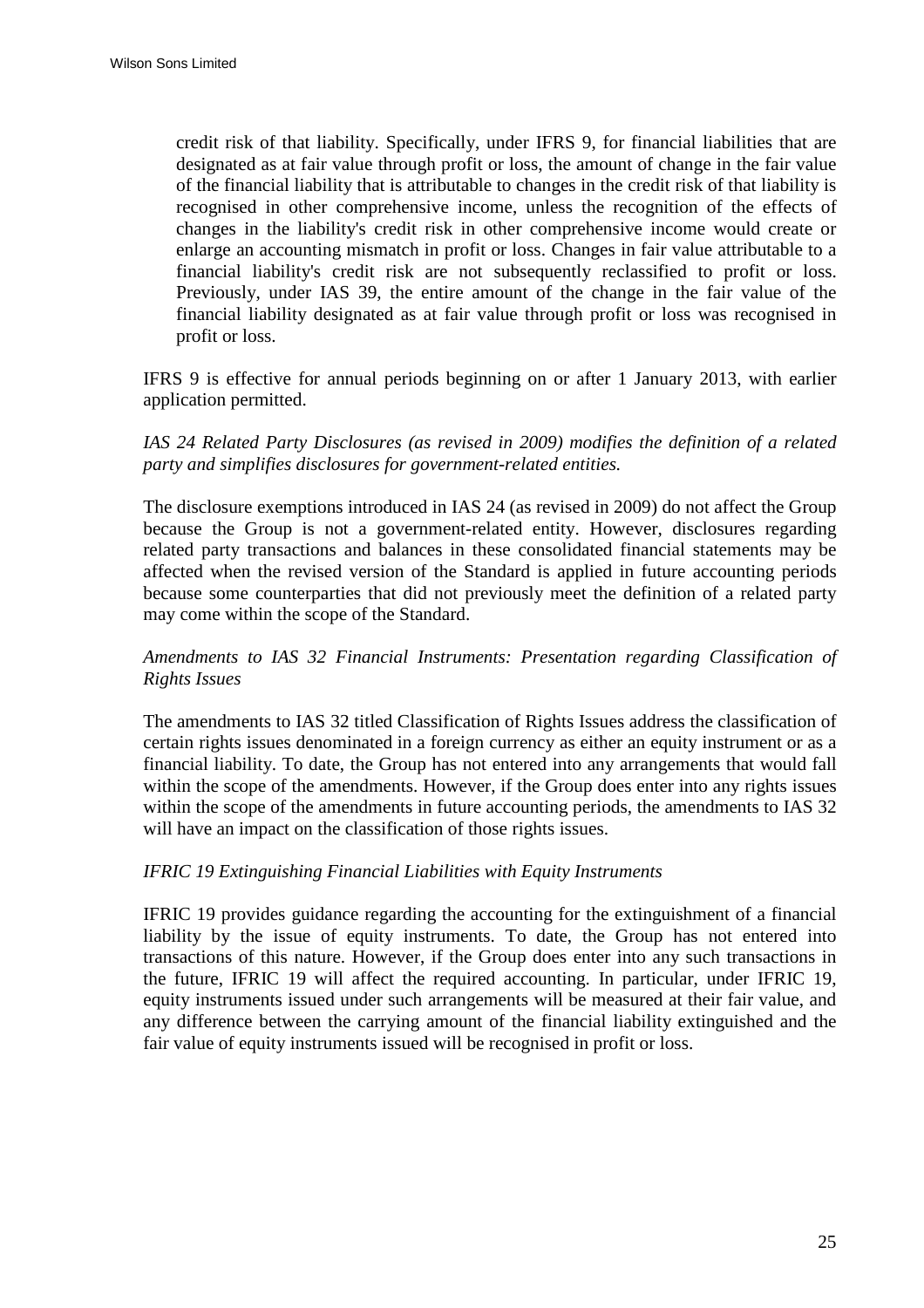credit risk of that liability. Specifically, under IFRS 9, for financial liabilities that are designated as at fair value through profit or loss, the amount of change in the fair value of the financial liability that is attributable to changes in the credit risk of that liability is recognised in other comprehensive income, unless the recognition of the effects of changes in the liability's credit risk in other comprehensive income would create or enlarge an accounting mismatch in profit or loss. Changes in fair value attributable to a financial liability's credit risk are not subsequently reclassified to profit or loss. Previously, under IAS 39, the entire amount of the change in the fair value of the financial liability designated as at fair value through profit or loss was recognised in profit or loss.

IFRS 9 is effective for annual periods beginning on or after 1 January 2013, with earlier application permitted.

*IAS 24 Related Party Disclosures (as revised in 2009) modifies the definition of a related party and simplifies disclosures for government-related entities.*

The disclosure exemptions introduced in IAS 24 (as revised in 2009) do not affect the Group because the Group is not a government-related entity. However, disclosures regarding related party transactions and balances in these consolidated financial statements may be affected when the revised version of the Standard is applied in future accounting periods because some counterparties that did not previously meet the definition of a related party may come within the scope of the Standard.

*Amendments to IAS 32 Financial Instruments: Presentation regarding Classification of Rights Issues*

The amendments to IAS 32 titled Classification of Rights Issues address the classification of certain rights issues denominated in a foreign currency as either an equity instrument or as a financial liability. To date, the Group has not entered into any arrangements that would fall within the scope of the amendments. However, if the Group does enter into any rights issues within the scope of the amendments in future accounting periods, the amendments to IAS 32 will have an impact on the classification of those rights issues.

*IFRIC 19 Extinguishing Financial Liabilities with Equity Instruments*

IFRIC 19 provides guidance regarding the accounting for the extinguishment of a financial liability by the issue of equity instruments. To date, the Group has not entered into transactions of this nature. However, if the Group does enter into any such transactions in the future, IFRIC 19 will affect the required accounting. In particular, under IFRIC 19, equity instruments issued under such arrangements will be measured at their fair value, and any difference between the carrying amount of the financial liability extinguished and the fair value of equity instruments issued will be recognised in profit or loss.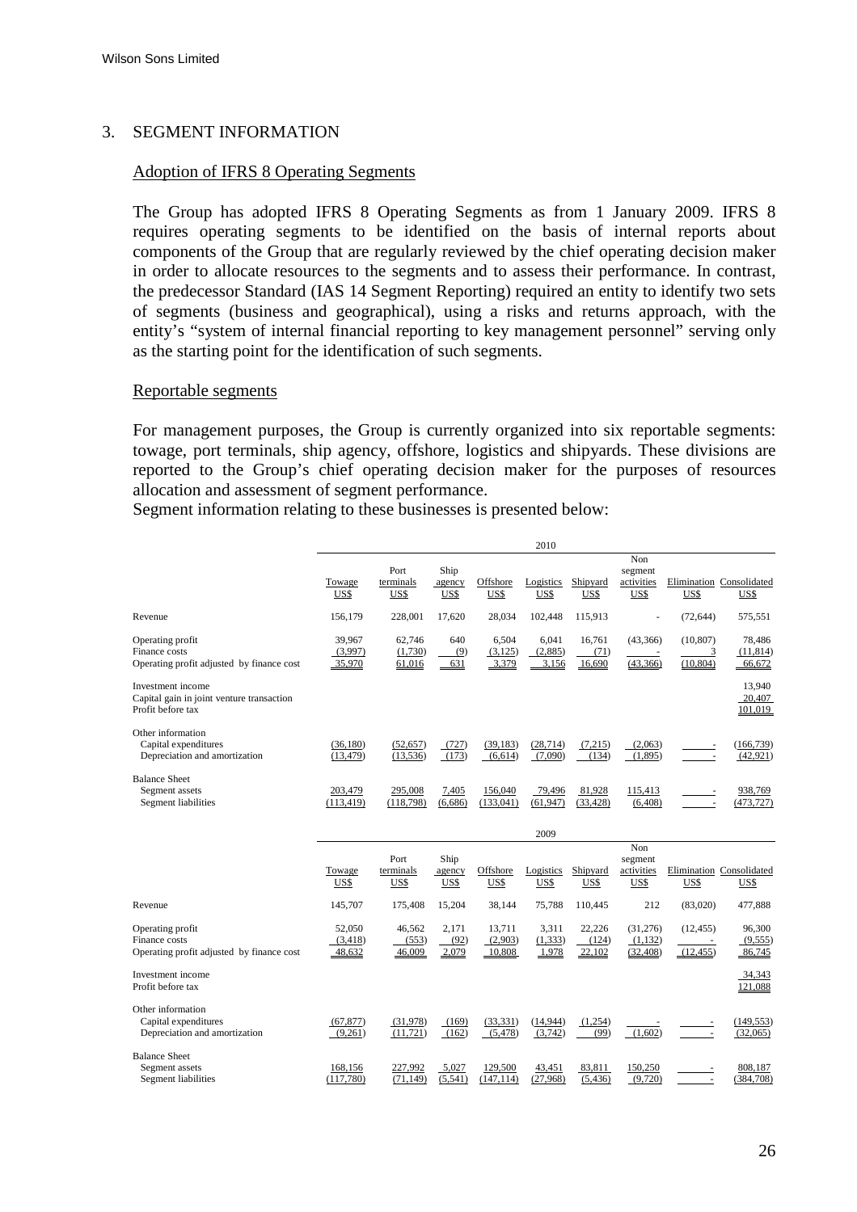## 3. SEGMENT INFORMATION

### Adoption of IFRS 8 Operating Segments

The Group has adopted IFRS 8 Operating Segments as from 1 January 2009. IFRS 8 requires operating segments to be identified on the basis of internal reports about components of the Group that are regularly reviewed by the chief operating decision maker in order to allocate resources to the segments and to assess their performance. In contrast, the predecessor Standard (IAS 14 Segment Reporting) required an entity to identify two sets of segments (business and geographical), using a risks and returns approach, with the entity's "system of internal financial reporting to key management personnel" serving only as the starting point for the identification of such segments.

### Reportable segments

For management purposes, the Group is currently organized into six reportable segments: towage, port terminals, ship agency, offshore, logistics and shipyards. These divisions are reported to the Group's chief operating decision maker for the purposes of resources allocation and assessment of segment performance.

Segment information relating to these businesses is presented below:

| 2010 | Towage US$ | Port terminals US$ | Ship agency US$ | Offshore US$ | Logistics US$ | Shipyard US$ | Non segment activities US$ | Elimination US$ | Consolidated US$ |
|---|---|---|---|---|---|---|---|---|---|
| Revenue | 156,179 | 228,001 | 17,620 | 28,034 | 102,448 | 115,913 | - | (72,644) | 575,551 |
| Operating profit | 39,967 | 62,746 | 640 | 6,504 | 6,041 | 16,761 | (43,366) | (10,807) | 78,486 |
| Finance costs | (3,997) | (1,730) | (9) | (3,125) | (2,885) | (71) | - | 3 | (11,814) |
| Operating profit adjusted by finance cost | 35,970 | 61,016 | 631 | 3,379 | 3,156 | 16,690 | (43,366) | (10,804) | 66,672 |
| Investment income | | | | | | | | | 13,940 |
| Capital gain in joint venture transaction | | | | | | | | | 20,407 |
| Profit before tax | | | | | | | | | 101,019 |
| Other information | | | | | | | | | |
| Capital expenditures | (36,180) | (52,657) | (727) | (39,183) | (28,714) | (7,215) | (2,063) | - | (166,739) |
| Depreciation and amortization | (13,479) | (13,536) | (173) | (6,614) | (7,090) | (134) | (1,895) | - | (42,921) |
| Balance Sheet | | | | | | | | | |
| Segment assets | 203,479 | 295,008 | 7,405 | 156,040 | 79,496 | 81,928 | 115,413 | - | 938,769 |
| Segment liabilities | (113,419) | (118,798) | (6,686) | (133,041) | (61,947) | (33,428) | (6,408) | - | (473,727) |

| 2009 | Towage US$ | Port terminals US$ | Ship agency US$ | Offshore US$ | Logistics US$ | Shipyard US$ | Non segment activities US$ | Elimination US$ | Consolidated US$ |
|---|---|---|---|---|---|---|---|---|---|
| Revenue | 145,707 | 175,408 | 15,204 | 38,144 | 75,788 | 110,445 | 212 | (83,020) | 477,888 |
| Operating profit | 52,050 | 46,562 | 2,171 | 13,711 | 3,311 | 22,226 | (31,276) | (12,455) | 96,300 |
| Finance costs | (3,418) | (553) | (92) | (2,903) | (1,333) | (124) | (1,132) | - | (9,555) |
| Operating profit adjusted by finance cost | 48,632 | 46,009 | 2,079 | 10,808 | 1,978 | 22,102 | (32,408) | (12,455) | 86,745 |
| Investment income | | | | | | | | | 34,343 |
| Profit before tax | | | | | | | | | 121,088 |
| Other information | | | | | | | | | |
| Capital expenditures | (67,877) | (31,978) | (169) | (33,331) | (14,944) | (1,254) | - | - | (149,553) |
| Depreciation and amortization | (9,261) | (11,721) | (162) | (5,478) | (3,742) | (99) | (1,602) | - | (32,065) |
| Balance Sheet | | | | | | | | | |
| Segment assets | 168,156 | 227,992 | 5,027 | 129,500 | 43,451 | 83,811 | 150,250 | - | 808,187 |
| Segment liabilities | (117,780) | (71,149) | (5,541) | (147,114) | (27,968) | (5,436) | (9,720) | - | (384,708) |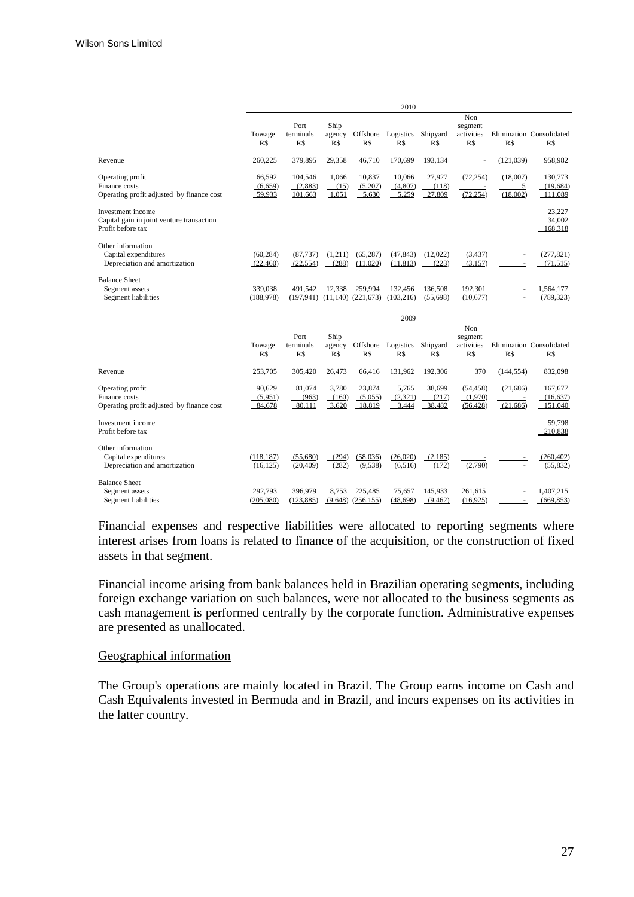| | 2010 | | | | | | | | |
|---|---|---|---|---|---|---|---|---|---|
| | Towage R$ | Port terminals R$ | Ship agency R$ | Offshore R$ | Logistics R$ | Shipyard R$ | Non segment activities R$ | Elimination R$ | Consolidated R$ |
| Revenue | 260,225 | 379,895 | 29,358 | 46,710 | 170,699 | 193,134 | - | (121,039) | 958,982 |
| Operating profit | 66,592 | 104,546 | 1,066 | 10,837 | 10,066 | 27,927 | (72,254) | (18,007) | 130,773 |
| Finance costs | (6,659) | (2,883) | (15) | (5,207) | (4,807) | (118) | - | 5 | (19,684) |
| Operating profit adjusted by finance cost | 59,933 | 101,663 | 1,051 | 5,630 | 5,259 | 27,809 | (72,254) | (18,002) | 111,089 |
| Investment income | | | | | | | | | 23,227 |
| Capital gain in joint venture transaction | | | | | | | | | 34,002 |
| Profit before tax | | | | | | | | | 168,318 |
| Other information | | | | | | | | | |
| Capital expenditures | (60,284) | (87,737) | (1,211) | (65,287) | (47,843) | (12,022) | (3,437) | - | (277,821) |
| Depreciation and amortization | (22,460) | (22,554) | (288) | (11,020) | (11,813) | (223) | (3,157) | - | (71,515) |
| Balance Sheet | | | | | | | | | |
| Segment assets | 339,038 | 491,542 | 12,338 | 259,994 | 132,456 | 136,508 | 192,301 | - | 1,564,177 |
| Segment liabilities | (188,978) | (197,941) | (11,140) | (221,673) | (103,216) | (55,698) | (10,677) | - | (789,323) |

| | 2009 | | | | | | | | |
|---|---|---|---|---|---|---|---|---|---|
| | Towage R$ | Port terminals R$ | Ship agency R$ | Offshore R$ | Logistics R$ | Shipyard R$ | Non segment activities R$ | Elimination R$ | Consolidated R$ |
| Revenue | 253,705 | 305,420 | 26,473 | 66,416 | 131,962 | 192,306 | 370 | (144,554) | 832,098 |
| Operating profit | 90,629 | 81,074 | 3,780 | 23,874 | 5,765 | 38,699 | (54,458) | (21,686) | 167,677 |
| Finance costs | (5,951) | (963) | (160) | (5,055) | (2,321) | (217) | (1,970) | - | (16,637) |
| Operating profit adjusted by finance cost | 84,678 | 80,111 | 3,620 | 18,819 | 3,444 | 38,482 | (56,428) | (21,686) | 151,040 |
| Investment income | | | | | | | | | 59,798 |
| Profit before tax | | | | | | | | | 210,838 |
| Other information | | | | | | | | | |
| Capital expenditures | (118,187) | (55,680) | (294) | (58,036) | (26,020) | (2,185) | - | - | (260,402) |
| Depreciation and amortization | (16,125) | (20,409) | (282) | (9,538) | (6,516) | (172) | (2,790) | - | (55,832) |
| Balance Sheet | | | | | | | | | |
| Segment assets | 292,793 | 396,979 | 8,753 | 225,485 | 75,657 | 145,933 | 261,615 | - | 1,407,215 |
| Segment liabilities | (205,080) | (123,885) | (9,648) | (256,155) | (48,698) | (9,462) | (16,925) | - | (669,853) |

Financial expenses and respective liabilities were allocated to reporting segments where interest arises from loans is related to finance of the acquisition, or the construction of fixed assets in that segment.

Financial income arising from bank balances held in Brazilian operating segments, including foreign exchange variation on such balances, were not allocated to the business segments as cash management is performed centrally by the corporate function. Administrative expenses are presented as unallocated.

Geographical information

The Group's operations are mainly located in Brazil. The Group earns income on Cash and Cash Equivalents invested in Bermuda and in Brazil, and incurs expenses on its activities in the latter country.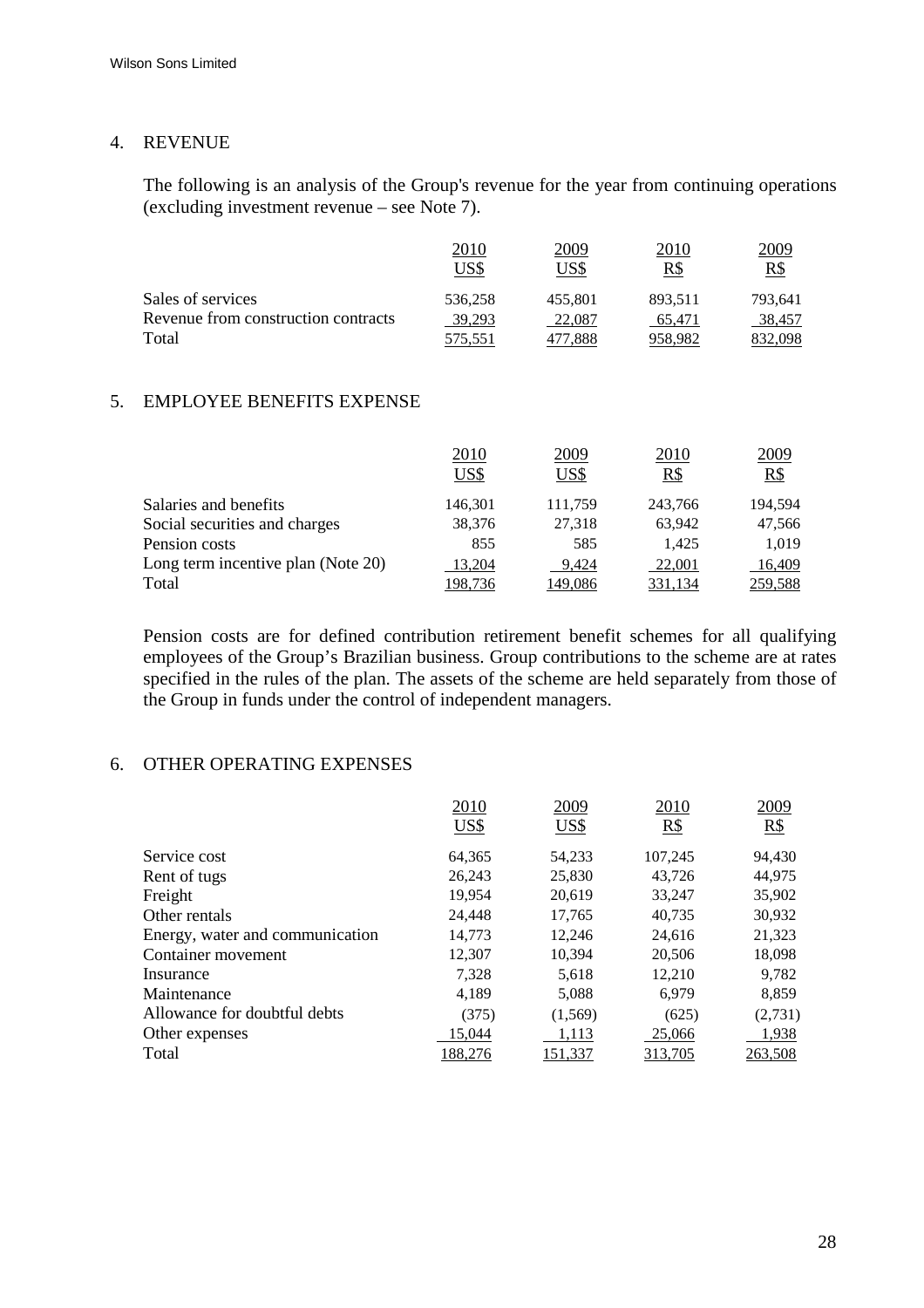## 4. REVENUE

The following is an analysis of the Group's revenue for the year from continuing operations (excluding investment revenue – see Note 7).

| | 2010<br>US$ | 2009<br>US$ | 2010<br>R$ | 2009<br>R$ |
|---|---|---|---|---|
| Sales of services | 536,258 | 455,801 | 893,511 | 793,641 |
| Revenue from construction contracts | 39,293 | 22,087 | 65,471 | 38,457 |
| Total | 575,551 | 477,888 | 958,982 | 832,098 |

## 5. EMPLOYEE BENEFITS EXPENSE

| | 2010<br>US$ | 2009<br>US$ | 2010<br>R$ | 2009<br>R$ |
|---|---|---|---|---|
| Salaries and benefits | 146,301 | 111,759 | 243,766 | 194,594 |
| Social securities and charges | 38,376 | 27,318 | 63,942 | 47,566 |
| Pension costs | 855 | 585 | 1,425 | 1,019 |
| Long term incentive plan (Note 20) | 13,204 | 9,424 | 22,001 | 16,409 |
| Total | 198,736 | 149,086 | 331,134 | 259,588 |

Pension costs are for defined contribution retirement benefit schemes for all qualifying employees of the Group's Brazilian business. Group contributions to the scheme are at rates specified in the rules of the plan. The assets of the scheme are held separately from those of the Group in funds under the control of independent managers.

## 6. OTHER OPERATING EXPENSES

| | 2010<br>US$ | 2009<br>US$ | 2010<br>R$ | 2009<br>R$ |
|---|---|---|---|---|
| Service cost | 64,365 | 54,233 | 107,245 | 94,430 |
| Rent of tugs | 26,243 | 25,830 | 43,726 | 44,975 |
| Freight | 19,954 | 20,619 | 33,247 | 35,902 |
| Other rentals | 24,448 | 17,765 | 40,735 | 30,932 |
| Energy, water and communication | 14,773 | 12,246 | 24,616 | 21,323 |
| Container movement | 12,307 | 10,394 | 20,506 | 18,098 |
| Insurance | 7,328 | 5,618 | 12,210 | 9,782 |
| Maintenance | 4,189 | 5,088 | 6,979 | 8,859 |
| Allowance for doubtful debts | (375) | (1,569) | (625) | (2,731) |
| Other expenses | 15,044 | 1,113 | 25,066 | 1,938 |
| Total | 188,276 | 151,337 | 313,705 | 263,508 |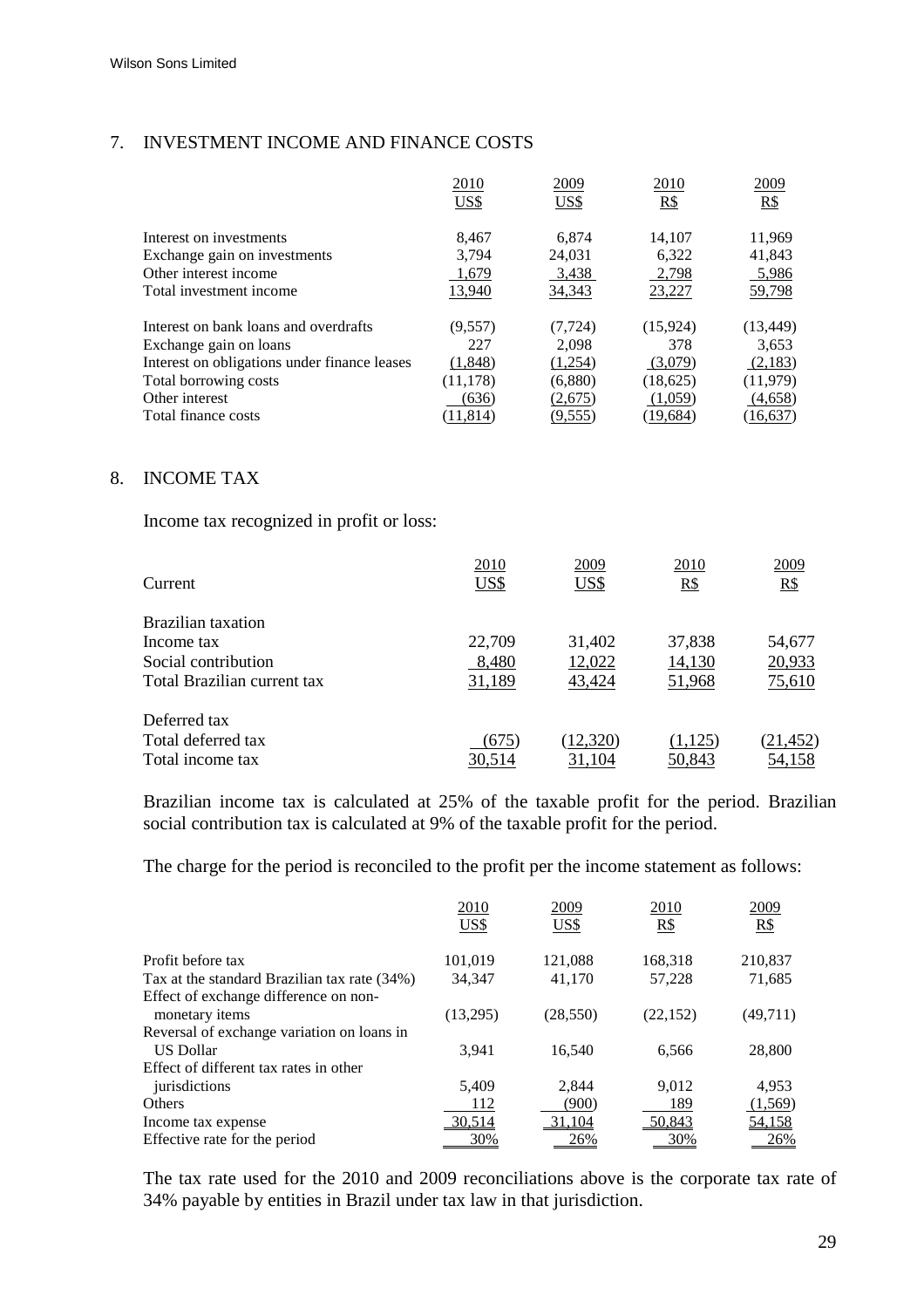## 7. INVESTMENT INCOME AND FINANCE COSTS

| | 2010 US$ | 2009 US$ | 2010 R$ | 2009 R$ |
|---|---|---|---|---|
| Interest on investments | 8,467 | 6,874 | 14,107 | 11,969 |
| Exchange gain on investments | 3,794 | 24,031 | 6,322 | 41,843 |
| Other interest income | 1,679 | 3,438 | 2,798 | 5,986 |
| Total investment income | 13,940 | 34,343 | 23,227 | 59,798 |
| | | | | |
| Interest on bank loans and overdrafts | (9,557) | (7,724) | (15,924) | (13,449) |
| Exchange gain on loans | 227 | 2,098 | 378 | 3,653 |
| Interest on obligations under finance leases | (1,848) | (1,254) | (3,079) | (2,183) |
| Total borrowing costs | (11,178) | (6,880) | (18,625) | (11,979) |
| Other interest | (636) | (2,675) | (1,059) | (4,658) |
| Total finance costs | (11,814) | (9,555) | (19,684) | (16,637) |

## 8. INCOME TAX

Income tax recognized in profit or loss:

| Current | 2010 US$ | 2009 US$ | 2010 R$ | 2009 R$ |
|---|---|---|---|---|
| Brazilian taxation | | | | |
| Income tax | 22,709 | 31,402 | 37,838 | 54,677 |
| Social contribution | 8,480 | 12,022 | 14,130 | 20,933 |
| Total Brazilian current tax | 31,189 | 43,424 | 51,968 | 75,610 |
| | | | | |
| Deferred tax | | | | |
| Total deferred tax | (675) | (12,320) | (1,125) | (21,452) |
| Total income tax | 30,514 | 31,104 | 50,843 | 54,158 |

Brazilian income tax is calculated at 25% of the taxable profit for the period. Brazilian social contribution tax is calculated at 9% of the taxable profit for the period.

The charge for the period is reconciled to the profit per the income statement as follows:

| | 2010 US$ | 2009 US$ | 2010 R$ | 2009 R$ |
|---|---|---|---|---|
| Profit before tax | 101,019 | 121,088 | 168,318 | 210,837 |
| Tax at the standard Brazilian tax rate (34%) | 34,347 | 41,170 | 57,228 | 71,685 |
| Effect of exchange difference on non-monetary items | (13,295) | (28,550) | (22,152) | (49,711) |
| Reversal of exchange variation on loans in US Dollar | 3,941 | 16,540 | 6,566 | 28,800 |
| Effect of different tax rates in other jurisdictions | 5,409 | 2,844 | 9,012 | 4,953 |
| Others | 112 | (900) | 189 | (1,569) |
| Income tax expense | 30,514 | 31,104 | 50,843 | 54,158 |
| Effective rate for the period | 30% | 26% | 30% | 26% |

The tax rate used for the 2010 and 2009 reconciliations above is the corporate tax rate of 34% payable by entities in Brazil under tax law in that jurisdiction.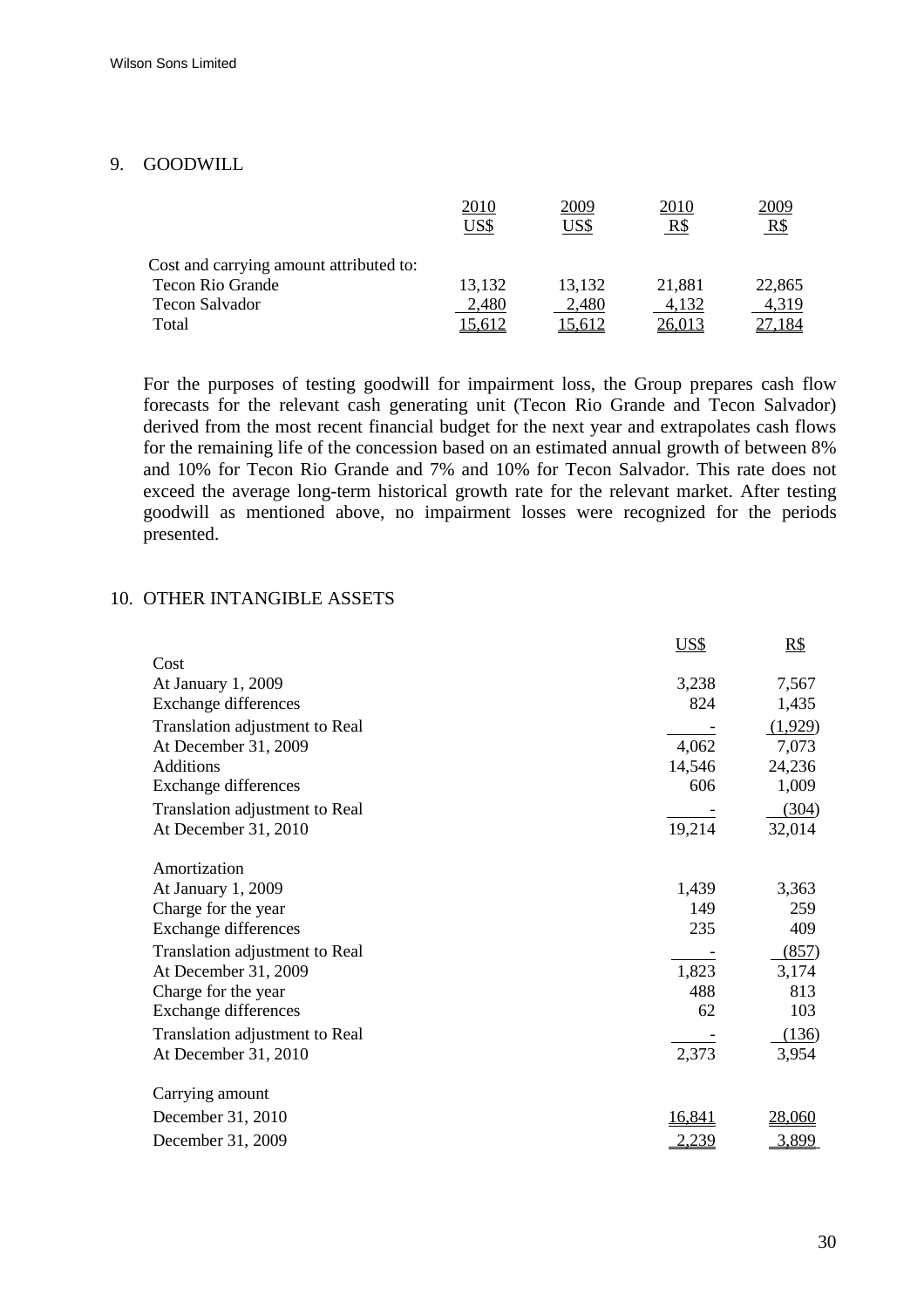## 9. GOODWILL

| | 2010 US$ | 2009 US$ | 2010 R$ | 2009 R$ |
|---|---|---|---|---|
| Cost and carrying amount attributed to: | | | | |
| Tecon Rio Grande | 13,132 | 13,132 | 21,881 | 22,865 |
| Tecon Salvador | 2,480 | 2,480 | 4,132 | 4,319 |
| Total | 15,612 | 15,612 | 26,013 | 27,184 |

For the purposes of testing goodwill for impairment loss, the Group prepares cash flow forecasts for the relevant cash generating unit (Tecon Rio Grande and Tecon Salvador) derived from the most recent financial budget for the next year and extrapolates cash flows for the remaining life of the concession based on an estimated annual growth of between 8% and 10% for Tecon Rio Grande and 7% and 10% for Tecon Salvador. This rate does not exceed the average long-term historical growth rate for the relevant market. After testing goodwill as mentioned above, no impairment losses were recognized for the periods presented.

## 10. OTHER INTANGIBLE ASSETS

| | US$ | R$ |
|---|---|---|
| Cost | | |
| At January 1, 2009 | 3,238 | 7,567 |
| Exchange differences | 824 | 1,435 |
| Translation adjustment to Real | - | (1,929) |
| At December 31, 2009 | 4,062 | 7,073 |
| Additions | 14,546 | 24,236 |
| Exchange differences | 606 | 1,009 |
| Translation adjustment to Real | - | (304) |
| At December 31, 2010 | 19,214 | 32,014 |
| | | |
| Amortization | | |
| At January 1, 2009 | 1,439 | 3,363 |
| Charge for the year | 149 | 259 |
| Exchange differences | 235 | 409 |
| Translation adjustment to Real | - | (857) |
| At December 31, 2009 | 1,823 | 3,174 |
| Charge for the year | 488 | 813 |
| Exchange differences | 62 | 103 |
| Translation adjustment to Real | - | (136) |
| At December 31, 2010 | 2,373 | 3,954 |
| | | |
| Carrying amount | | |
| December 31, 2010 | 16,841 | 28,060 |
| December 31, 2009 | 2,239 | 3,899 |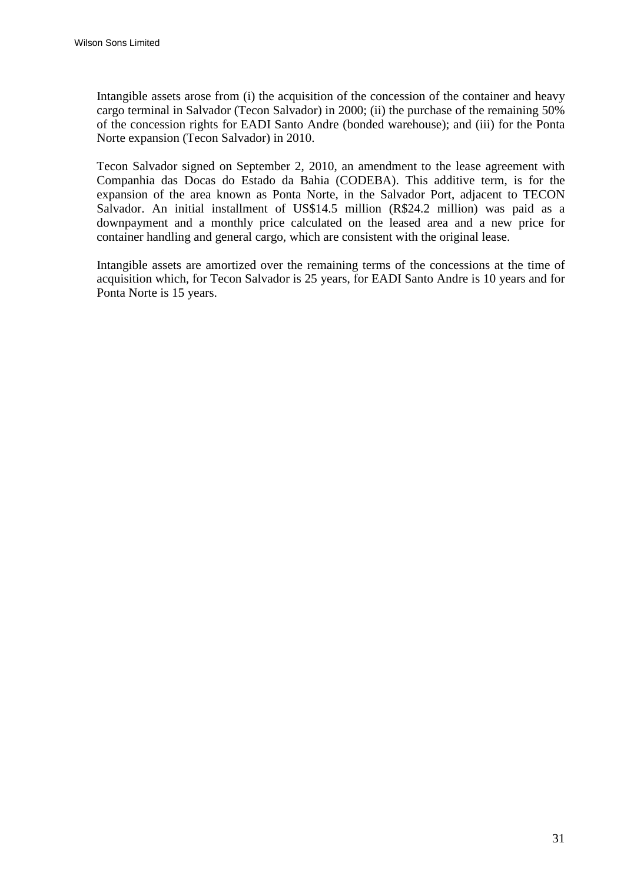Intangible assets arose from (i) the acquisition of the concession of the container and heavy cargo terminal in Salvador (Tecon Salvador) in 2000; (ii) the purchase of the remaining 50% of the concession rights for EADI Santo Andre (bonded warehouse); and (iii) for the Ponta Norte expansion (Tecon Salvador) in 2010.

Tecon Salvador signed on September 2, 2010, an amendment to the lease agreement with Companhia das Docas do Estado da Bahia (CODEBA). This additive term, is for the expansion of the area known as Ponta Norte, in the Salvador Port, adjacent to TECON Salvador. An initial installment of US$14.5 million (R$24.2 million) was paid as a downpayment and a monthly price calculated on the leased area and a new price for container handling and general cargo, which are consistent with the original lease.

Intangible assets are amortized over the remaining terms of the concessions at the time of acquisition which, for Tecon Salvador is 25 years, for EADI Santo Andre is 10 years and for Ponta Norte is 15 years.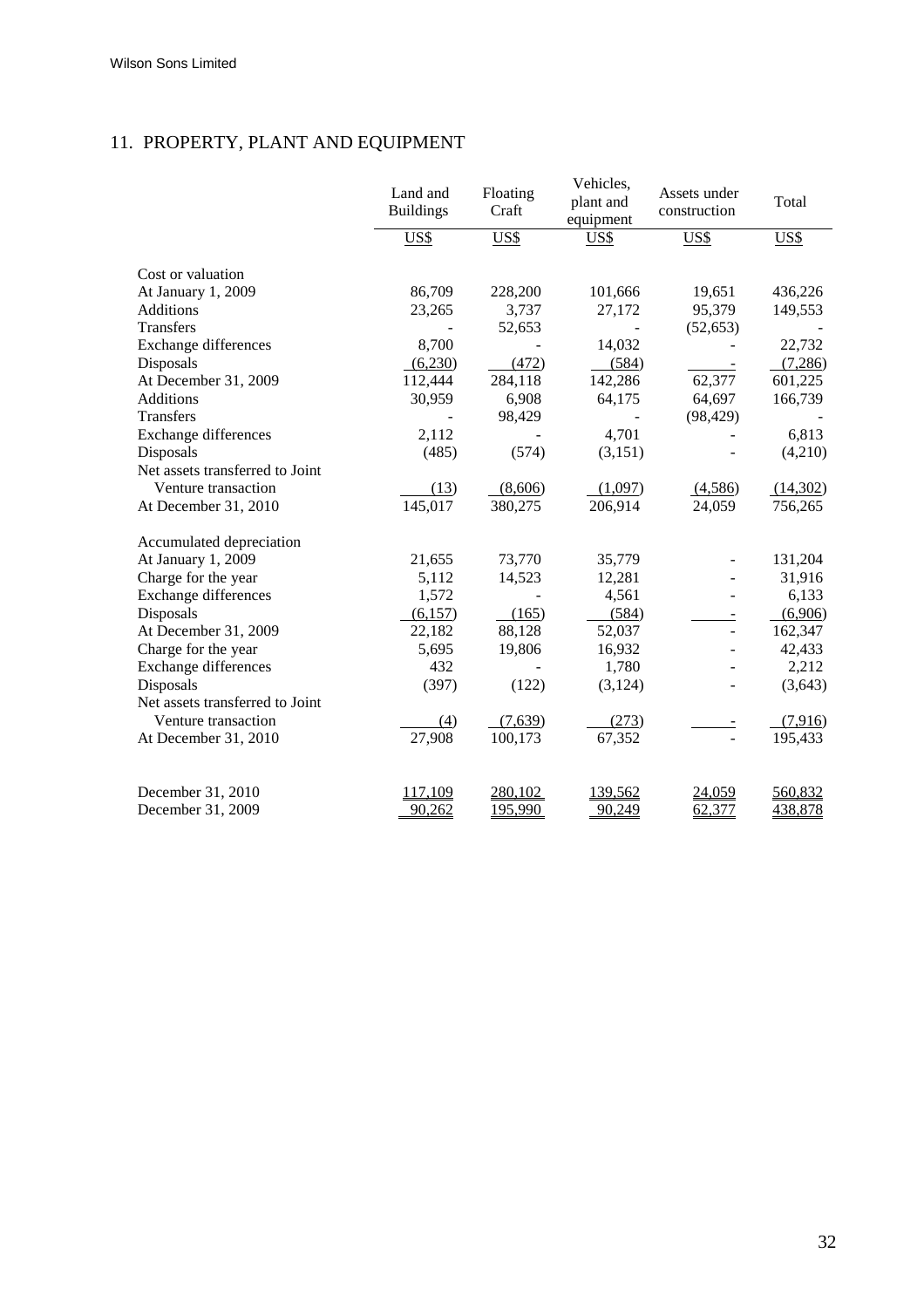## 11. PROPERTY, PLANT AND EQUIPMENT

| | Land and Buildings | Floating Craft | Vehicles, plant and equipment | Assets under construction | Total |
|---|---|---|---|---|---|
| | US$ | US$ | US$ | US$ | US$ |
| Cost or valuation | | | | | |
| At January 1, 2009 | 86,709 | 228,200 | 101,666 | 19,651 | 436,226 |
| Additions | 23,265 | 3,737 | 27,172 | 95,379 | 149,553 |
| Transfers | - | 52,653 | - | (52,653) | - |
| Exchange differences | 8,700 | - | 14,032 | - | 22,732 |
| Disposals | (6,230) | (472) | (584) | - | (7,286) |
| At December 31, 2009 | 112,444 | 284,118 | 142,286 | 62,377 | 601,225 |
| Additions | 30,959 | 6,908 | 64,175 | 64,697 | 166,739 |
| Transfers | - | 98,429 | - | (98,429) | - |
| Exchange differences | 2,112 | - | 4,701 | - | 6,813 |
| Disposals | (485) | (574) | (3,151) | - | (4,210) |
| Net assets transferred to Joint Venture transaction | (13) | (8,606) | (1,097) | (4,586) | (14,302) |
| At December 31, 2010 | 145,017 | 380,275 | 206,914 | 24,059 | 756,265 |
| Accumulated depreciation | | | | | |
| At January 1, 2009 | 21,655 | 73,770 | 35,779 | - | 131,204 |
| Charge for the year | 5,112 | 14,523 | 12,281 | - | 31,916 |
| Exchange differences | 1,572 | - | 4,561 | - | 6,133 |
| Disposals | (6,157) | (165) | (584) | - | (6,906) |
| At December 31, 2009 | 22,182 | 88,128 | 52,037 | - | 162,347 |
| Charge for the year | 5,695 | 19,806 | 16,932 | - | 42,433 |
| Exchange differences | 432 | - | 1,780 | - | 2,212 |
| Disposals | (397) | (122) | (3,124) | - | (3,643) |
| Net assets transferred to Joint Venture transaction | (4) | (7,639) | (273) | - | (7,916) |
| At December 31, 2010 | 27,908 | 100,173 | 67,352 | - | 195,433 |
| December 31, 2010 | 117,109 | 280,102 | 139,562 | 24,059 | 560,832 |
| December 31, 2009 | 90,262 | 195,990 | 90,249 | 62,377 | 438,878 |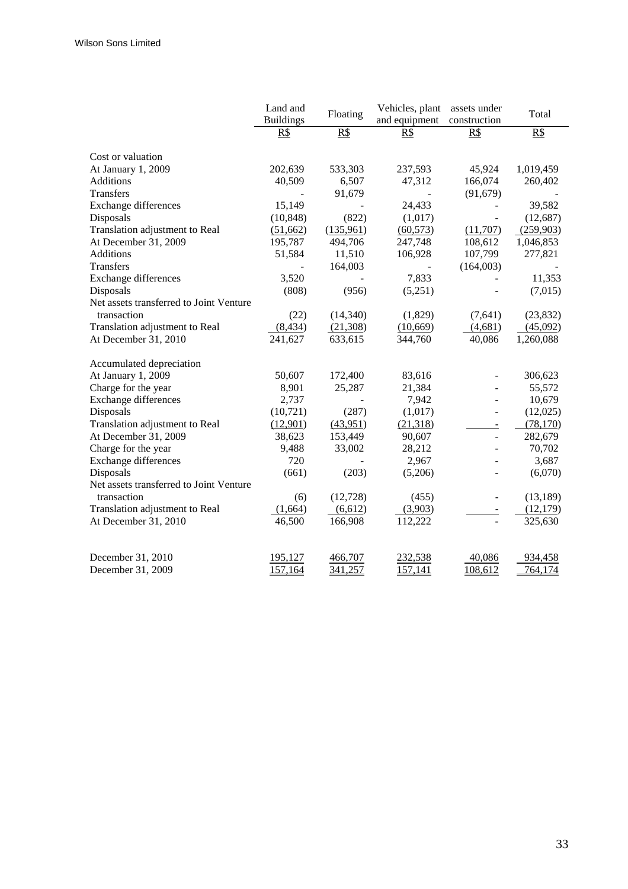|  | Land and Buildings | Floating | Vehicles, plant and equipment | assets under construction | Total |
|---|---|---|---|---|---|
|  | R$ | R$ | R$ | R$ | R$ |
| Cost or valuation |  |  |  |  |  |
| At January 1, 2009 | 202,639 | 533,303 | 237,593 | 45,924 | 1,019,459 |
| Additions | 40,509 | 6,507 | 47,312 | 166,074 | 260,402 |
| Transfers | - | 91,679 | - | (91,679) | - |
| Exchange differences | 15,149 | - | 24,433 | - | 39,582 |
| Disposals | (10,848) | (822) | (1,017) | - | (12,687) |
| Translation adjustment to Real | (51,662) | (135,961) | (60,573) | (11,707) | (259,903) |
| At December 31, 2009 | 195,787 | 494,706 | 247,748 | 108,612 | 1,046,853 |
| Additions | 51,584 | 11,510 | 106,928 | 107,799 | 277,821 |
| Transfers | - | 164,003 | - | (164,003) | - |
| Exchange differences | 3,520 | - | 7,833 | - | 11,353 |
| Disposals | (808) | (956) | (5,251) | - | (7,015) |
| Net assets transferred to Joint Venture transaction | (22) | (14,340) | (1,829) | (7,641) | (23,832) |
| Translation adjustment to Real | (8,434) | (21,308) | (10,669) | (4,681) | (45,092) |
| At December 31, 2010 | 241,627 | 633,615 | 344,760 | 40,086 | 1,260,088 |
| Accumulated depreciation |  |  |  |  |  |
| At January 1, 2009 | 50,607 | 172,400 | 83,616 | - | 306,623 |
| Charge for the year | 8,901 | 25,287 | 21,384 | - | 55,572 |
| Exchange differences | 2,737 | - | 7,942 | - | 10,679 |
| Disposals | (10,721) | (287) | (1,017) | - | (12,025) |
| Translation adjustment to Real | (12,901) | (43,951) | (21,318) | - | (78,170) |
| At December 31, 2009 | 38,623 | 153,449 | 90,607 | - | 282,679 |
| Charge for the year | 9,488 | 33,002 | 28,212 | - | 70,702 |
| Exchange differences | 720 | - | 2,967 | - | 3,687 |
| Disposals | (661) | (203) | (5,206) | - | (6,070) |
| Net assets transferred to Joint Venture transaction | (6) | (12,728) | (455) | - | (13,189) |
| Translation adjustment to Real | (1,664) | (6,612) | (3,903) | - | (12,179) |
| At December 31, 2010 | 46,500 | 166,908 | 112,222 | - | 325,630 |
| December 31, 2010 | 195,127 | 466,707 | 232,538 | 40,086 | 934,458 |
| December 31, 2009 | 157,164 | 341,257 | 157,141 | 108,612 | 764,174 |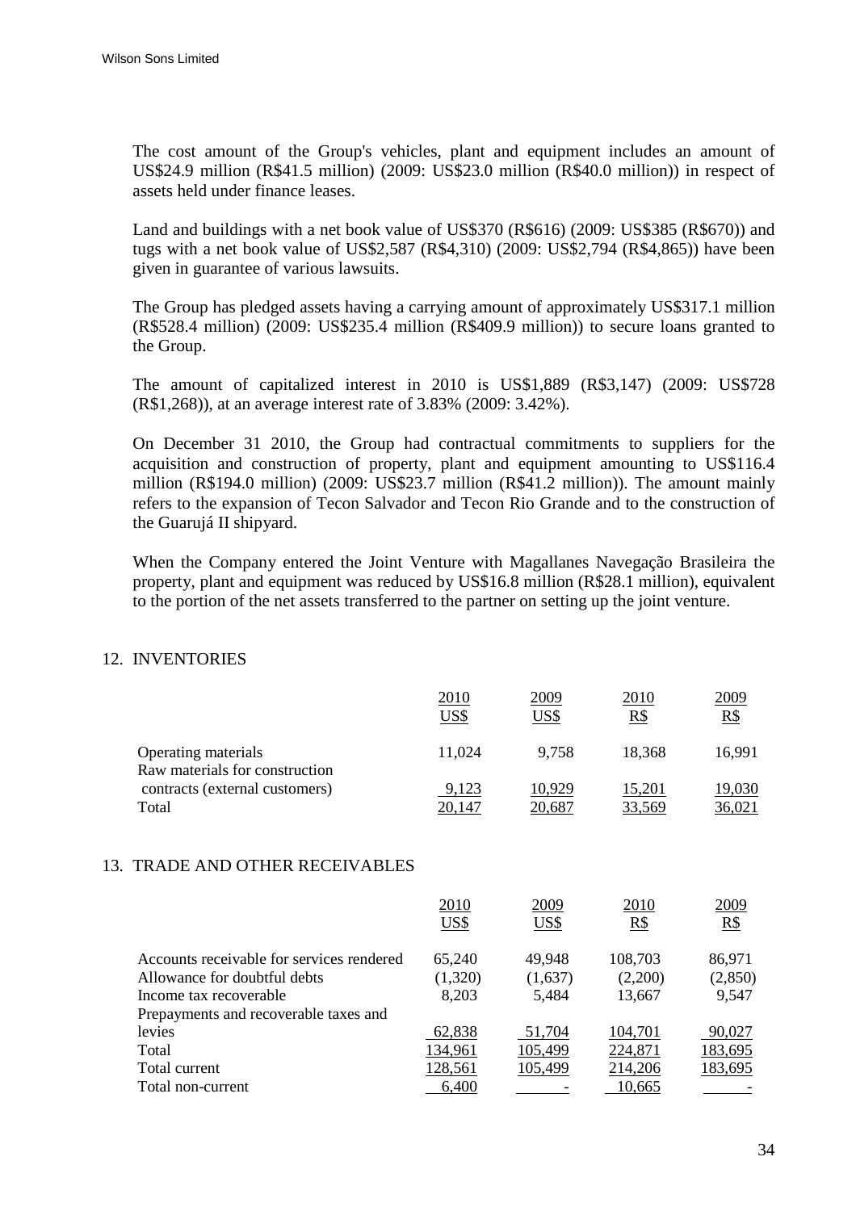The cost amount of the Group's vehicles, plant and equipment includes an amount of US$24.9 million (R$41.5 million) (2009: US$23.0 million (R$40.0 million)) in respect of assets held under finance leases.

Land and buildings with a net book value of US$370 (R$616) (2009: US$385 (R$670)) and tugs with a net book value of US$2,587 (R$4,310) (2009: US$2,794 (R$4,865)) have been given in guarantee of various lawsuits.

The Group has pledged assets having a carrying amount of approximately US$317.1 million (R$528.4 million) (2009: US$235.4 million (R$409.9 million)) to secure loans granted to the Group.

The amount of capitalized interest in 2010 is US$1,889 (R$3,147) (2009: US$728 (R$1,268)), at an average interest rate of 3.83% (2009: 3.42%).

On December 31 2010, the Group had contractual commitments to suppliers for the acquisition and construction of property, plant and equipment amounting to US$116.4 million (R$194.0 million) (2009: US$23.7 million (R$41.2 million)). The amount mainly refers to the expansion of Tecon Salvador and Tecon Rio Grande and to the construction of the Guarujá II shipyard.

When the Company entered the Joint Venture with Magallanes Navegação Brasileira the property, plant and equipment was reduced by US$16.8 million (R$28.1 million), equivalent to the portion of the net assets transferred to the partner on setting up the joint venture.

## 12. INVENTORIES

| | 2010 US$ | 2009 US$ | 2010 R$ | 2009 R$ |
|---|---|---|---|---|
| Operating materials | 11,024 | 9,758 | 18,368 | 16,991 |
| Raw materials for construction contracts (external customers) | 9,123 | 10,929 | 15,201 | 19,030 |
| Total | 20,147 | 20,687 | 33,569 | 36,021 |

## 13. TRADE AND OTHER RECEIVABLES

| | 2010 US$ | 2009 US$ | 2010 R$ | 2009 R$ |
|---|---|---|---|---|
| Accounts receivable for services rendered | 65,240 | 49,948 | 108,703 | 86,971 |
| Allowance for doubtful debts | (1,320) | (1,637) | (2,200) | (2,850) |
| Income tax recoverable | 8,203 | 5,484 | 13,667 | 9,547 |
| Prepayments and recoverable taxes and levies | 62,838 | 51,704 | 104,701 | 90,027 |
| Total | 134,961 | 105,499 | 224,871 | 183,695 |
| Total current | 128,561 | 105,499 | 214,206 | 183,695 |
| Total non-current | 6,400 | - | 10,665 | - |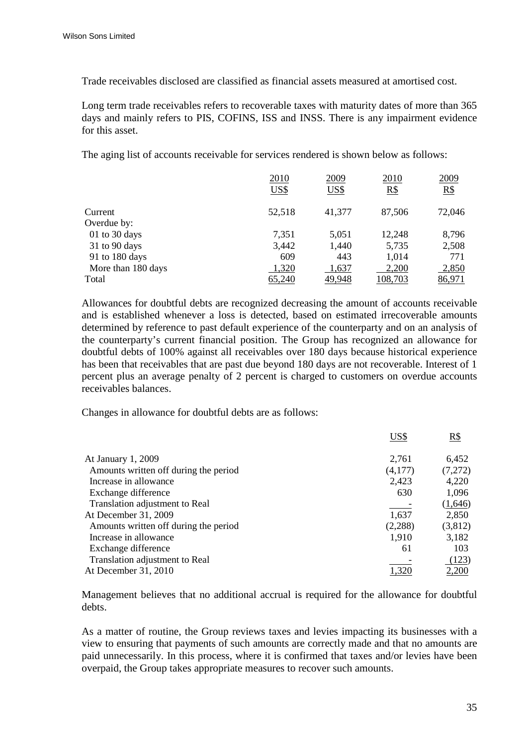Trade receivables disclosed are classified as financial assets measured at amortised cost.

Long term trade receivables refers to recoverable taxes with maturity dates of more than 365 days and mainly refers to PIS, COFINS, ISS and INSS. There is any impairment evidence for this asset.

The aging list of accounts receivable for services rendered is shown below as follows:

| | 2010 US$ | 2009 US$ | 2010 R$ | 2009 R$ |
|---|---|---|---|---|
| Current | 52,518 | 41,377 | 87,506 | 72,046 |
| Overdue by: | | | | |
| 01 to 30 days | 7,351 | 5,051 | 12,248 | 8,796 |
| 31 to 90 days | 3,442 | 1,440 | 5,735 | 2,508 |
| 91 to 180 days | 609 | 443 | 1,014 | 771 |
| More than 180 days | 1,320 | 1,637 | 2,200 | 2,850 |
| Total | 65,240 | 49,948 | 108,703 | 86,971 |

Allowances for doubtful debts are recognized decreasing the amount of accounts receivable and is established whenever a loss is detected, based on estimated irrecoverable amounts determined by reference to past default experience of the counterparty and on an analysis of the counterparty's current financial position. The Group has recognized an allowance for doubtful debts of 100% against all receivables over 180 days because historical experience has been that receivables that are past due beyond 180 days are not recoverable. Interest of 1 percent plus an average penalty of 2 percent is charged to customers on overdue accounts receivables balances.

Changes in allowance for doubtful debts are as follows:

| | US$ | R$ |
|---|---|---|
| At January 1, 2009 | 2,761 | 6,452 |
| Amounts written off during the period | (4,177) | (7,272) |
| Increase in allowance | 2,423 | 4,220 |
| Exchange difference | 630 | 1,096 |
| Translation adjustment to Real | - | (1,646) |
| At December 31, 2009 | 1,637 | 2,850 |
| Amounts written off during the period | (2,288) | (3,812) |
| Increase in allowance | 1,910 | 3,182 |
| Exchange difference | 61 | 103 |
| Translation adjustment to Real | - | (123) |
| At December 31, 2010 | 1,320 | 2,200 |

Management believes that no additional accrual is required for the allowance for doubtful debts.

As a matter of routine, the Group reviews taxes and levies impacting its businesses with a view to ensuring that payments of such amounts are correctly made and that no amounts are paid unnecessarily. In this process, where it is confirmed that taxes and/or levies have been overpaid, the Group takes appropriate measures to recover such amounts.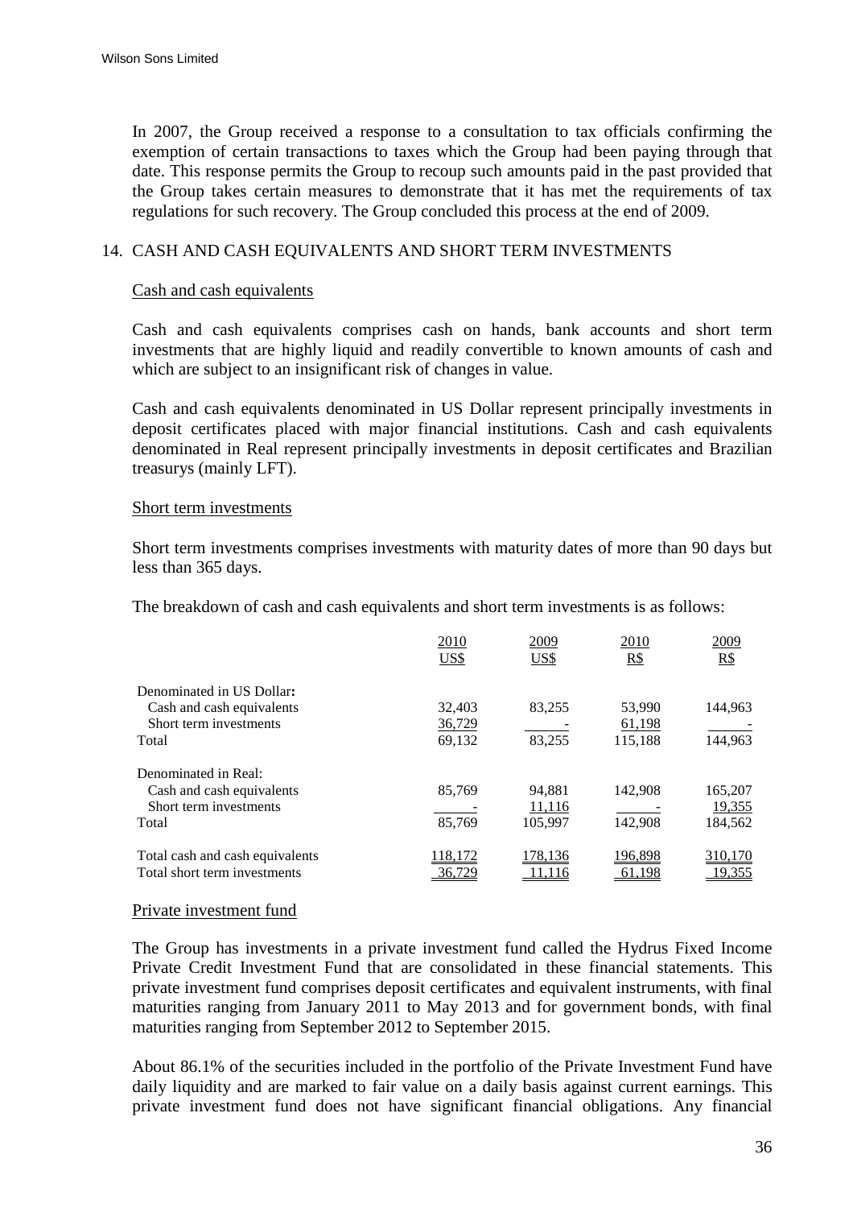In 2007, the Group received a response to a consultation to tax officials confirming the exemption of certain transactions to taxes which the Group had been paying through that date. This response permits the Group to recoup such amounts paid in the past provided that the Group takes certain measures to demonstrate that it has met the requirements of tax regulations for such recovery. The Group concluded this process at the end of 2009.

## 14. CASH AND CASH EQUIVALENTS AND SHORT TERM INVESTMENTS

### Cash and cash equivalents

Cash and cash equivalents comprises cash on hands, bank accounts and short term investments that are highly liquid and readily convertible to known amounts of cash and which are subject to an insignificant risk of changes in value.

Cash and cash equivalents denominated in US Dollar represent principally investments in deposit certificates placed with major financial institutions. Cash and cash equivalents denominated in Real represent principally investments in deposit certificates and Brazilian treasurys (mainly LFT).

### Short term investments

Short term investments comprises investments with maturity dates of more than 90 days but less than 365 days.

The breakdown of cash and cash equivalents and short term investments is as follows:

| | 2010 US$ | 2009 US$ | 2010 R$ | 2009 R$ |
|---|---|---|---|---|
| **Denominated in US Dollar:** | | | | |
| Cash and cash equivalents | 32,403 | 83,255 | 53,990 | 144,963 |
| Short term investments | 36,729 | - | 61,198 | - |
| Total | 69,132 | 83,255 | 115,188 | 144,963 |
| Denominated in Real: | | | | |
| Cash and cash equivalents | 85,769 | 94,881 | 142,908 | 165,207 |
| Short term investments | - | 11,116 | - | 19,355 |
| Total | 85,769 | 105,997 | 142,908 | 184,562 |
| Total cash and cash equivalents | 118,172 | 178,136 | 196,898 | 310,170 |
| Total short term investments | 36,729 | 11,116 | 61,198 | 19,355 |

### Private investment fund

The Group has investments in a private investment fund called the Hydrus Fixed Income Private Credit Investment Fund that are consolidated in these financial statements. This private investment fund comprises deposit certificates and equivalent instruments, with final maturities ranging from January 2011 to May 2013 and for government bonds, with final maturities ranging from September 2012 to September 2015.

About 86.1% of the securities included in the portfolio of the Private Investment Fund have daily liquidity and are marked to fair value on a daily basis against current earnings. This private investment fund does not have significant financial obligations. Any financial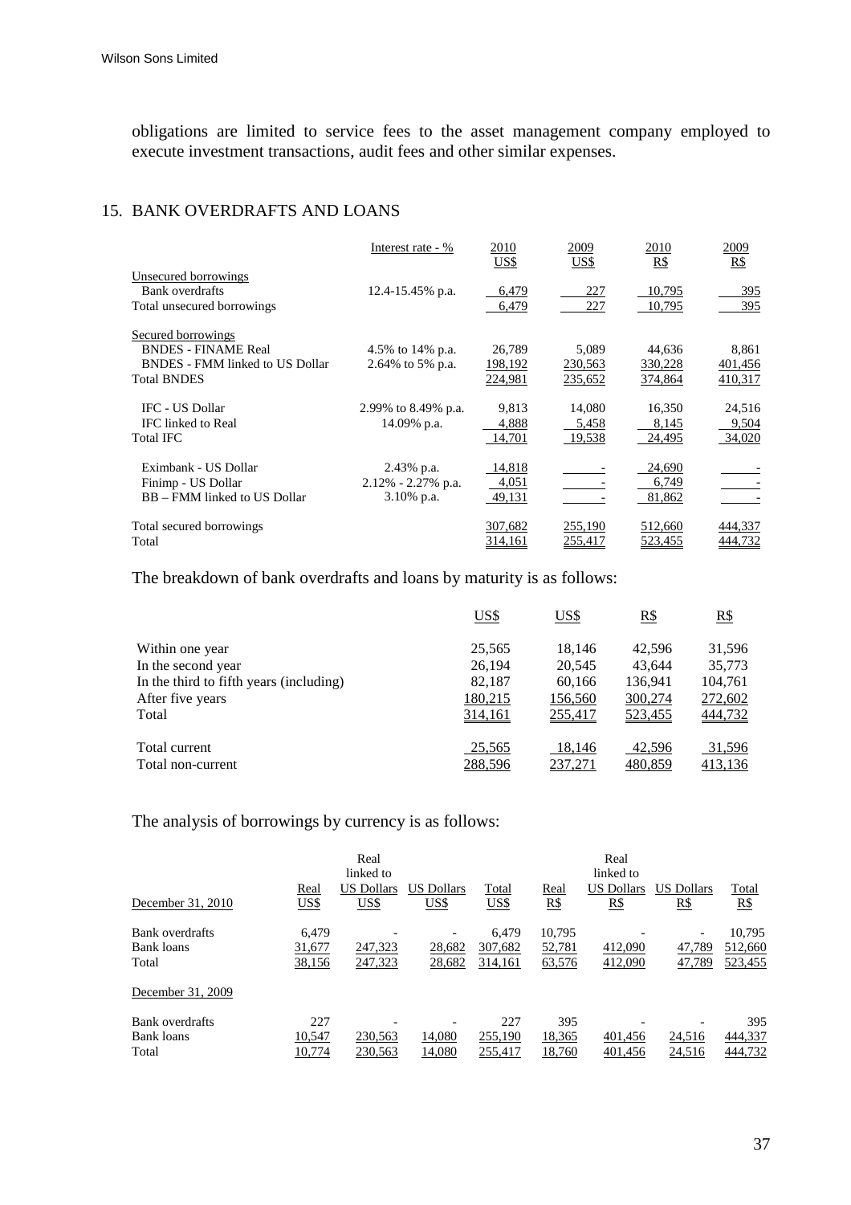obligations are limited to service fees to the asset management company employed to execute investment transactions, audit fees and other similar expenses.

## 15. BANK OVERDRAFTS AND LOANS

| | Interest rate - % | 2010 US$ | 2009 US$ | 2010 R$ | 2009 R$ |
|---|---|---|---|---|---|
| Unsecured borrowings | | | | | |
| Bank overdrafts | 12.4-15.45% p.a. | 6,479 | 227 | 10,795 | 395 |
| Total unsecured borrowings | | 6,479 | 227 | 10,795 | 395 |
| Secured borrowings | | | | | |
| BNDES - FINAME Real | 4.5% to 14% p.a. | 26,789 | 5,089 | 44,636 | 8,861 |
| BNDES - FMM linked to US Dollar | 2.64% to 5% p.a. | 198,192 | 230,563 | 330,228 | 401,456 |
| Total BNDES | | 224,981 | 235,652 | 374,864 | 410,317 |
| IFC - US Dollar | 2.99% to 8.49% p.a. | 9,813 | 14,080 | 16,350 | 24,516 |
| IFC linked to Real | 14.09% p.a. | 4,888 | 5,458 | 8,145 | 9,504 |
| Total IFC | | 14,701 | 19,538 | 24,495 | 34,020 |
| Eximbank - US Dollar | 2.43% p.a. | 14,818 | - | 24,690 | - |
| Finimp - US Dollar | 2.12% - 2.27% p.a. | 4,051 | - | 6,749 | - |
| BB – FMM linked to US Dollar | 3.10% p.a. | 49,131 | - | 81,862 | - |
| Total secured borrowings | | 307,682 | 255,190 | 512,660 | 444,337 |
| Total | | 314,161 | 255,417 | 523,455 | 444,732 |

The breakdown of bank overdrafts and loans by maturity is as follows:

| | US$ | US$ | R$ | R$ |
|---|---|---|---|---|
| Within one year | 25,565 | 18,146 | 42,596 | 31,596 |
| In the second year | 26,194 | 20,545 | 43,644 | 35,773 |
| In the third to fifth years (including) | 82,187 | 60,166 | 136,941 | 104,761 |
| After five years | 180,215 | 156,560 | 300,274 | 272,602 |
| Total | 314,161 | 255,417 | 523,455 | 444,732 |
| Total current | 25,565 | 18,146 | 42,596 | 31,596 |
| Total non-current | 288,596 | 237,271 | 480,859 | 413,136 |

The analysis of borrowings by currency is as follows:

| December 31, 2010 | Real US$ | Real linked to US Dollars US$ | US Dollars US$ | Total US$ | Real R$ | Real linked to US Dollars R$ | US Dollars R$ | Total R$ |
|---|---|---|---|---|---|---|---|---|
| Bank overdrafts | 6,479 | - | - | 6,479 | 10,795 | - | - | 10,795 |
| Bank loans | 31,677 | 247,323 | 28,682 | 307,682 | 52,781 | 412,090 | 47,789 | 512,660 |
| Total | 38,156 | 247,323 | 28,682 | 314,161 | 63,576 | 412,090 | 47,789 | 523,455 |
| **December 31, 2009** | | | | | | | | |
| Bank overdrafts | 227 | - | - | 227 | 395 | - | - | 395 |
| Bank loans | 10,547 | 230,563 | 14,080 | 255,190 | 18,365 | 401,456 | 24,516 | 444,337 |
| Total | 10,774 | 230,563 | 14,080 | 255,417 | 18,760 | 401,456 | 24,516 | 444,732 |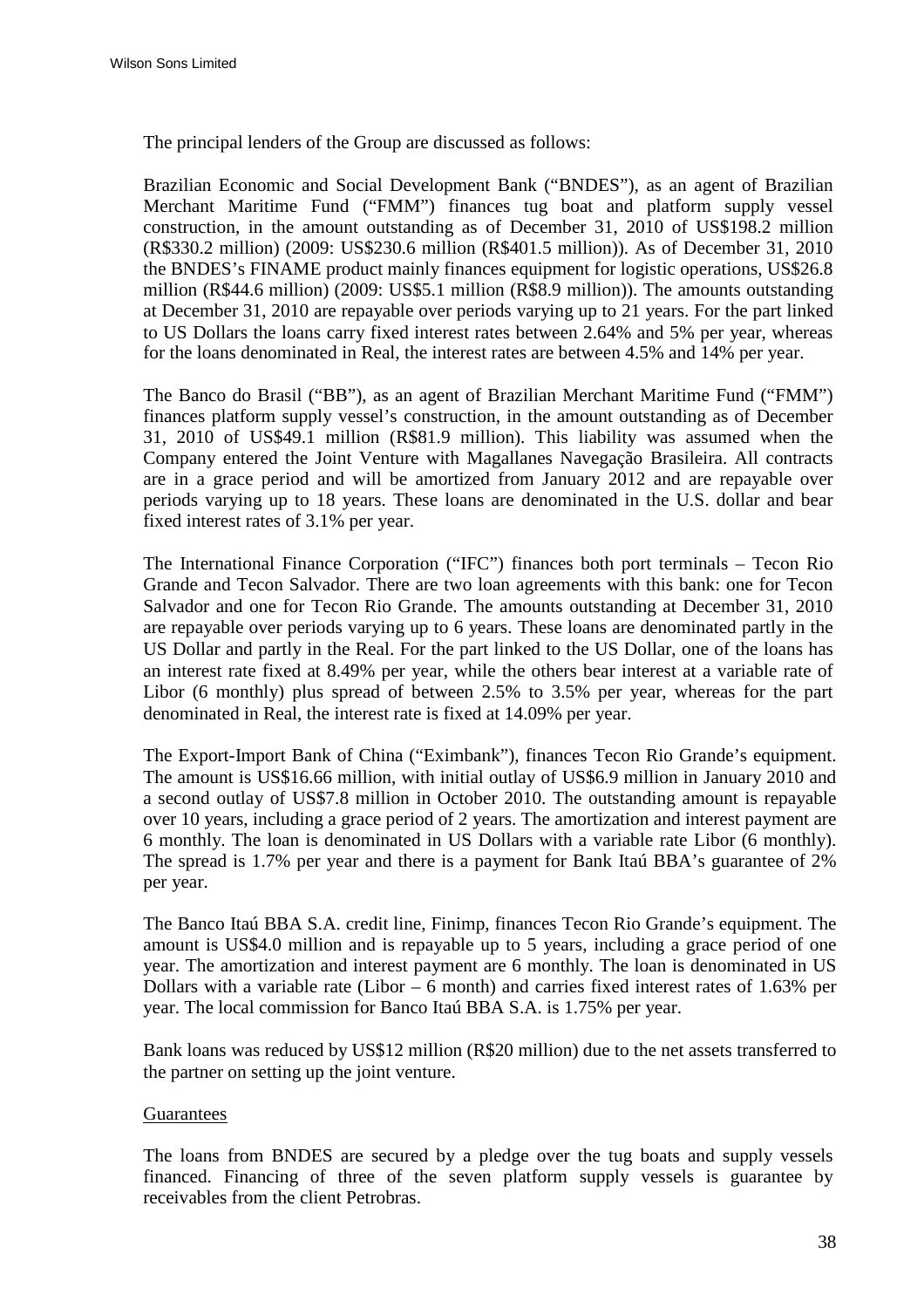The principal lenders of the Group are discussed as follows:

Brazilian Economic and Social Development Bank ("BNDES"), as an agent of Brazilian Merchant Maritime Fund ("FMM") finances tug boat and platform supply vessel construction, in the amount outstanding as of December 31, 2010 of US$198.2 million (R$330.2 million) (2009: US$230.6 million (R$401.5 million)). As of December 31, 2010 the BNDES's FINAME product mainly finances equipment for logistic operations, US$26.8 million (R$44.6 million) (2009: US$5.1 million (R$8.9 million)). The amounts outstanding at December 31, 2010 are repayable over periods varying up to 21 years. For the part linked to US Dollars the loans carry fixed interest rates between 2.64% and 5% per year, whereas for the loans denominated in Real, the interest rates are between 4.5% and 14% per year.

The Banco do Brasil ("BB"), as an agent of Brazilian Merchant Maritime Fund ("FMM") finances platform supply vessel's construction, in the amount outstanding as of December 31, 2010 of US$49.1 million (R$81.9 million). This liability was assumed when the Company entered the Joint Venture with Magallanes Navegação Brasileira. All contracts are in a grace period and will be amortized from January 2012 and are repayable over periods varying up to 18 years. These loans are denominated in the U.S. dollar and bear fixed interest rates of 3.1% per year.

The International Finance Corporation ("IFC") finances both port terminals – Tecon Rio Grande and Tecon Salvador. There are two loan agreements with this bank: one for Tecon Salvador and one for Tecon Rio Grande. The amounts outstanding at December 31, 2010 are repayable over periods varying up to 6 years. These loans are denominated partly in the US Dollar and partly in the Real. For the part linked to the US Dollar, one of the loans has an interest rate fixed at 8.49% per year, while the others bear interest at a variable rate of Libor (6 monthly) plus spread of between 2.5% to 3.5% per year, whereas for the part denominated in Real, the interest rate is fixed at 14.09% per year.

The Export-Import Bank of China ("Eximbank"), finances Tecon Rio Grande's equipment. The amount is US$16.66 million, with initial outlay of US$6.9 million in January 2010 and a second outlay of US$7.8 million in October 2010. The outstanding amount is repayable over 10 years, including a grace period of 2 years. The amortization and interest payment are 6 monthly. The loan is denominated in US Dollars with a variable rate Libor (6 monthly). The spread is 1.7% per year and there is a payment for Bank Itaú BBA's guarantee of 2% per year.

The Banco Itaú BBA S.A. credit line, Finimp, finances Tecon Rio Grande's equipment. The amount is US$4.0 million and is repayable up to 5 years, including a grace period of one year. The amortization and interest payment are 6 monthly. The loan is denominated in US Dollars with a variable rate (Libor – 6 month) and carries fixed interest rates of 1.63% per year. The local commission for Banco Itaú BBA S.A. is 1.75% per year.

Bank loans was reduced by US$12 million (R$20 million) due to the net assets transferred to the partner on setting up the joint venture.

Guarantees

The loans from BNDES are secured by a pledge over the tug boats and supply vessels financed. Financing of three of the seven platform supply vessels is guarantee by receivables from the client Petrobras.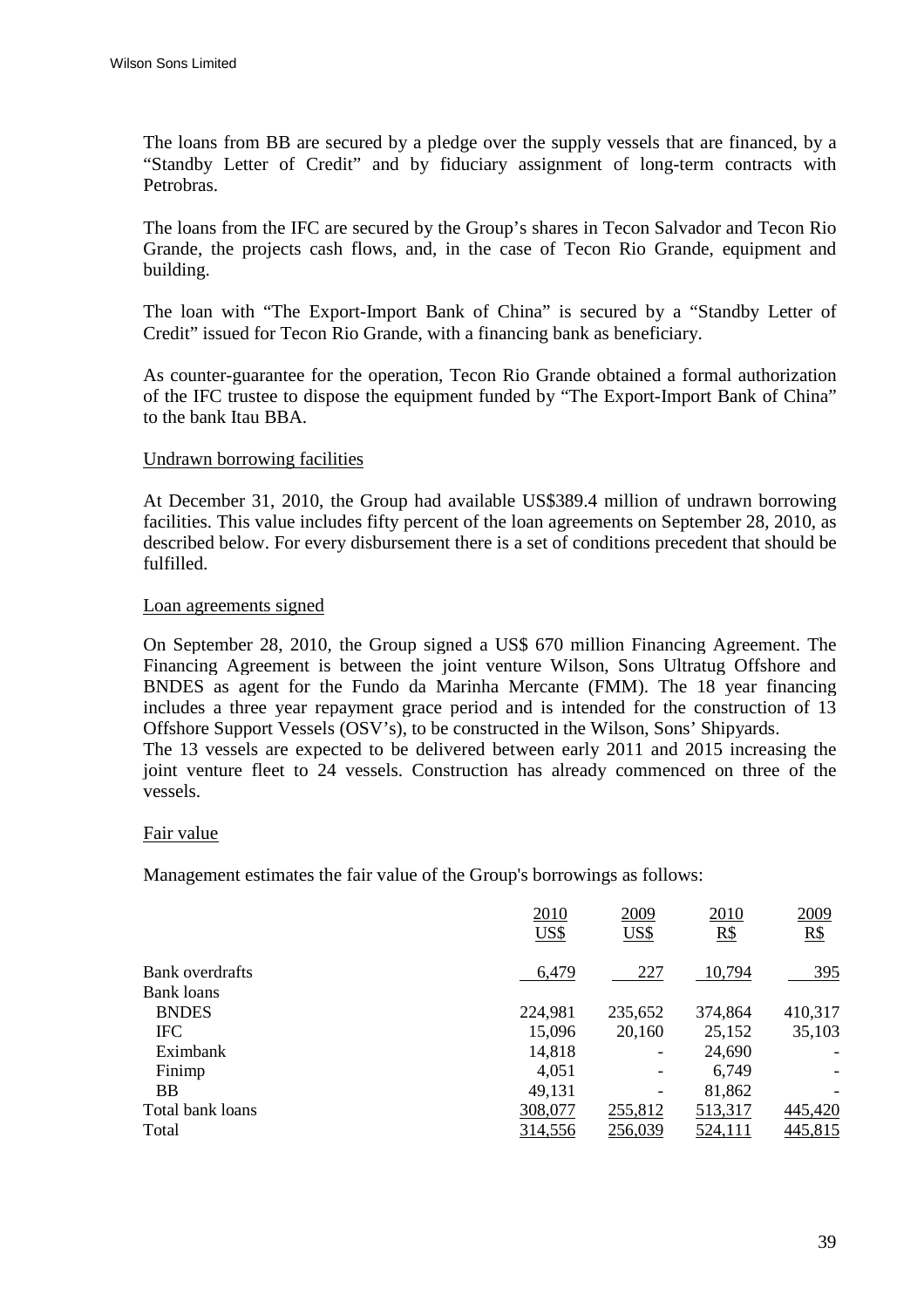The loans from BB are secured by a pledge over the supply vessels that are financed, by a "Standby Letter of Credit" and by fiduciary assignment of long-term contracts with Petrobras.

The loans from the IFC are secured by the Group's shares in Tecon Salvador and Tecon Rio Grande, the projects cash flows, and, in the case of Tecon Rio Grande, equipment and building.

The loan with "The Export-Import Bank of China" is secured by a "Standby Letter of Credit" issued for Tecon Rio Grande, with a financing bank as beneficiary.

As counter-guarantee for the operation, Tecon Rio Grande obtained a formal authorization of the IFC trustee to dispose the equipment funded by "The Export-Import Bank of China" to the bank Itau BBA.

Undrawn borrowing facilities

At December 31, 2010, the Group had available US$389.4 million of undrawn borrowing facilities. This value includes fifty percent of the loan agreements on September 28, 2010, as described below. For every disbursement there is a set of conditions precedent that should be fulfilled.

Loan agreements signed

On September 28, 2010, the Group signed a US$ 670 million Financing Agreement. The Financing Agreement is between the joint venture Wilson, Sons Ultratug Offshore and BNDES as agent for the Fundo da Marinha Mercante (FMM). The 18 year financing includes a three year repayment grace period and is intended for the construction of 13 Offshore Support Vessels (OSV's), to be constructed in the Wilson, Sons' Shipyards.
The 13 vessels are expected to be delivered between early 2011 and 2015 increasing the joint venture fleet to 24 vessels. Construction has already commenced on three of the vessels.

Fair value

Management estimates the fair value of the Group's borrowings as follows:

| | 2010<br>US$ | 2009<br>US$ | 2010<br>R$ | 2009<br>R$ |
|---|---|---|---|---|
| Bank overdrafts | 6,479 | 227 | 10,794 | 395 |
| Bank loans | | | | |
| BNDES | 224,981 | 235,652 | 374,864 | 410,317 |
| IFC | 15,096 | 20,160 | 25,152 | 35,103 |
| Eximbank | 14,818 | - | 24,690 | - |
| Finimp | 4,051 | - | 6,749 | - |
| BB | 49,131 | - | 81,862 | - |
| Total bank loans | 308,077 | 255,812 | 513,317 | 445,420 |
| Total | 314,556 | 256,039 | 524,111 | 445,815 |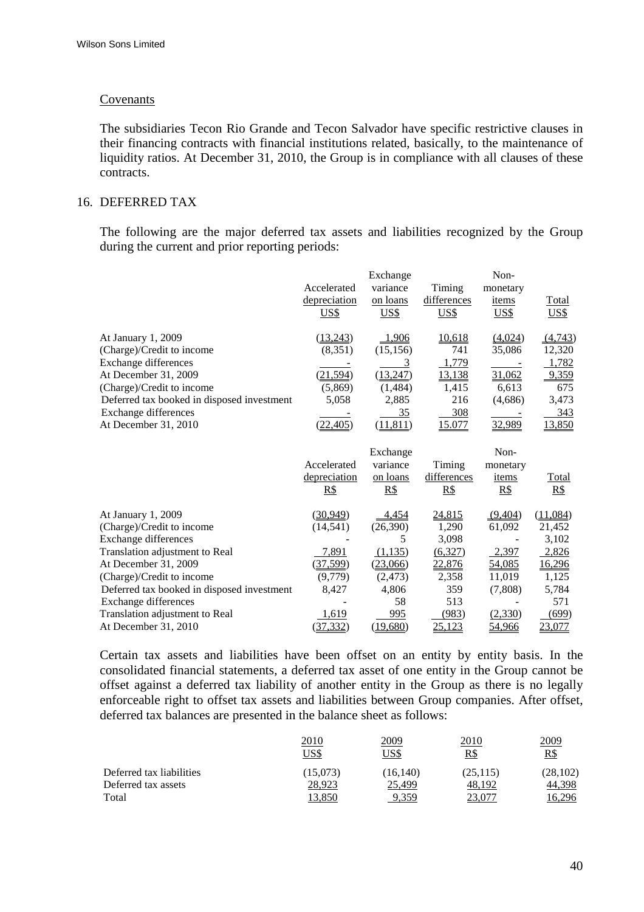### Covenants

The subsidiaries Tecon Rio Grande and Tecon Salvador have specific restrictive clauses in their financing contracts with financial institutions related, basically, to the maintenance of liquidity ratios. At December 31, 2010, the Group is in compliance with all clauses of these contracts.

## 16. DEFERRED TAX

The following are the major deferred tax assets and liabilities recognized by the Group during the current and prior reporting periods:

| | Accelerated depreciation US$ | Exchange variance on loans US$ | Timing differences US$ | Non-monetary items US$ | Total US$ |
|---|---|---|---|---|---|
| At January 1, 2009 | (13,243) | 1,906 | 10,618 | (4,024) | (4,743) |
| (Charge)/Credit to income | (8,351) | (15,156) | 741 | 35,086 | 12,320 |
| Exchange differences | - | 3 | 1,779 | - | 1,782 |
| At December 31, 2009 | (21,594) | (13,247) | 13,138 | 31,062 | 9,359 |
| (Charge)/Credit to income | (5,869) | (1,484) | 1,415 | 6,613 | 675 |
| Deferred tax booked in disposed investment | 5,058 | 2,885 | 216 | (4,686) | 3,473 |
| Exchange differences | - | 35 | 308 | - | 343 |
| At December 31, 2010 | (22,405) | (11,811) | 15.077 | 32,989 | 13,850 |

| | Accelerated depreciation R$ | Exchange variance on loans R$ | Timing differences R$ | Non-monetary items R$ | Total R$ |
|---|---|---|---|---|---|
| At January 1, 2009 | (30,949) | 4,454 | 24,815 | (9,404) | (11,084) |
| (Charge)/Credit to income | (14,541) | (26,390) | 1,290 | 61,092 | 21,452 |
| Exchange differences | - | 5 | 3,098 | - | 3,102 |
| Translation adjustment to Real | 7,891 | (1,135) | (6,327) | 2,397 | 2,826 |
| At December 31, 2009 | (37,599) | (23,066) | 22,876 | 54,085 | 16,296 |
| (Charge)/Credit to income | (9,779) | (2,473) | 2,358 | 11,019 | 1,125 |
| Deferred tax booked in disposed investment | 8,427 | 4,806 | 359 | (7,808) | 5,784 |
| Exchange differences | - | 58 | 513 | - | 571 |
| Translation adjustment to Real | 1,619 | 995 | (983) | (2,330) | (699) |
| At December 31, 2010 | (37,332) | (19,680) | 25,123 | 54,966 | 23,077 |

Certain tax assets and liabilities have been offset on an entity by entity basis. In the consolidated financial statements, a deferred tax asset of one entity in the Group cannot be offset against a deferred tax liability of another entity in the Group as there is no legally enforceable right to offset tax assets and liabilities between Group companies. After offset, deferred tax balances are presented in the balance sheet as follows:

| | 2010 US$ | 2009 US$ | 2010 R$ | 2009 R$ |
|---|---|---|---|---|
| Deferred tax liabilities | (15,073) | (16,140) | (25,115) | (28,102) |
| Deferred tax assets | 28,923 | 25,499 | 48,192 | 44,398 |
| Total | 13,850 | 9,359 | 23,077 | 16,296 |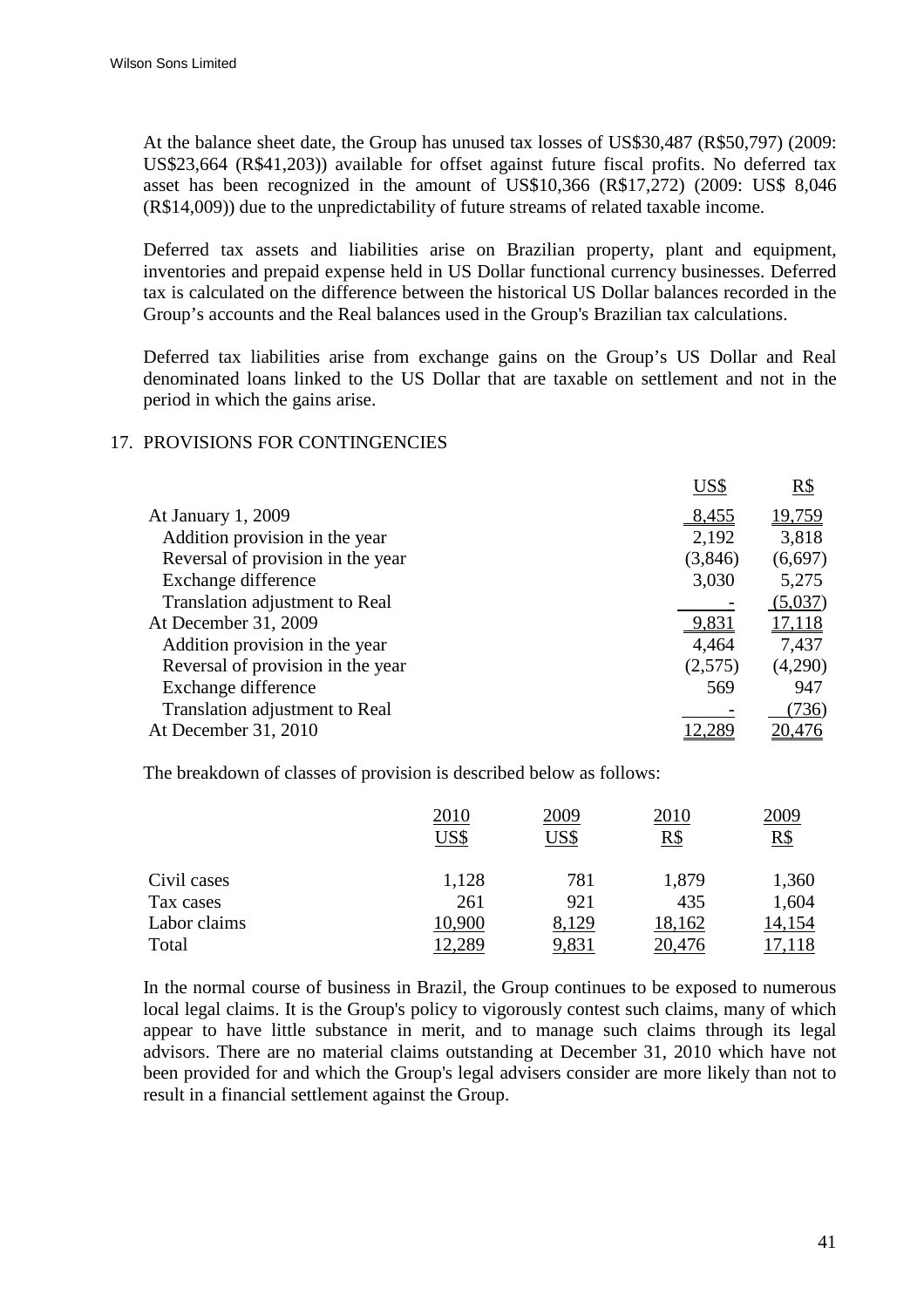At the balance sheet date, the Group has unused tax losses of US$30,487 (R$50,797) (2009: US$23,664 (R$41,203)) available for offset against future fiscal profits. No deferred tax asset has been recognized in the amount of US$10,366 (R$17,272) (2009: US$ 8,046 (R$14,009)) due to the unpredictability of future streams of related taxable income.

Deferred tax assets and liabilities arise on Brazilian property, plant and equipment, inventories and prepaid expense held in US Dollar functional currency businesses. Deferred tax is calculated on the difference between the historical US Dollar balances recorded in the Group's accounts and the Real balances used in the Group's Brazilian tax calculations.

Deferred tax liabilities arise from exchange gains on the Group's US Dollar and Real denominated loans linked to the US Dollar that are taxable on settlement and not in the period in which the gains arise.

## 17. PROVISIONS FOR CONTINGENCIES

| | US$ | R$ |
|---|---|---|
| At January 1, 2009 | 8,455 | 19,759 |
| Addition provision in the year | 2,192 | 3,818 |
| Reversal of provision in the year | (3,846) | (6,697) |
| Exchange difference | 3,030 | 5,275 |
| Translation adjustment to Real | - | (5,037) |
| At December 31, 2009 | 9,831 | 17,118 |
| Addition provision in the year | 4,464 | 7,437 |
| Reversal of provision in the year | (2,575) | (4,290) |
| Exchange difference | 569 | 947 |
| Translation adjustment to Real | - | (736) |
| At December 31, 2010 | 12,289 | 20,476 |

The breakdown of classes of provision is described below as follows:

| | 2010 US$ | 2009 US$ | 2010 R$ | 2009 R$ |
|---|---|---|---|---|
| Civil cases | 1,128 | 781 | 1,879 | 1,360 |
| Tax cases | 261 | 921 | 435 | 1,604 |
| Labor claims | 10,900 | 8,129 | 18,162 | 14,154 |
| Total | 12,289 | 9,831 | 20,476 | 17,118 |

In the normal course of business in Brazil, the Group continues to be exposed to numerous local legal claims. It is the Group's policy to vigorously contest such claims, many of which appear to have little substance in merit, and to manage such claims through its legal advisors. There are no material claims outstanding at December 31, 2010 which have not been provided for and which the Group's legal advisers consider are more likely than not to result in a financial settlement against the Group.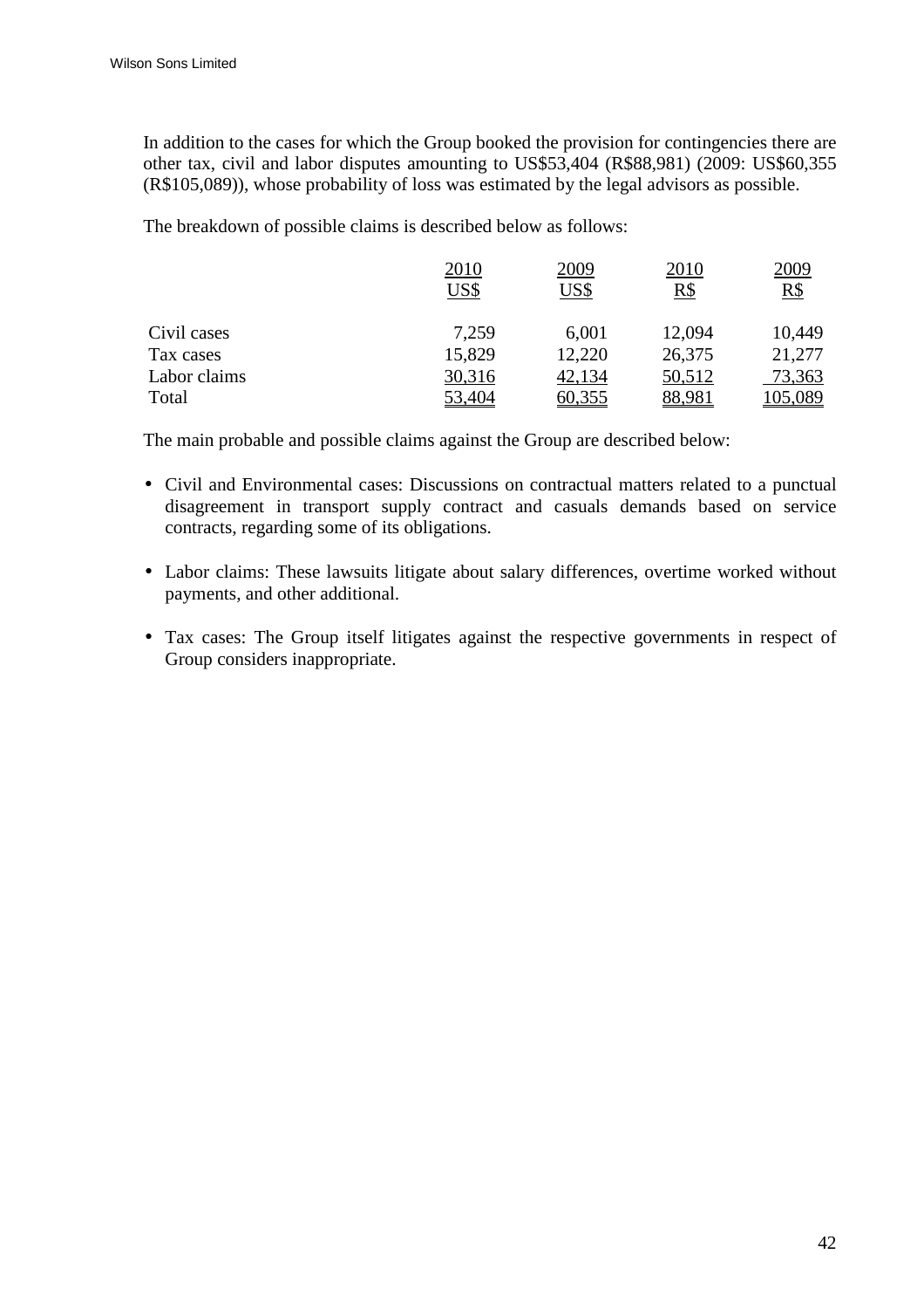In addition to the cases for which the Group booked the provision for contingencies there are other tax, civil and labor disputes amounting to US$53,404 (R$88,981) (2009: US$60,355 (R$105,089)), whose probability of loss was estimated by the legal advisors as possible.

The breakdown of possible claims is described below as follows:

| | 2010 US$ | 2009 US$ | 2010 R$ | 2009 R$ |
|---|---|---|---|---|
| Civil cases | 7,259 | 6,001 | 12,094 | 10,449 |
| Tax cases | 15,829 | 12,220 | 26,375 | 21,277 |
| Labor claims | 30,316 | 42,134 | 50,512 | 73,363 |
| Total | 53,404 | 60,355 | 88,981 | 105,089 |

The main probable and possible claims against the Group are described below:

- Civil and Environmental cases: Discussions on contractual matters related to a punctual disagreement in transport supply contract and casuals demands based on service contracts, regarding some of its obligations.
- Labor claims: These lawsuits litigate about salary differences, overtime worked without payments, and other additional.
- Tax cases: The Group itself litigates against the respective governments in respect of Group considers inappropriate.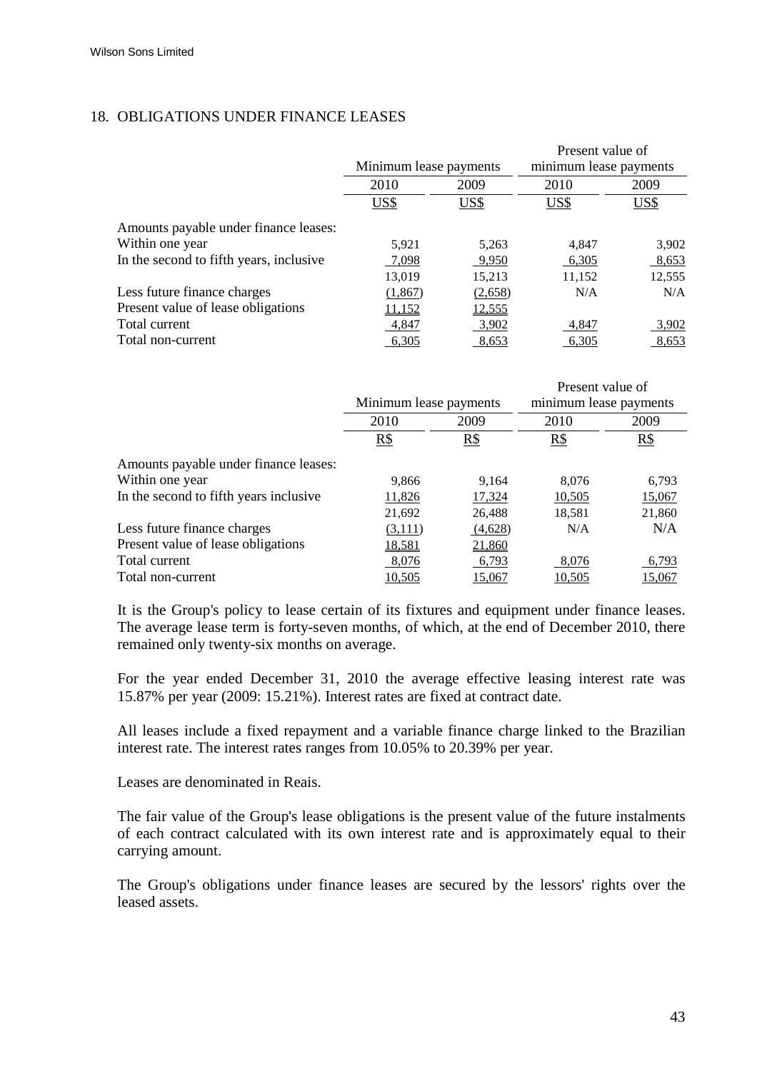## 18. OBLIGATIONS UNDER FINANCE LEASES

| | Minimum lease payments | | Present value of minimum lease payments | |
|---|---|---|---|---|
| | 2010 | 2009 | 2010 | 2009 |
| | US$ | US$ | US$ | US$ |
| Amounts payable under finance leases: | | | | |
| Within one year | 5,921 | 5,263 | 4,847 | 3,902 |
| In the second to fifth years, inclusive | 7,098 | 9,950 | 6,305 | 8,653 |
| | 13,019 | 15,213 | 11,152 | 12,555 |
| Less future finance charges | (1,867) | (2,658) | N/A | N/A |
| Present value of lease obligations | 11,152 | 12,555 | | |
| Total current | 4,847 | 3,902 | 4,847 | 3,902 |
| Total non-current | 6,305 | 8,653 | 6,305 | 8,653 |

| | Minimum lease payments | | Present value of minimum lease payments | |
|---|---|---|---|---|
| | 2010 | 2009 | 2010 | 2009 |
| | R$ | R$ | R$ | R$ |
| Amounts payable under finance leases: | | | | |
| Within one year | 9,866 | 9,164 | 8,076 | 6,793 |
| In the second to fifth years inclusive | 11,826 | 17,324 | 10,505 | 15,067 |
| | 21,692 | 26,488 | 18,581 | 21,860 |
| Less future finance charges | (3,111) | (4,628) | N/A | N/A |
| Present value of lease obligations | 18,581 | 21,860 | | |
| Total current | 8,076 | 6,793 | 8,076 | 6,793 |
| Total non-current | 10,505 | 15,067 | 10,505 | 15,067 |

It is the Group's policy to lease certain of its fixtures and equipment under finance leases. The average lease term is forty-seven months, of which, at the end of December 2010, there remained only twenty-six months on average.

For the year ended December 31, 2010 the average effective leasing interest rate was 15.87% per year (2009: 15.21%). Interest rates are fixed at contract date.

All leases include a fixed repayment and a variable finance charge linked to the Brazilian interest rate. The interest rates ranges from 10.05% to 20.39% per year.

Leases are denominated in Reais.

The fair value of the Group's lease obligations is the present value of the future instalments of each contract calculated with its own interest rate and is approximately equal to their carrying amount.

The Group's obligations under finance leases are secured by the lessors' rights over the leased assets.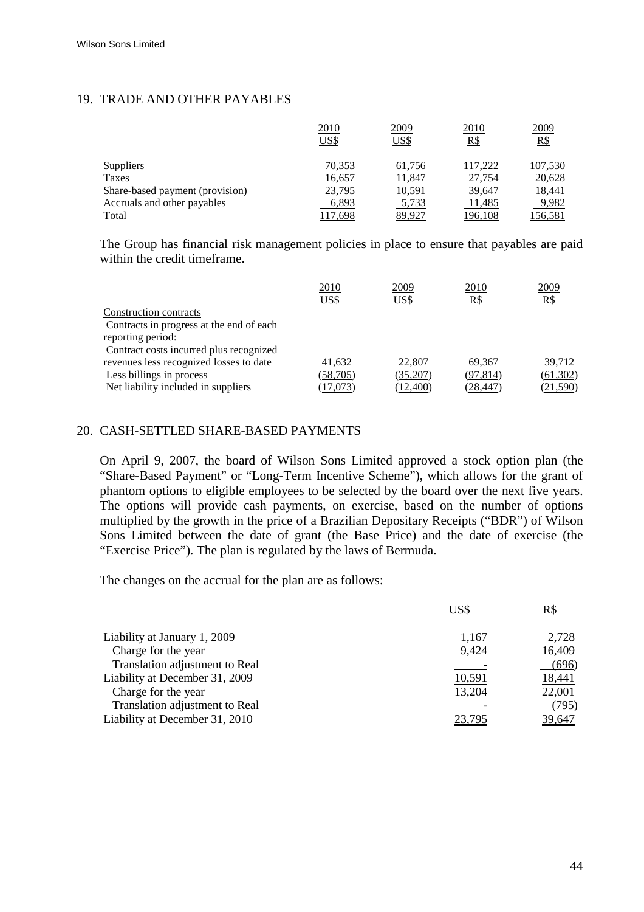## 19. TRADE AND OTHER PAYABLES

| | 2010 US$ | 2009 US$ | 2010 R$ | 2009 R$ |
|---|---|---|---|---|
| Suppliers | 70,353 | 61,756 | 117,222 | 107,530 |
| Taxes | 16,657 | 11,847 | 27,754 | 20,628 |
| Share-based payment (provision) | 23,795 | 10,591 | 39,647 | 18,441 |
| Accruals and other payables | 6,893 | 5,733 | 11,485 | 9,982 |
| Total | 117,698 | 89,927 | 196,108 | 156,581 |

The Group has financial risk management policies in place to ensure that payables are paid within the credit timeframe.

| | 2010 US$ | 2009 US$ | 2010 R$ | 2009 R$ |
|---|---|---|---|---|
| Construction contracts | | | | |
| Contracts in progress at the end of each reporting period: | | | | |
| Contract costs incurred plus recognized revenues less recognized losses to date | 41,632 | 22,807 | 69,367 | 39,712 |
| Less billings in process | (58,705) | (35,207) | (97,814) | (61,302) |
| Net liability included in suppliers | (17,073) | (12,400) | (28,447) | (21,590) |

## 20. CASH-SETTLED SHARE-BASED PAYMENTS

On April 9, 2007, the board of Wilson Sons Limited approved a stock option plan (the "Share-Based Payment" or "Long-Term Incentive Scheme"), which allows for the grant of phantom options to eligible employees to be selected by the board over the next five years. The options will provide cash payments, on exercise, based on the number of options multiplied by the growth in the price of a Brazilian Depositary Receipts ("BDR") of Wilson Sons Limited between the date of grant (the Base Price) and the date of exercise (the "Exercise Price"). The plan is regulated by the laws of Bermuda.

The changes on the accrual for the plan are as follows:

| | US$ | R$ |
|---|---|---|
| Liability at January 1, 2009 | 1,167 | 2,728 |
| Charge for the year | 9,424 | 16,409 |
| Translation adjustment to Real | - | (696) |
| Liability at December 31, 2009 | 10,591 | 18,441 |
| Charge for the year | 13,204 | 22,001 |
| Translation adjustment to Real | - | (795) |
| Liability at December 31, 2010 | 23,795 | 39,647 |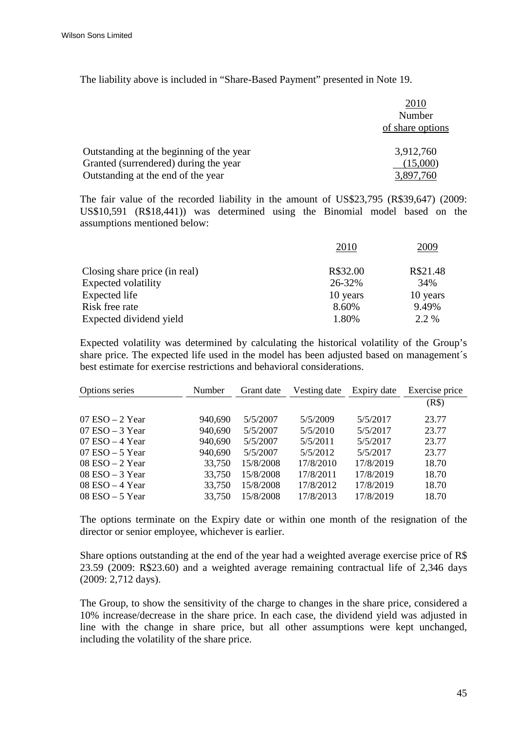The liability above is included in "Share-Based Payment" presented in Note 19.

| | 2010 Number of share options |
|---|---|
| Outstanding at the beginning of the year | 3,912,760 |
| Granted (surrendered) during the year | (15,000) |
| Outstanding at the end of the year | 3,897,760 |

The fair value of the recorded liability in the amount of US$23,795 (R$39,647) (2009: US$10,591 (R$18,441)) was determined using the Binomial model based on the assumptions mentioned below:

| | 2010 | 2009 |
|---|---|---|
| Closing share price (in real) | R$32.00 | R$21.48 |
| Expected volatility | 26-32% | 34% |
| Expected life | 10 years | 10 years |
| Risk free rate | 8.60% | 9.49% |
| Expected dividend yield | 1.80% | 2.2 % |

Expected volatility was determined by calculating the historical volatility of the Group's share price. The expected life used in the model has been adjusted based on management´s best estimate for exercise restrictions and behavioral considerations.

| Options series | Number | Grant date | Vesting date | Expiry date | Exercise price (R$) |
|---|---|---|---|---|---|
| 07 ESO – 2 Year | 940,690 | 5/5/2007 | 5/5/2009 | 5/5/2017 | 23.77 |
| 07 ESO – 3 Year | 940,690 | 5/5/2007 | 5/5/2010 | 5/5/2017 | 23.77 |
| 07 ESO – 4 Year | 940,690 | 5/5/2007 | 5/5/2011 | 5/5/2017 | 23.77 |
| 07 ESO – 5 Year | 940,690 | 5/5/2007 | 5/5/2012 | 5/5/2017 | 23.77 |
| 08 ESO – 2 Year | 33,750 | 15/8/2008 | 17/8/2010 | 17/8/2019 | 18.70 |
| 08 ESO – 3 Year | 33,750 | 15/8/2008 | 17/8/2011 | 17/8/2019 | 18.70 |
| 08 ESO – 4 Year | 33,750 | 15/8/2008 | 17/8/2012 | 17/8/2019 | 18.70 |
| 08 ESO – 5 Year | 33,750 | 15/8/2008 | 17/8/2013 | 17/8/2019 | 18.70 |

The options terminate on the Expiry date or within one month of the resignation of the director or senior employee, whichever is earlier.

Share options outstanding at the end of the year had a weighted average exercise price of R$ 23.59 (2009: R$23.60) and a weighted average remaining contractual life of 2,346 days (2009: 2,712 days).

The Group, to show the sensitivity of the charge to changes in the share price, considered a 10% increase/decrease in the share price. In each case, the dividend yield was adjusted in line with the change in share price, but all other assumptions were kept unchanged, including the volatility of the share price.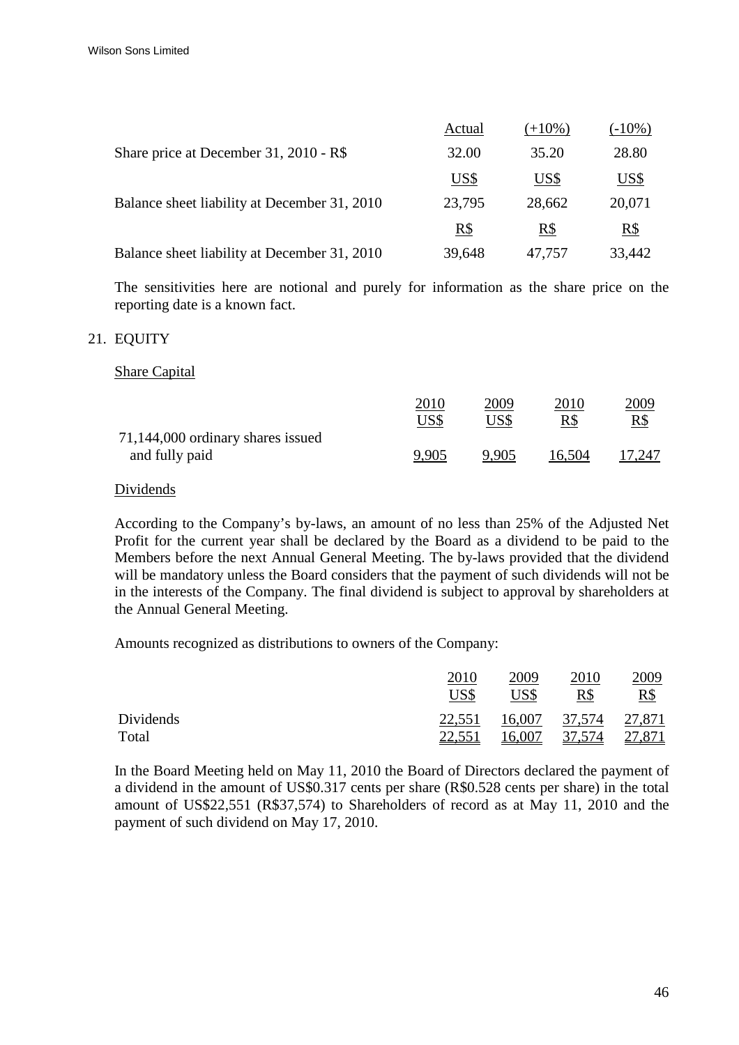| | Actual | (+10%) | (-10%) |
|---|---|---|---|
| Share price at December 31, 2010 - R$ | 32.00 | 35.20 | 28.80 |
| | US$ | US$ | US$ |
| Balance sheet liability at December 31, 2010 | 23,795 | 28,662 | 20,071 |
| | R$ | R$ | R$ |
| Balance sheet liability at December 31, 2010 | 39,648 | 47,757 | 33,442 |

The sensitivities here are notional and purely for information as the share price on the reporting date is a known fact.

## 21. EQUITY

### Share Capital

| | 2010 US$ | 2009 US$ | 2010 R$ | 2009 R$ |
|---|---|---|---|---|
| 71,144,000 ordinary shares issued and fully paid | 9,905 | 9,905 | 16,504 | 17,247 |

### Dividends

According to the Company's by-laws, an amount of no less than 25% of the Adjusted Net Profit for the current year shall be declared by the Board as a dividend to be paid to the Members before the next Annual General Meeting. The by-laws provided that the dividend will be mandatory unless the Board considers that the payment of such dividends will not be in the interests of the Company. The final dividend is subject to approval by shareholders at the Annual General Meeting.

Amounts recognized as distributions to owners of the Company:

| | 2010 US$ | 2009 US$ | 2010 R$ | 2009 R$ |
|---|---|---|---|---|
| Dividends | 22,551 | 16,007 | 37,574 | 27,871 |
| Total | 22,551 | 16,007 | 37,574 | 27,871 |

In the Board Meeting held on May 11, 2010 the Board of Directors declared the payment of a dividend in the amount of US$0.317 cents per share (R$0.528 cents per share) in the total amount of US$22,551 (R$37,574) to Shareholders of record as at May 11, 2010 and the payment of such dividend on May 17, 2010.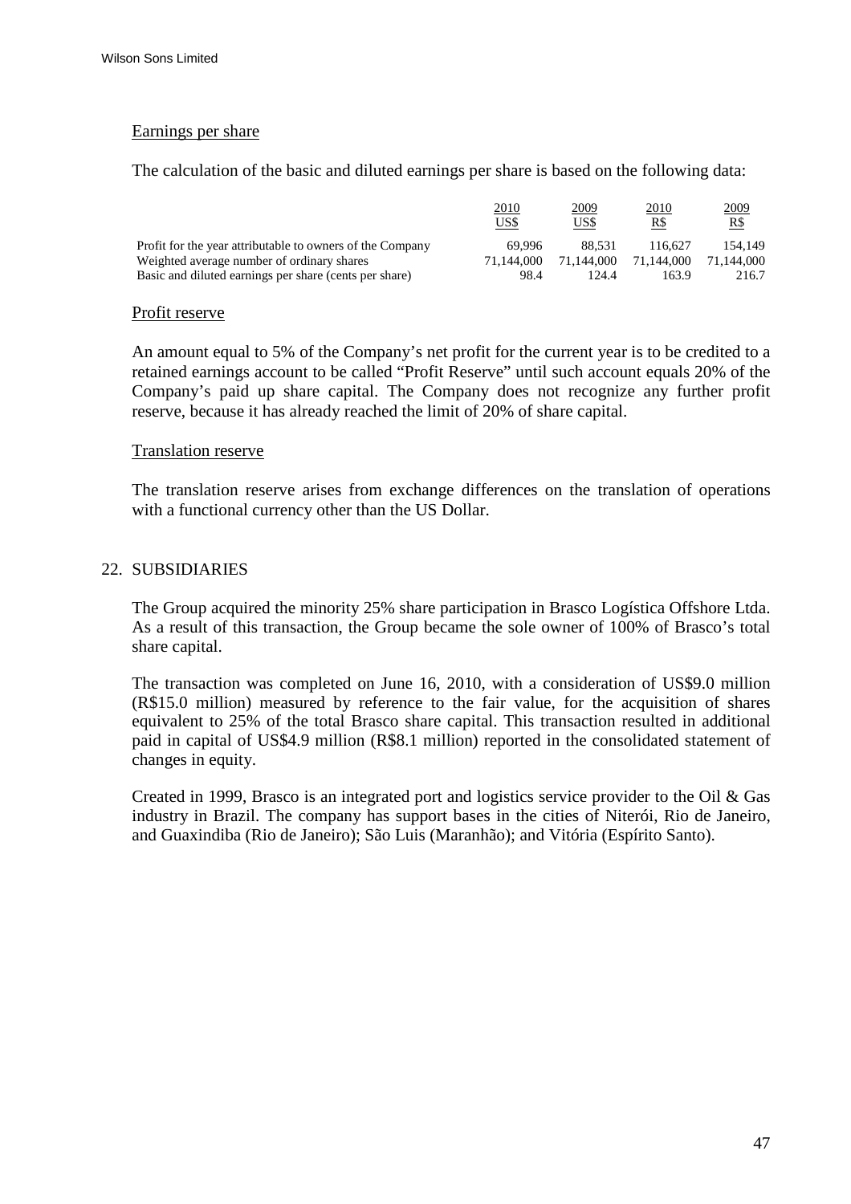Earnings per share

The calculation of the basic and diluted earnings per share is based on the following data:

| | 2010<br>US$ | 2009<br>US$ | 2010<br>R$ | 2009<br>R$ |
|---|---|---|---|---|
| Profit for the year attributable to owners of the Company | 69,996 | 88,531 | 116,627 | 154,149 |
| Weighted average number of ordinary shares | 71,144,000 | 71,144,000 | 71,144,000 | 71,144,000 |
| Basic and diluted earnings per share (cents per share) | 98.4 | 124.4 | 163.9 | 216.7 |

Profit reserve

An amount equal to 5% of the Company's net profit for the current year is to be credited to a retained earnings account to be called "Profit Reserve" until such account equals 20% of the Company's paid up share capital. The Company does not recognize any further profit reserve, because it has already reached the limit of 20% of share capital.

Translation reserve

The translation reserve arises from exchange differences on the translation of operations with a functional currency other than the US Dollar.

## 22. SUBSIDIARIES

The Group acquired the minority 25% share participation in Brasco Logística Offshore Ltda. As a result of this transaction, the Group became the sole owner of 100% of Brasco's total share capital.

The transaction was completed on June 16, 2010, with a consideration of US$9.0 million (R$15.0 million) measured by reference to the fair value, for the acquisition of shares equivalent to 25% of the total Brasco share capital. This transaction resulted in additional paid in capital of US$4.9 million (R$8.1 million) reported in the consolidated statement of changes in equity.

Created in 1999, Brasco is an integrated port and logistics service provider to the Oil & Gas industry in Brazil. The company has support bases in the cities of Niterói, Rio de Janeiro, and Guaxindiba (Rio de Janeiro); São Luis (Maranhão); and Vitória (Espírito Santo).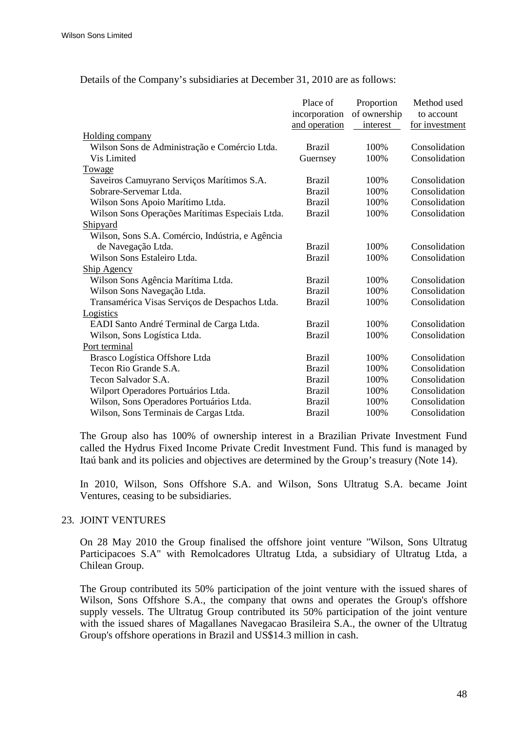Details of the Company's subsidiaries at December 31, 2010 are as follows:

| | Place of incorporation and operation | Proportion of ownership interest | Method used to account for investment |
|---|---|---|---|
| Holding company | | | |
| Wilson Sons de Administração e Comércio Ltda. | Brazil | 100% | Consolidation |
| Vis Limited | Guernsey | 100% | Consolidation |
| Towage | | | |
| Saveiros Camuyrano Serviços Marítimos S.A. | Brazil | 100% | Consolidation |
| Sobrare-Servemar Ltda. | Brazil | 100% | Consolidation |
| Wilson Sons Apoio Marítimo Ltda. | Brazil | 100% | Consolidation |
| Wilson Sons Operações Marítimas Especiais Ltda. | Brazil | 100% | Consolidation |
| Shipyard | | | |
| Wilson, Sons S.A. Comércio, Indústria, e Agência de Navegação Ltda. | Brazil | 100% | Consolidation |
| Wilson Sons Estaleiro Ltda. | Brazil | 100% | Consolidation |
| Ship Agency | | | |
| Wilson Sons Agência Marítima Ltda. | Brazil | 100% | Consolidation |
| Wilson Sons Navegação Ltda. | Brazil | 100% | Consolidation |
| Transamérica Visas Serviços de Despachos Ltda. | Brazil | 100% | Consolidation |
| Logistics | | | |
| EADI Santo André Terminal de Carga Ltda. | Brazil | 100% | Consolidation |
| Wilson, Sons Logística Ltda. | Brazil | 100% | Consolidation |
| Port terminal | | | |
| Brasco Logística Offshore Ltda | Brazil | 100% | Consolidation |
| Tecon Rio Grande S.A. | Brazil | 100% | Consolidation |
| Tecon Salvador S.A. | Brazil | 100% | Consolidation |
| Wilport Operadores Portuários Ltda. | Brazil | 100% | Consolidation |
| Wilson, Sons Operadores Portuários Ltda. | Brazil | 100% | Consolidation |
| Wilson, Sons Terminais de Cargas Ltda. | Brazil | 100% | Consolidation |

The Group also has 100% of ownership interest in a Brazilian Private Investment Fund called the Hydrus Fixed Income Private Credit Investment Fund. This fund is managed by Itaú bank and its policies and objectives are determined by the Group's treasury (Note 14).

In 2010, Wilson, Sons Offshore S.A. and Wilson, Sons Ultratug S.A. became Joint Ventures, ceasing to be subsidiaries.

## 23. JOINT VENTURES

On 28 May 2010 the Group finalised the offshore joint venture "Wilson, Sons Ultratug Participacoes S.A" with Remolcadores Ultratug Ltda, a subsidiary of Ultratug Ltda, a Chilean Group.

The Group contributed its 50% participation of the joint venture with the issued shares of Wilson, Sons Offshore S.A., the company that owns and operates the Group's offshore supply vessels. The Ultratug Group contributed its 50% participation of the joint venture with the issued shares of Magallanes Navegacao Brasileira S.A., the owner of the Ultratug Group's offshore operations in Brazil and US$14.3 million in cash.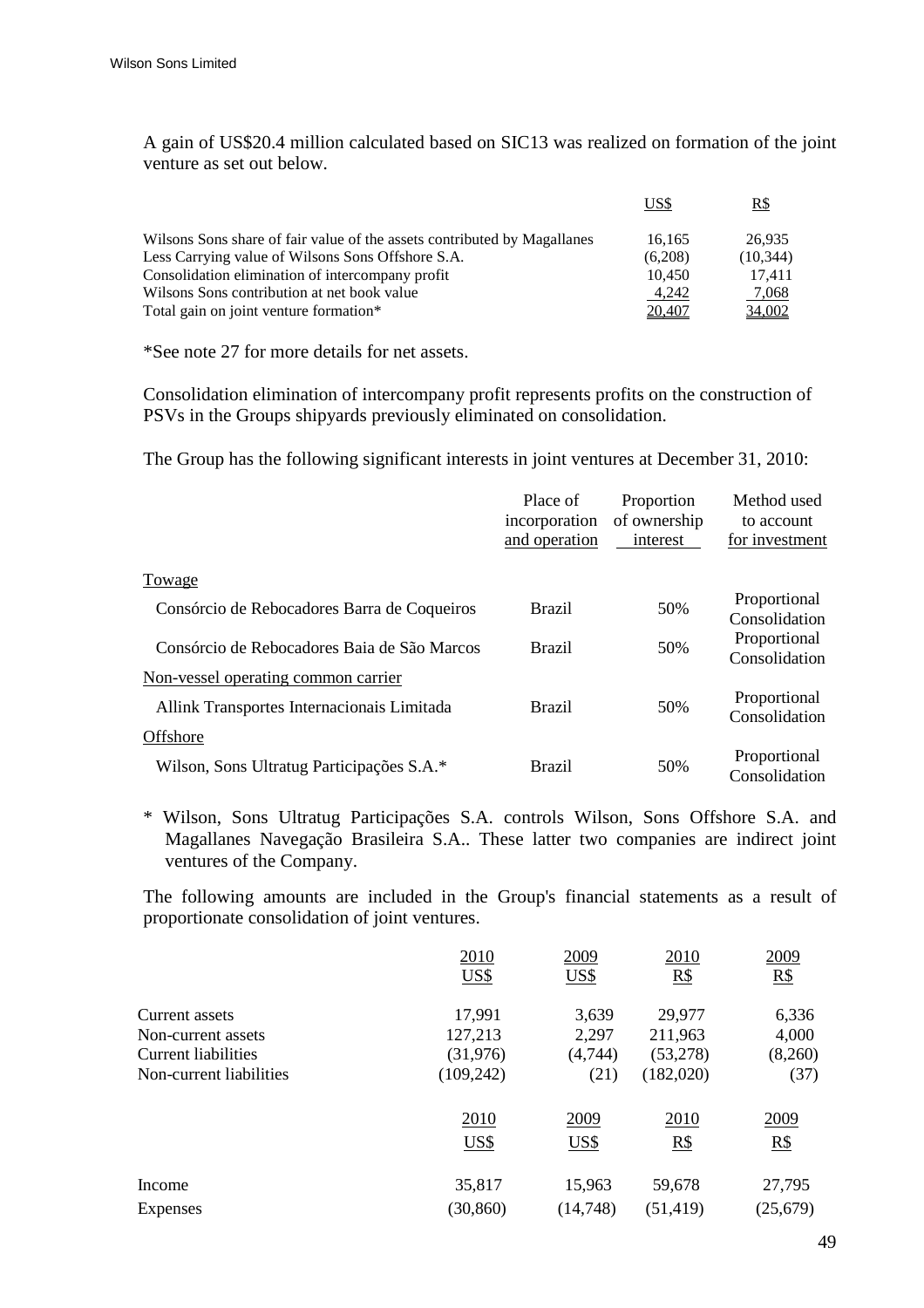A gain of US$20.4 million calculated based on SIC13 was realized on formation of the joint venture as set out below.

| | US$ | R$ |
|---|---|---|
| Wilsons Sons share of fair value of the assets contributed by Magallanes | 16,165 | 26,935 |
| Less Carrying value of Wilsons Sons Offshore S.A. | (6,208) | (10,344) |
| Consolidation elimination of intercompany profit | 10,450 | 17,411 |
| Wilsons Sons contribution at net book value | 4,242 | 7,068 |
| Total gain on joint venture formation* | 20,407 | 34,002 |

*See note 27 for more details for net assets.

Consolidation elimination of intercompany profit represents profits on the construction of PSVs in the Groups shipyards previously eliminated on consolidation.

The Group has the following significant interests in joint ventures at December 31, 2010:

| | Place of incorporation and operation | Proportion of ownership interest | Method used to account for investment |
|---|---|---|---|
| Towage | | | |
| Consórcio de Rebocadores Barra de Coqueiros | Brazil | 50% | Proportional Consolidation |
| Consórcio de Rebocadores Baia de São Marcos | Brazil | 50% | Proportional Consolidation |
| Non-vessel operating common carrier | | | |
| Allink Transportes Internacionais Limitada | Brazil | 50% | Proportional Consolidation |
| Offshore | | | |
| Wilson, Sons Ultratug Participações S.A.* | Brazil | 50% | Proportional Consolidation |

\* Wilson, Sons Ultratug Participações S.A. controls Wilson, Sons Offshore S.A. and Magallanes Navegação Brasileira S.A.. These latter two companies are indirect joint ventures of the Company.

The following amounts are included in the Group's financial statements as a result of proportionate consolidation of joint ventures.

| | 2010 US$ | 2009 US$ | 2010 R$ | 2009 R$ |
|---|---|---|---|---|
| Current assets | 17,991 | 3,639 | 29,977 | 6,336 |
| Non-current assets | 127,213 | 2,297 | 211,963 | 4,000 |
| Current liabilities | (31,976) | (4,744) | (53,278) | (8,260) |
| Non-current liabilities | (109,242) | (21) | (182,020) | (37) |

| | 2010 US$ | 2009 US$ | 2010 R$ | 2009 R$ |
|---|---|---|---|---|
| Income | 35,817 | 15,963 | 59,678 | 27,795 |
| Expenses | (30,860) | (14,748) | (51,419) | (25,679) |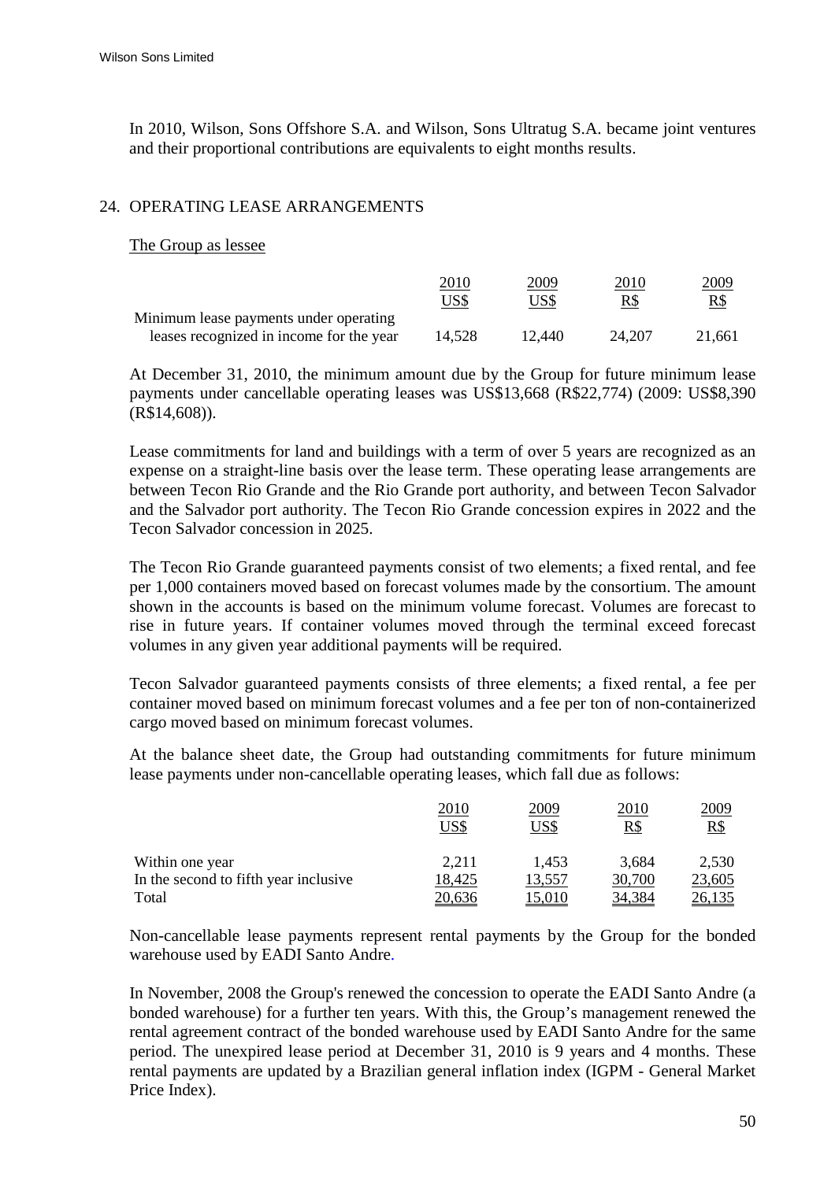In 2010, Wilson, Sons Offshore S.A. and Wilson, Sons Ultratug S.A. became joint ventures and their proportional contributions are equivalents to eight months results.

## 24. OPERATING LEASE ARRANGEMENTS

The Group as lessee

| | 2010 US$ | 2009 US$ | 2010 R$ | 2009 R$ |
|---|---|---|---|---|
| Minimum lease payments under operating leases recognized in income for the year | 14,528 | 12,440 | 24,207 | 21,661 |

At December 31, 2010, the minimum amount due by the Group for future minimum lease payments under cancellable operating leases was US$13,668 (R$22,774) (2009: US$8,390 (R$14,608)).

Lease commitments for land and buildings with a term of over 5 years are recognized as an expense on a straight-line basis over the lease term. These operating lease arrangements are between Tecon Rio Grande and the Rio Grande port authority, and between Tecon Salvador and the Salvador port authority. The Tecon Rio Grande concession expires in 2022 and the Tecon Salvador concession in 2025.

The Tecon Rio Grande guaranteed payments consist of two elements; a fixed rental, and fee per 1,000 containers moved based on forecast volumes made by the consortium. The amount shown in the accounts is based on the minimum volume forecast. Volumes are forecast to rise in future years. If container volumes moved through the terminal exceed forecast volumes in any given year additional payments will be required.

Tecon Salvador guaranteed payments consists of three elements; a fixed rental, a fee per container moved based on minimum forecast volumes and a fee per ton of non-containerized cargo moved based on minimum forecast volumes.

At the balance sheet date, the Group had outstanding commitments for future minimum lease payments under non-cancellable operating leases, which fall due as follows:

| | 2010 US$ | 2009 US$ | 2010 R$ | 2009 R$ |
|---|---|---|---|---|
| Within one year | 2,211 | 1,453 | 3,684 | 2,530 |
| In the second to fifth year inclusive | 18,425 | 13,557 | 30,700 | 23,605 |
| Total | 20,636 | 15,010 | 34,384 | 26,135 |

Non-cancellable lease payments represent rental payments by the Group for the bonded warehouse used by EADI Santo Andre.

In November, 2008 the Group's renewed the concession to operate the EADI Santo Andre (a bonded warehouse) for a further ten years. With this, the Group's management renewed the rental agreement contract of the bonded warehouse used by EADI Santo Andre for the same period. The unexpired lease period at December 31, 2010 is 9 years and 4 months. These rental payments are updated by a Brazilian general inflation index (IGPM - General Market Price Index).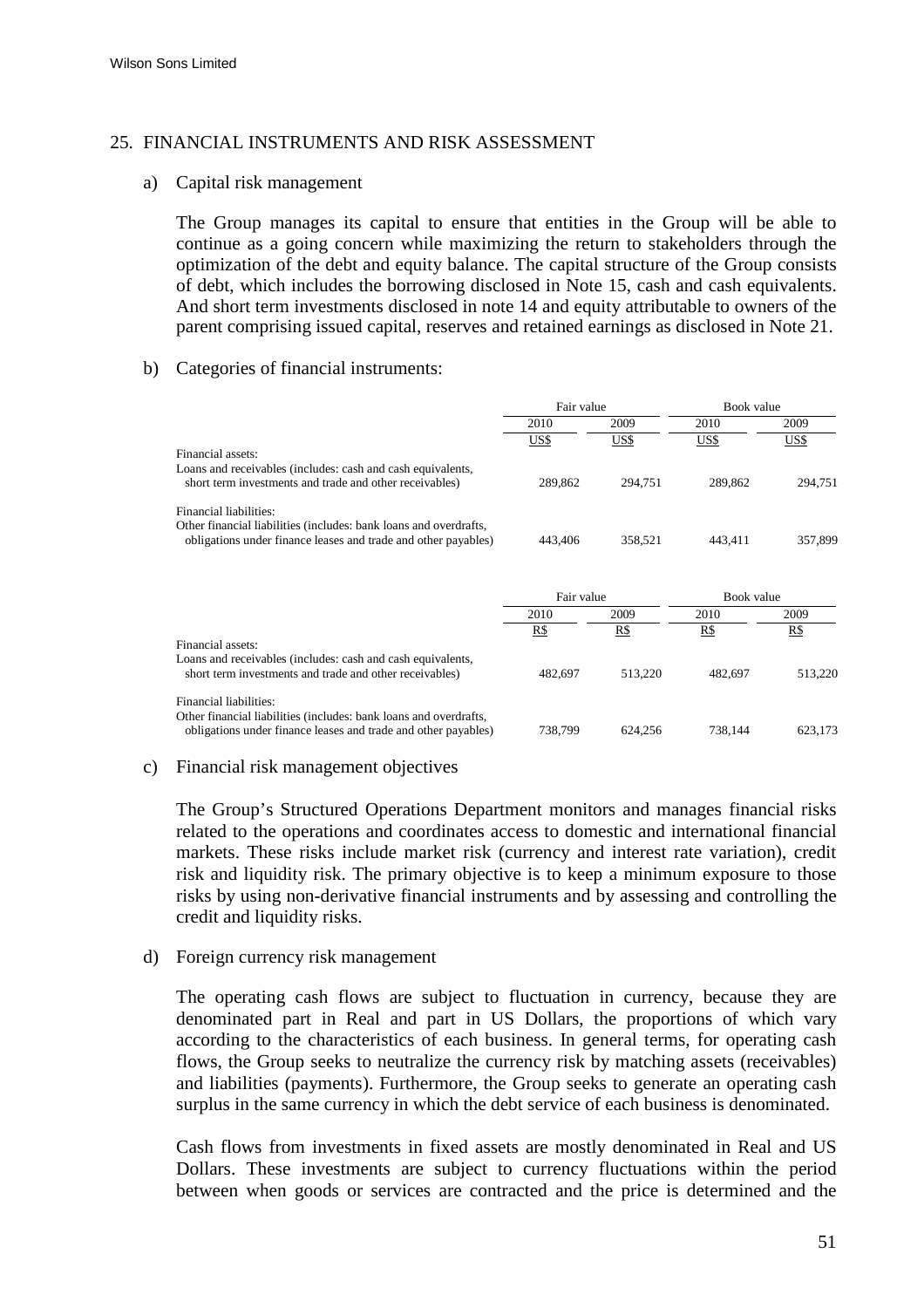## 25. FINANCIAL INSTRUMENTS AND RISK ASSESSMENT

a) Capital risk management

The Group manages its capital to ensure that entities in the Group will be able to continue as a going concern while maximizing the return to stakeholders through the optimization of the debt and equity balance. The capital structure of the Group consists of debt, which includes the borrowing disclosed in Note 15, cash and cash equivalents. And short term investments disclosed in note 14 and equity attributable to owners of the parent comprising issued capital, reserves and retained earnings as disclosed in Note 21.

b) Categories of financial instruments:

| | Fair value | | Book value | |
|---|---|---|---|---|
| | 2010 | 2009 | 2010 | 2009 |
| | US$ | US$ | US$ | US$ |
| Financial assets: | | | | |
| Loans and receivables (includes: cash and cash equivalents, short term investments and trade and other receivables) | 289,862 | 294,751 | 289,862 | 294,751 |
| Financial liabilities: | | | | |
| Other financial liabilities (includes: bank loans and overdrafts, obligations under finance leases and trade and other payables) | 443,406 | 358,521 | 443,411 | 357,899 |

| | Fair value | | Book value | |
|---|---|---|---|---|
| | 2010 | 2009 | 2010 | 2009 |
| | R$ | R$ | R$ | R$ |
| Financial assets: | | | | |
| Loans and receivables (includes: cash and cash equivalents, short term investments and trade and other receivables) | 482,697 | 513,220 | 482,697 | 513,220 |
| Financial liabilities: | | | | |
| Other financial liabilities (includes: bank loans and overdrafts, obligations under finance leases and trade and other payables) | 738,799 | 624,256 | 738,144 | 623,173 |

c) Financial risk management objectives

The Group's Structured Operations Department monitors and manages financial risks related to the operations and coordinates access to domestic and international financial markets. These risks include market risk (currency and interest rate variation), credit risk and liquidity risk. The primary objective is to keep a minimum exposure to those risks by using non-derivative financial instruments and by assessing and controlling the credit and liquidity risks.

d) Foreign currency risk management

The operating cash flows are subject to fluctuation in currency, because they are denominated part in Real and part in US Dollars, the proportions of which vary according to the characteristics of each business. In general terms, for operating cash flows, the Group seeks to neutralize the currency risk by matching assets (receivables) and liabilities (payments). Furthermore, the Group seeks to generate an operating cash surplus in the same currency in which the debt service of each business is denominated.

Cash flows from investments in fixed assets are mostly denominated in Real and US Dollars. These investments are subject to currency fluctuations within the period between when goods or services are contracted and the price is determined and the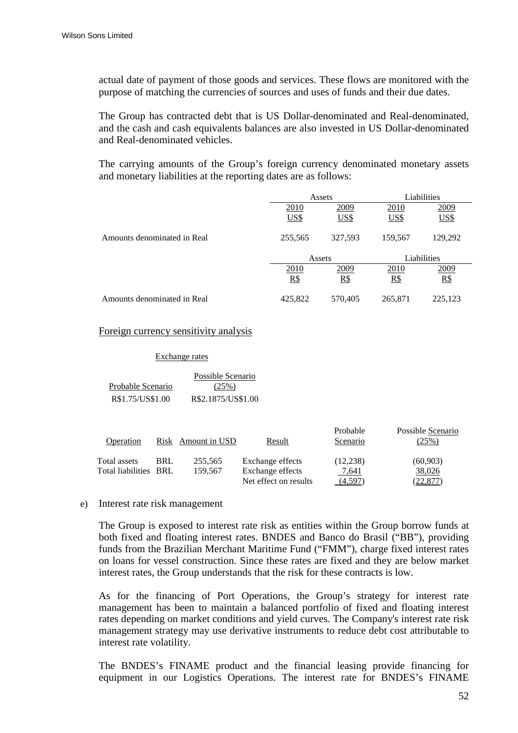actual date of payment of those goods and services. These flows are monitored with the purpose of matching the currencies of sources and uses of funds and their due dates.

The Group has contracted debt that is US Dollar-denominated and Real-denominated, and the cash and cash equivalents balances are also invested in US Dollar-denominated and Real-denominated vehicles.

The carrying amounts of the Group's foreign currency denominated monetary assets and monetary liabilities at the reporting dates are as follows:

| | Assets | | Liabilities | |
|---|---|---|---|---|
| | 2010 US$ | 2009 US$ | 2010 US$ | 2009 US$ |
| Amounts denominated in Real | 255,565 | 327,593 | 159,567 | 129,292 |

| | Assets | | Liabilities | |
|---|---|---|---|---|
| | 2010 R$ | 2009 R$ | 2010 R$ | 2009 R$ |
| Amounts denominated in Real | 425,822 | 570,405 | 265,871 | 225,123 |

Foreign currency sensitivity analysis

Exchange rates

| Probable Scenario | Possible Scenario (25%) |
|---|---|
| R$1.75/US$1.00 | R$2.1875/US$1.00 |

| Operation | Risk | Amount in USD | Result | Probable Scenario | Possible Scenario (25%) |
|---|---|---|---|---|---|
| Total assets | BRL | 255,565 | Exchange effects | (12,238) | (60,903) |
| Total liabilities | BRL | 159,567 | Exchange effects | 7,641 | 38,026 |
| | | | Net effect on results | (4,597) | (22,877) |

e) Interest rate risk management

The Group is exposed to interest rate risk as entities within the Group borrow funds at both fixed and floating interest rates. BNDES and Banco do Brasil ("BB"), providing funds from the Brazilian Merchant Maritime Fund ("FMM"), charge fixed interest rates on loans for vessel construction. Since these rates are fixed and they are below market interest rates, the Group understands that the risk for these contracts is low.

As for the financing of Port Operations, the Group's strategy for interest rate management has been to maintain a balanced portfolio of fixed and floating interest rates depending on market conditions and yield curves. The Company's interest rate risk management strategy may use derivative instruments to reduce debt cost attributable to interest rate volatility.

The BNDES's FINAME product and the financial leasing provide financing for equipment in our Logistics Operations. The interest rate for BNDES's FINAME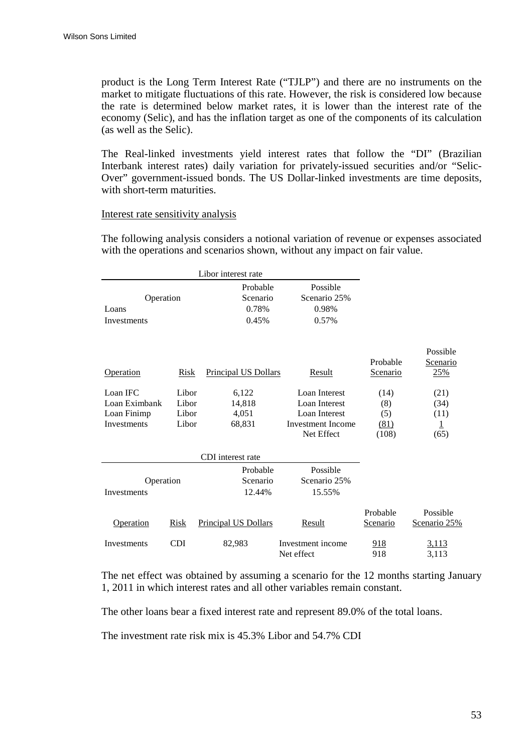product is the Long Term Interest Rate ("TJLP") and there are no instruments on the market to mitigate fluctuations of this rate. However, the risk is considered low because the rate is determined below market rates, it is lower than the interest rate of the economy (Selic), and has the inflation target as one of the components of its calculation (as well as the Selic).

The Real-linked investments yield interest rates that follow the "DI" (Brazilian Interbank interest rates) daily variation for privately-issued securities and/or "Selic-Over" government-issued bonds. The US Dollar-linked investments are time deposits, with short-term maturities.

Interest rate sensitivity analysis

The following analysis considers a notional variation of revenue or expenses associated with the operations and scenarios shown, without any impact on fair value.

| Libor interest rate | | |
|---|---|---|
| Operation | Probable Scenario | Possible Scenario 25% |
| Loans | 0.78% | 0.98% |
| Investments | 0.45% | 0.57% |

| Operation | Risk | Principal US Dollars | Result | Probable Scenario | Possible Scenario 25% |
|---|---|---|---|---|---|
| Loan IFC | Libor | 6,122 | Loan Interest | (14) | (21) |
| Loan Eximbank | Libor | 14,818 | Loan Interest | (8) | (34) |
| Loan Finimp | Libor | 4,051 | Loan Interest | (5) | (11) |
| Investments | Libor | 68,831 | Investment Income | (81) | 1 |
| | | | Net Effect | (108) | (65) |

| CDI interest rate | | |
|---|---|---|
| Operation | Probable Scenario | Possible Scenario 25% |
| Investments | 12.44% | 15.55% |

| Operation | Risk | Principal US Dollars | Result | Probable Scenario | Possible Scenario 25% |
|---|---|---|---|---|---|
| Investments | CDI | 82,983 | Investment income | 918 | 3,113 |
| | | | Net effect | 918 | 3,113 |

The net effect was obtained by assuming a scenario for the 12 months starting January 1, 2011 in which interest rates and all other variables remain constant.

The other loans bear a fixed interest rate and represent 89.0% of the total loans.

The investment rate risk mix is 45.3% Libor and 54.7% CDI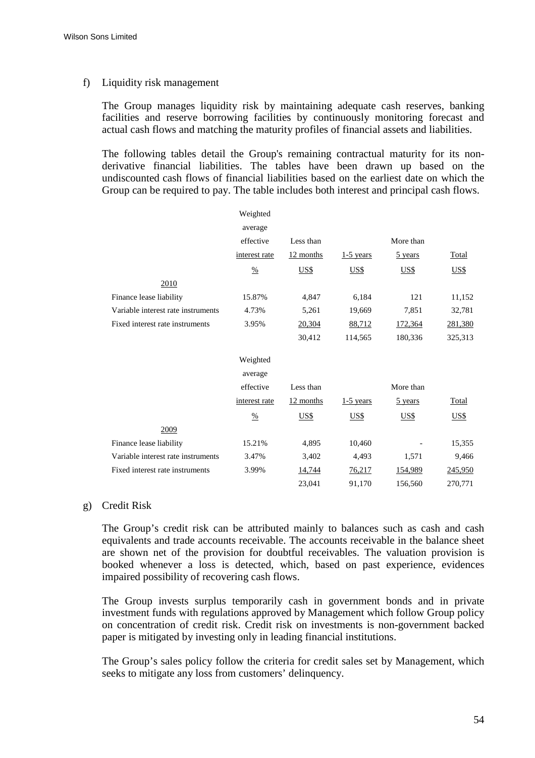f) Liquidity risk management

The Group manages liquidity risk by maintaining adequate cash reserves, banking facilities and reserve borrowing facilities by continuously monitoring forecast and actual cash flows and matching the maturity profiles of financial assets and liabilities.

The following tables detail the Group's remaining contractual maturity for its non-derivative financial liabilities. The tables have been drawn up based on the undiscounted cash flows of financial liabilities based on the earliest date on which the Group can be required to pay. The table includes both interest and principal cash flows.

| | Weighted average effective interest rate | Less than 12 months | 1-5 years | More than 5 years | Total |
|---|---|---|---|---|---|
| | % | US$ | US$ | US$ | US$ |
| 2010 | | | | | |
| Finance lease liability | 15.87% | 4,847 | 6,184 | 121 | 11,152 |
| Variable interest rate instruments | 4.73% | 5,261 | 19,669 | 7,851 | 32,781 |
| Fixed interest rate instruments | 3.95% | 20,304 | 88,712 | 172,364 | 281,380 |
| | | 30,412 | 114,565 | 180,336 | 325,313 |

| | Weighted average effective interest rate | Less than 12 months | 1-5 years | More than 5 years | Total |
|---|---|---|---|---|---|
| | % | US$ | US$ | US$ | US$ |
| 2009 | | | | | |
| Finance lease liability | 15.21% | 4,895 | 10,460 | - | 15,355 |
| Variable interest rate instruments | 3.47% | 3,402 | 4,493 | 1,571 | 9,466 |
| Fixed interest rate instruments | 3.99% | 14,744 | 76,217 | 154,989 | 245,950 |
| | | 23,041 | 91,170 | 156,560 | 270,771 |

g) Credit Risk

The Group's credit risk can be attributed mainly to balances such as cash and cash equivalents and trade accounts receivable. The accounts receivable in the balance sheet are shown net of the provision for doubtful receivables. The valuation provision is booked whenever a loss is detected, which, based on past experience, evidences impaired possibility of recovering cash flows.

The Group invests surplus temporarily cash in government bonds and in private investment funds with regulations approved by Management which follow Group policy on concentration of credit risk. Credit risk on investments is non-government backed paper is mitigated by investing only in leading financial institutions.

The Group's sales policy follow the criteria for credit sales set by Management, which seeks to mitigate any loss from customers' delinquency.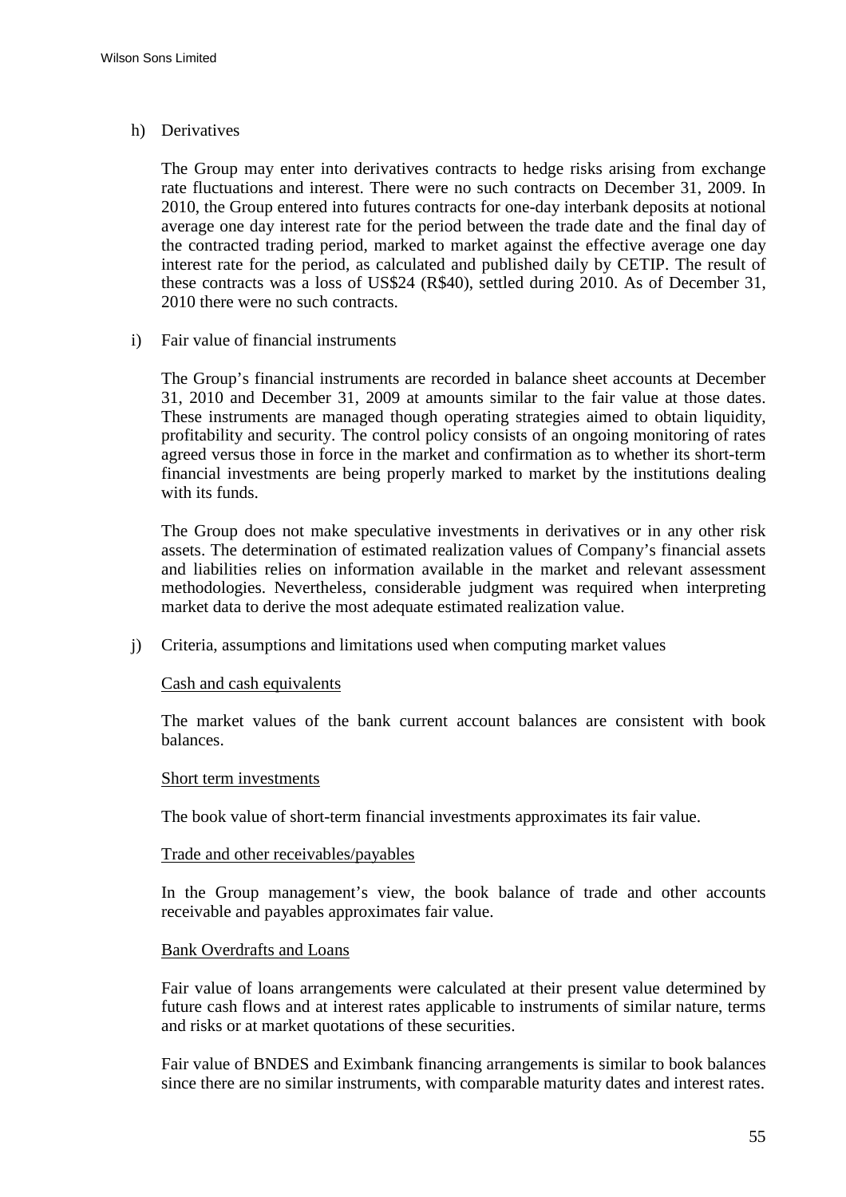h) Derivatives

The Group may enter into derivatives contracts to hedge risks arising from exchange rate fluctuations and interest. There were no such contracts on December 31, 2009. In 2010, the Group entered into futures contracts for one-day interbank deposits at notional average one day interest rate for the period between the trade date and the final day of the contracted trading period, marked to market against the effective average one day interest rate for the period, as calculated and published daily by CETIP. The result of these contracts was a loss of US$24 (R$40), settled during 2010. As of December 31, 2010 there were no such contracts.

i) Fair value of financial instruments

The Group's financial instruments are recorded in balance sheet accounts at December 31, 2010 and December 31, 2009 at amounts similar to the fair value at those dates. These instruments are managed though operating strategies aimed to obtain liquidity, profitability and security. The control policy consists of an ongoing monitoring of rates agreed versus those in force in the market and confirmation as to whether its short-term financial investments are being properly marked to market by the institutions dealing with its funds.

The Group does not make speculative investments in derivatives or in any other risk assets. The determination of estimated realization values of Company's financial assets and liabilities relies on information available in the market and relevant assessment methodologies. Nevertheless, considerable judgment was required when interpreting market data to derive the most adequate estimated realization value.

j) Criteria, assumptions and limitations used when computing market values

Cash and cash equivalents

The market values of the bank current account balances are consistent with book balances.

Short term investments

The book value of short-term financial investments approximates its fair value.

Trade and other receivables/payables

In the Group management's view, the book balance of trade and other accounts receivable and payables approximates fair value.

Bank Overdrafts and Loans

Fair value of loans arrangements were calculated at their present value determined by future cash flows and at interest rates applicable to instruments of similar nature, terms and risks or at market quotations of these securities.

Fair value of BNDES and Eximbank financing arrangements is similar to book balances since there are no similar instruments, with comparable maturity dates and interest rates.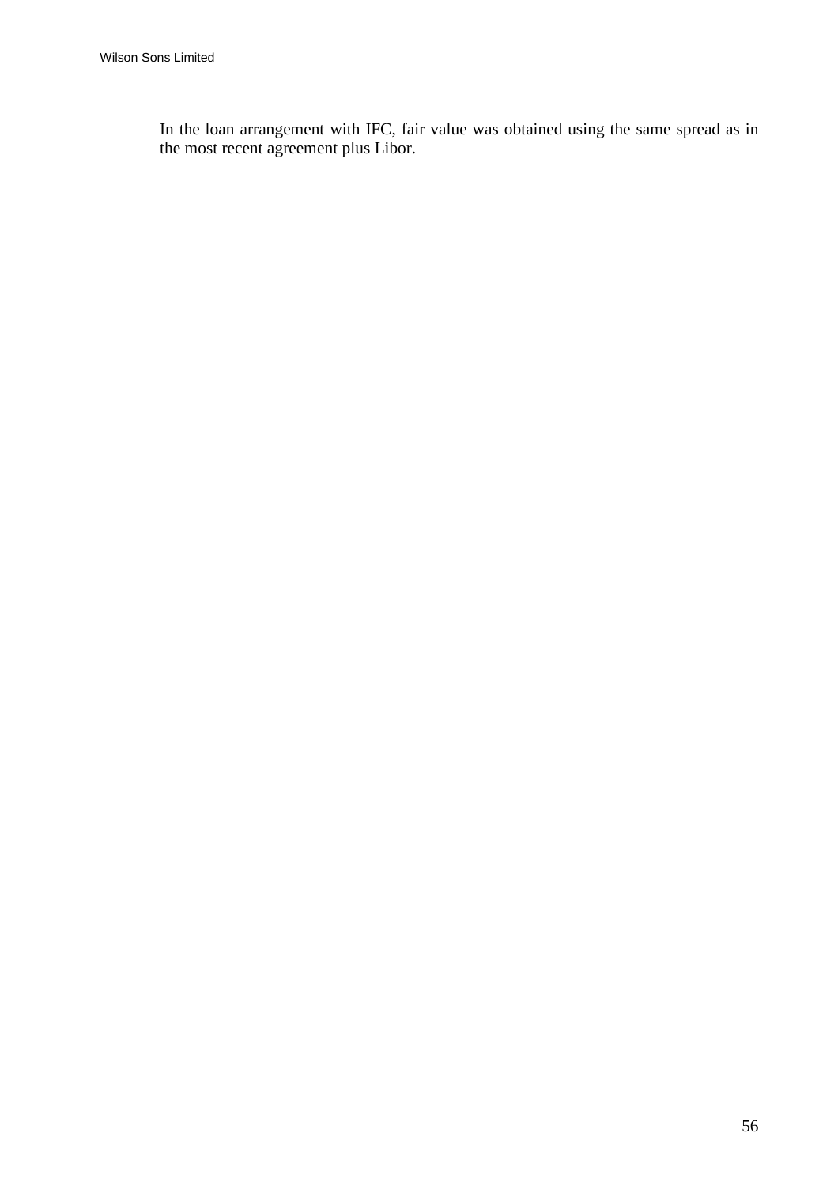In the loan arrangement with IFC, fair value was obtained using the same spread as in the most recent agreement plus Libor.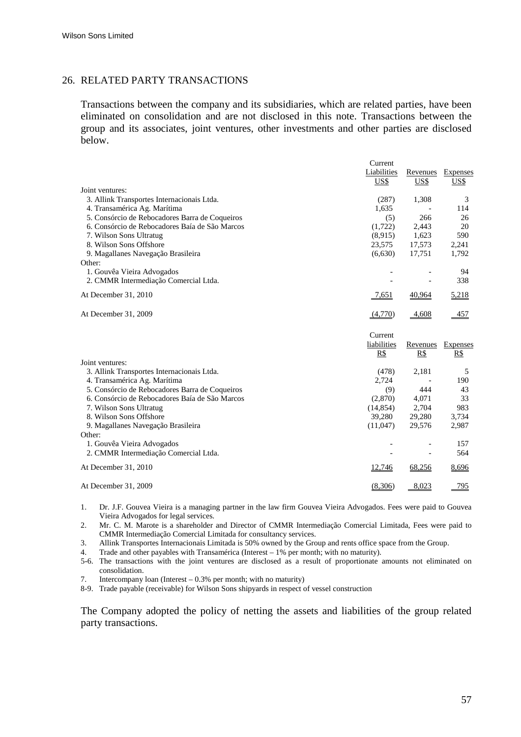## 26. RELATED PARTY TRANSACTIONS

Transactions between the company and its subsidiaries, which are related parties, have been eliminated on consolidation and are not disclosed in this note. Transactions between the group and its associates, joint ventures, other investments and other parties are disclosed below.

| | Current Liabilities US$ | Revenues US$ | Expenses US$ |
|---|---|---|---|
| Joint ventures: | | | |
| 3. Allink Transportes Internacionais Ltda. | (287) | 1,308 | 3 |
| 4. Transamérica Ag. Marítima | 1,635 | - | 114 |
| 5. Consórcio de Rebocadores Barra de Coqueiros | (5) | 266 | 26 |
| 6. Consórcio de Rebocadores Baía de São Marcos | (1,722) | 2,443 | 20 |
| 7. Wilson Sons Ultratug | (8,915) | 1,623 | 590 |
| 8. Wilson Sons Offshore | 23,575 | 17,573 | 2,241 |
| 9. Magallanes Navegação Brasileira | (6,630) | 17,751 | 1,792 |
| Other: | | | |
| 1. Gouvêa Vieira Advogados | - | - | 94 |
| 2. CMMR Intermediação Comercial Ltda. | - | - | 338 |
| At December 31, 2010 | 7,651 | 40,964 | 5,218 |
| At December 31, 2009 | (4,770) | 4,608 | 457 |

| | Current liabilities R$ | Revenues R$ | Expenses R$ |
|---|---|---|---|
| Joint ventures: | | | |
| 3. Allink Transportes Internacionais Ltda. | (478) | 2,181 | 5 |
| 4. Transamérica Ag. Marítima | 2,724 | - | 190 |
| 5. Consórcio de Rebocadores Barra de Coqueiros | (9) | 444 | 43 |
| 6. Consórcio de Rebocadores Baía de São Marcos | (2,870) | 4,071 | 33 |
| 7. Wilson Sons Ultratug | (14,854) | 2,704 | 983 |
| 8. Wilson Sons Offshore | 39,280 | 29,280 | 3,734 |
| 9. Magallanes Navegação Brasileira | (11,047) | 29,576 | 2,987 |
| Other: | | | |
| 1. Gouvêa Vieira Advogados | - | - | 157 |
| 2. CMMR Intermediação Comercial Ltda. | - | - | 564 |
| At December 31, 2010 | 12,746 | 68,256 | 8,696 |
| At December 31, 2009 | (8,306) | 8,023 | 795 |

1. Dr. J.F. Gouvea Vieira is a managing partner in the law firm Gouvea Vieira Advogados. Fees were paid to Gouvea Vieira Advogados for legal services.
2. Mr. C. M. Marote is a shareholder and Director of CMMR Intermediação Comercial Limitada, Fees were paid to CMMR Intermediação Comercial Limitada for consultancy services.
3. Allink Transportes Internacionais Limitada is 50% owned by the Group and rents office space from the Group.
4. Trade and other payables with Transamérica (Interest – 1% per month; with no maturity).

5-6. The transactions with the joint ventures are disclosed as a result of proportionate amounts not eliminated on consolidation.

7. Intercompany loan (Interest – 0.3% per month; with no maturity)

8-9. Trade payable (receivable) for Wilson Sons shipyards in respect of vessel construction

The Company adopted the policy of netting the assets and liabilities of the group related party transactions.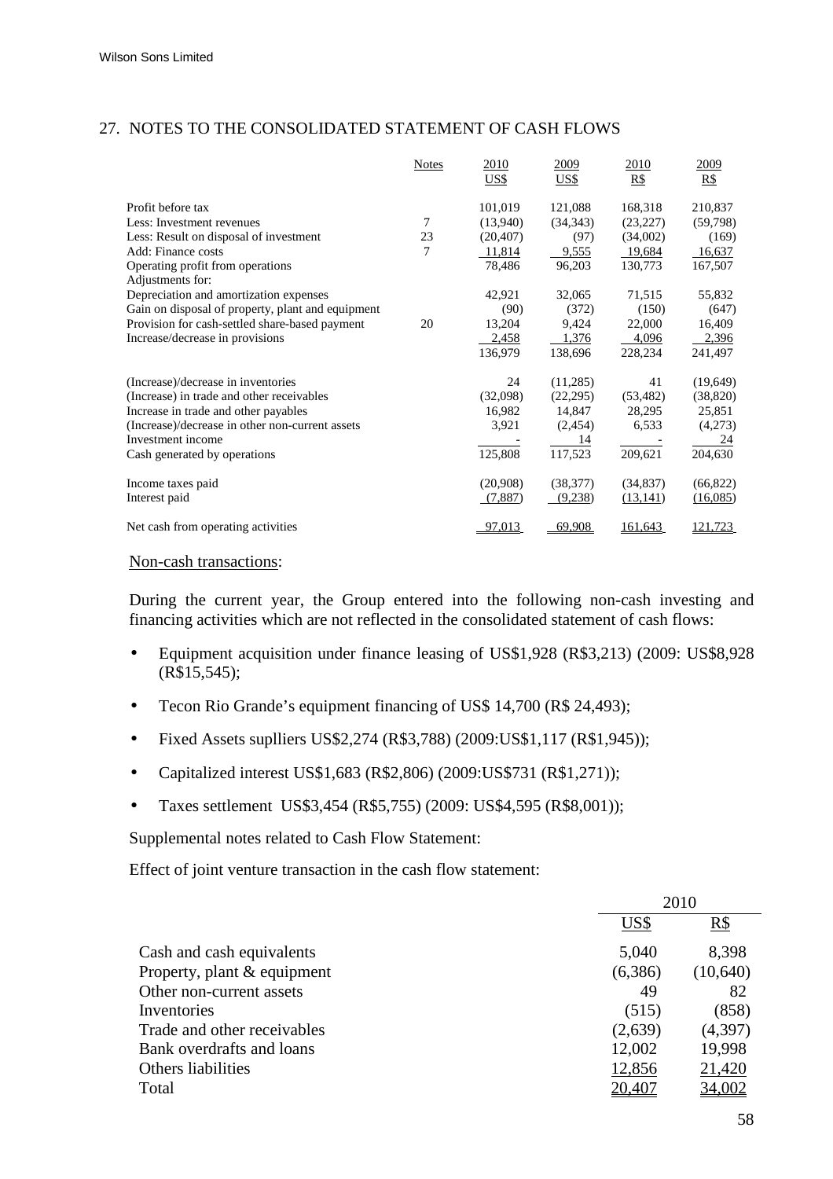## 27. NOTES TO THE CONSOLIDATED STATEMENT OF CASH FLOWS

| | Notes | 2010 US$ | 2009 US$ | 2010 R$ | 2009 R$ |
|---|---|---|---|---|---|
| Profit before tax | | 101,019 | 121,088 | 168,318 | 210,837 |
| Less: Investment revenues | 7 | (13,940) | (34,343) | (23,227) | (59,798) |
| Less: Result on disposal of investment | 23 | (20,407) | (97) | (34,002) | (169) |
| Add: Finance costs | 7 | 11,814 | 9,555 | 19,684 | 16,637 |
| Operating profit from operations | | 78,486 | 96,203 | 130,773 | 167,507 |
| Adjustments for: | | | | | |
| Depreciation and amortization expenses | | 42,921 | 32,065 | 71,515 | 55,832 |
| Gain on disposal of property, plant and equipment | | (90) | (372) | (150) | (647) |
| Provision for cash-settled share-based payment | 20 | 13,204 | 9,424 | 22,000 | 16,409 |
| Increase/decrease in provisions | | 2,458 | 1,376 | 4,096 | 2,396 |
| | | 136,979 | 138,696 | 228,234 | 241,497 |
| (Increase)/decrease in inventories | | 24 | (11,285) | 41 | (19,649) |
| (Increase) in trade and other receivables | | (32,098) | (22,295) | (53,482) | (38,820) |
| Increase in trade and other payables | | 16,982 | 14,847 | 28,295 | 25,851 |
| (Increase)/decrease in other non-current assets | | 3,921 | (2,454) | 6,533 | (4,273) |
| Investment income | | - | 14 | - | 24 |
| Cash generated by operations | | 125,808 | 117,523 | 209,621 | 204,630 |
| Income taxes paid | | (20,908) | (38,377) | (34,837) | (66,822) |
| Interest paid | | (7,887) | (9,238) | (13,141) | (16,085) |
| Net cash from operating activities | | 97,013 | 69,908 | 161,643 | 121,723 |

Non-cash transactions:

During the current year, the Group entered into the following non-cash investing and financing activities which are not reflected in the consolidated statement of cash flows:

- Equipment acquisition under finance leasing of US$1,928 (R$3,213) (2009: US$8,928 (R$15,545);
- Tecon Rio Grande's equipment financing of US$ 14,700 (R$ 24,493);
- Fixed Assets suplliers US$2,274 (R$3,788) (2009:US$1,117 (R$1,945));
- Capitalized interest US$1,683 (R$2,806) (2009:US$731 (R$1,271));
- Taxes settlement US$3,454 (R$5,755) (2009: US$4,595 (R$8,001));

Supplemental notes related to Cash Flow Statement:

Effect of joint venture transaction in the cash flow statement:

| | 2010 | |
|---|---|---|
| | US$ | R$ |
| Cash and cash equivalents | 5,040 | 8,398 |
| Property, plant & equipment | (6,386) | (10,640) |
| Other non-current assets | 49 | 82 |
| Inventories | (515) | (858) |
| Trade and other receivables | (2,639) | (4,397) |
| Bank overdrafts and loans | 12,002 | 19,998 |
| Others liabilities | 12,856 | 21,420 |
| Total | 20,407 | 34,002 |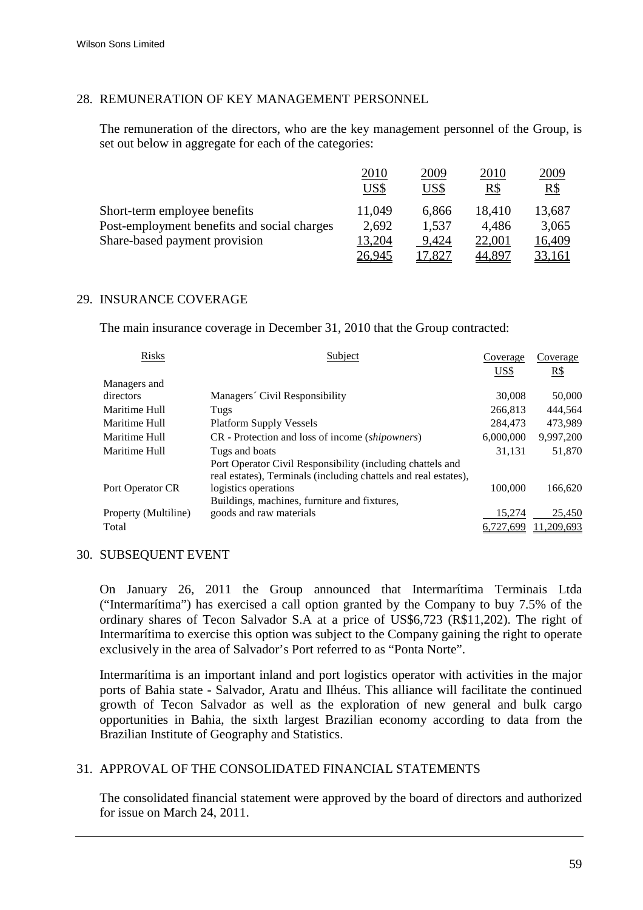## 28. REMUNERATION OF KEY MANAGEMENT PERSONNEL

The remuneration of the directors, who are the key management personnel of the Group, is set out below in aggregate for each of the categories:

| | 2010 US$ | 2009 US$ | 2010 R$ | 2009 R$ |
|---|---|---|---|---|
| Short-term employee benefits | 11,049 | 6,866 | 18,410 | 13,687 |
| Post-employment benefits and social charges | 2,692 | 1,537 | 4,486 | 3,065 |
| Share-based payment provision | 13,204 | 9,424 | 22,001 | 16,409 |
| | 26,945 | 17,827 | 44,897 | 33,161 |

## 29. INSURANCE COVERAGE

The main insurance coverage in December 31, 2010 that the Group contracted:

| Risks | Subject | Coverage US$ | Coverage R$ |
|---|---|---|---|
| Managers and directors | Managers´ Civil Responsibility | 30,008 | 50,000 |
| Maritime Hull | Tugs | 266,813 | 444,564 |
| Maritime Hull | Platform Supply Vessels | 284,473 | 473,989 |
| Maritime Hull | CR - Protection and loss of income (*shipowners*) | 6,000,000 | 9,997,200 |
| Maritime Hull | Tugs and boats | 31,131 | 51,870 |
| Port Operator CR | Port Operator Civil Responsibility (including chattels and real estates), Terminals (including chattels and real estates), logistics operations | 100,000 | 166,620 |
| Property (Multiline) | Buildings, machines, furniture and fixtures, goods and raw materials | 15,274 | 25,450 |
| Total | | 6,727,699 | 11,209,693 |

## 30. SUBSEQUENT EVENT

On January 26, 2011 the Group announced that Intermarítima Terminais Ltda ("Intermarítima") has exercised a call option granted by the Company to buy 7.5% of the ordinary shares of Tecon Salvador S.A at a price of US$6,723 (R$11,202). The right of Intermarítima to exercise this option was subject to the Company gaining the right to operate exclusively in the area of Salvador's Port referred to as "Ponta Norte".

Intermarítima is an important inland and port logistics operator with activities in the major ports of Bahia state - Salvador, Aratu and Ilhéus. This alliance will facilitate the continued growth of Tecon Salvador as well as the exploration of new general and bulk cargo opportunities in Bahia, the sixth largest Brazilian economy according to data from the Brazilian Institute of Geography and Statistics.

## 31. APPROVAL OF THE CONSOLIDATED FINANCIAL STATEMENTS

The consolidated financial statement were approved by the board of directors and authorized for issue on March 24, 2011.